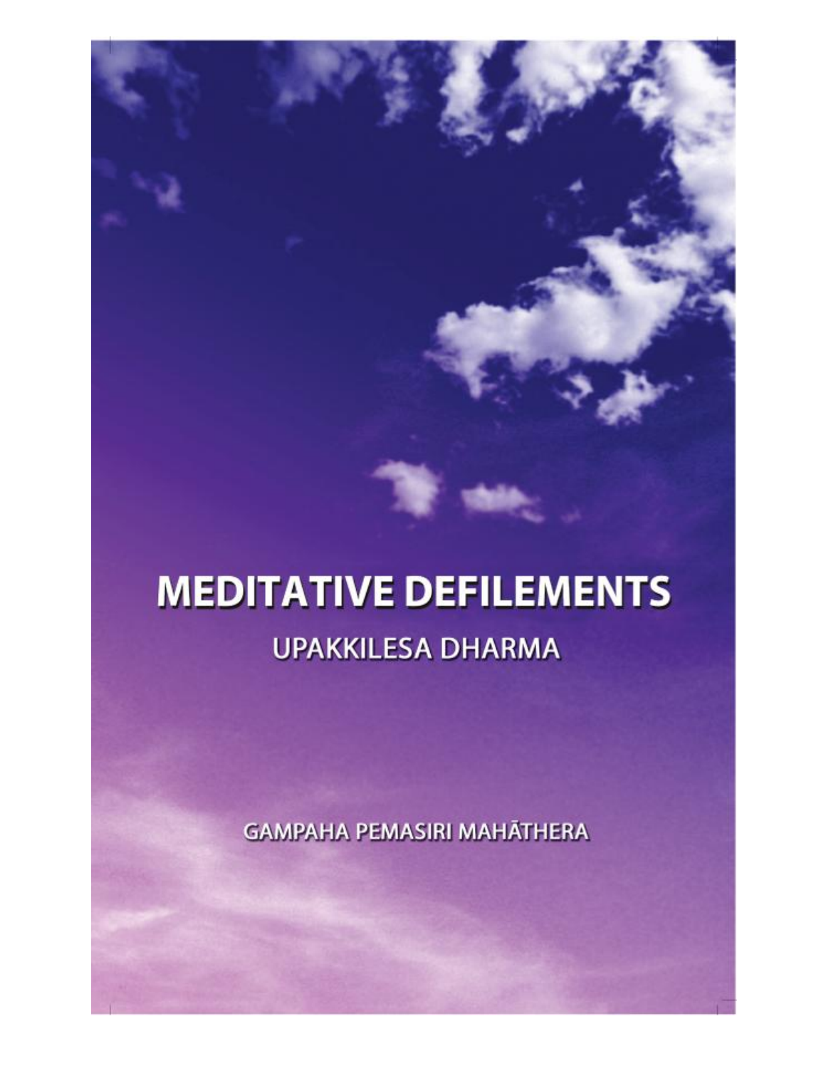# MEDITATIVE DEFILEMENTS

## UPAKKILESA DHARMA

GAMPAHA PEMASIRI MAHĀTHERA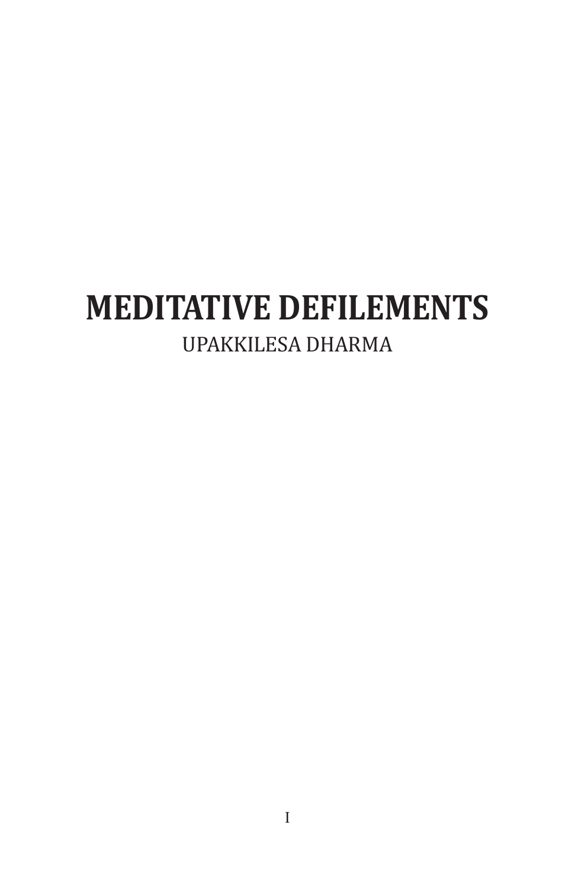# MEDITATIVE DEFILEMENTS

UPAKKILESA DHARMA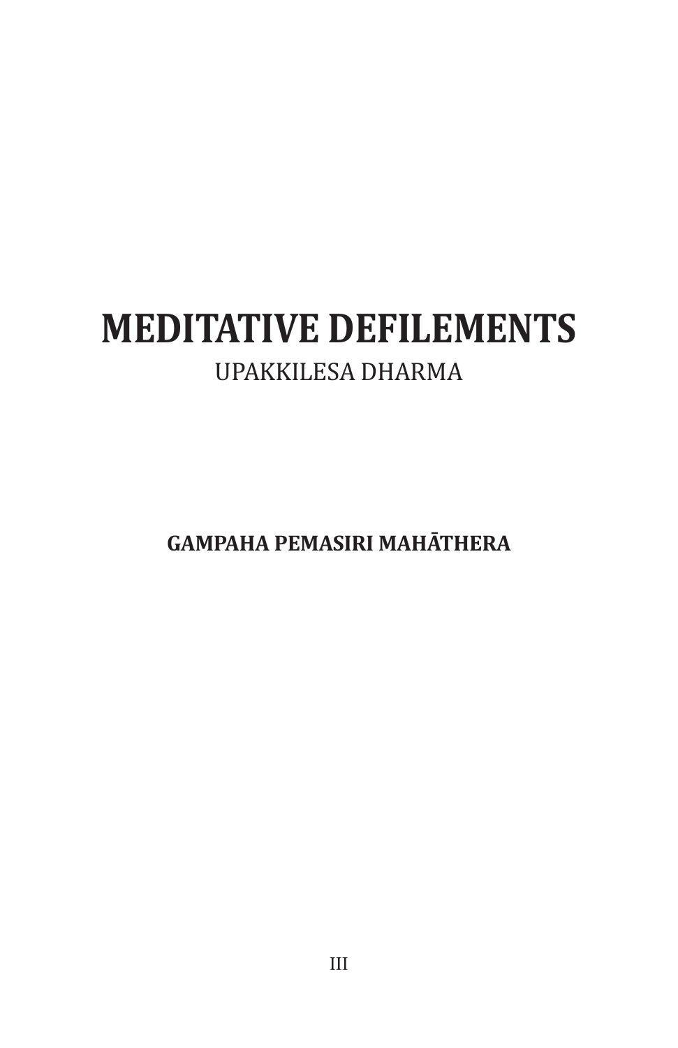# MEDITATIVE DEFILEMENTS

UPAKKILESA DHARMA

**GAMPAHA PEMASIRI MAHĀTHERA**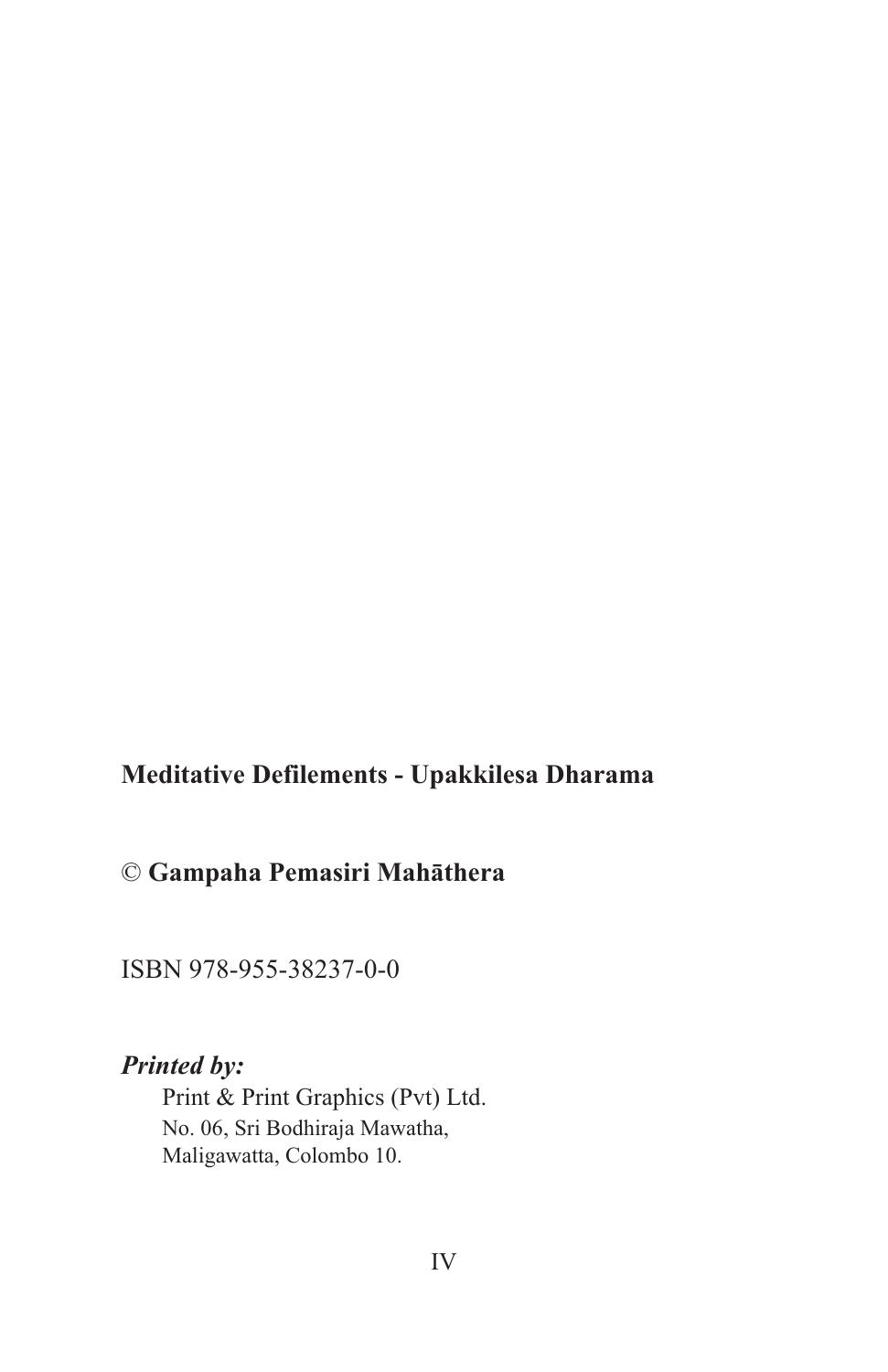**Meditative Defilements - Upakkilesa Dharama**

© **Gampaha Pemasiri Mahāthera**

ISBN 978-955-38237-0-0

***Printed by:***

Print & Print Graphics (Pvt) Ltd.
No. 06, Sri Bodhiraja Mawatha,
Maligawatta, Colombo 10.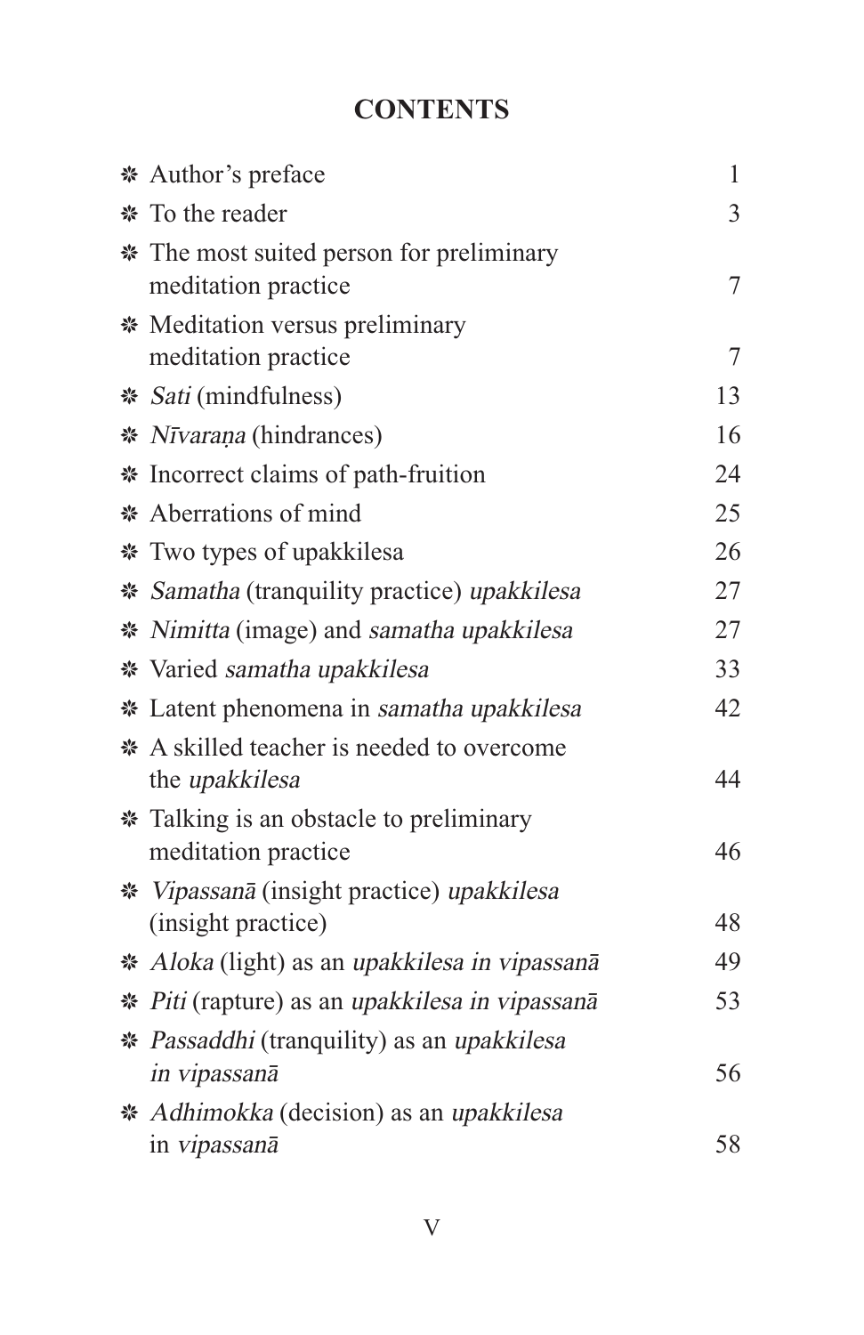# CONTENTS

- ❋ Author's preface 1
- ❋ To the reader 3
- ❋ The most suited person for preliminary meditation practice 7
- ❋ Meditation versus preliminary meditation practice 7
- ❋ *Sati* (mindfulness) 13
- ❋ *Nīvaraṇa* (hindrances) 16
- ❋ Incorrect claims of path-fruition 24
- ❋ Aberrations of mind 25
- ❋ Two types of upakkilesa 26
- ❋ *Samatha* (tranquility practice) *upakkilesa* 27
- ❋ *Nimitta* (image) and *samatha upakkilesa* 27
- ❋ Varied *samatha upakkilesa* 33
- ❋ Latent phenomena in *samatha upakkilesa* 42
- ❋ A skilled teacher is needed to overcome the *upakkilesa* 44
- ❋ Talking is an obstacle to preliminary meditation practice 46
- ❋ *Vipassanā* (insight practice) *upakkilesa* (insight practice) 48
- ❋ *Aloka* (light) as an *upakkilesa in vipassanā* 49
- ❋ *Piti* (rapture) as an *upakkilesa in vipassanā* 53
- ❋ *Passaddhi* (tranquility) as an *upakkilesa in vipassanā* 56
- ❋ *Adhimokka* (decision) as an *upakkilesa* in *vipassanā* 58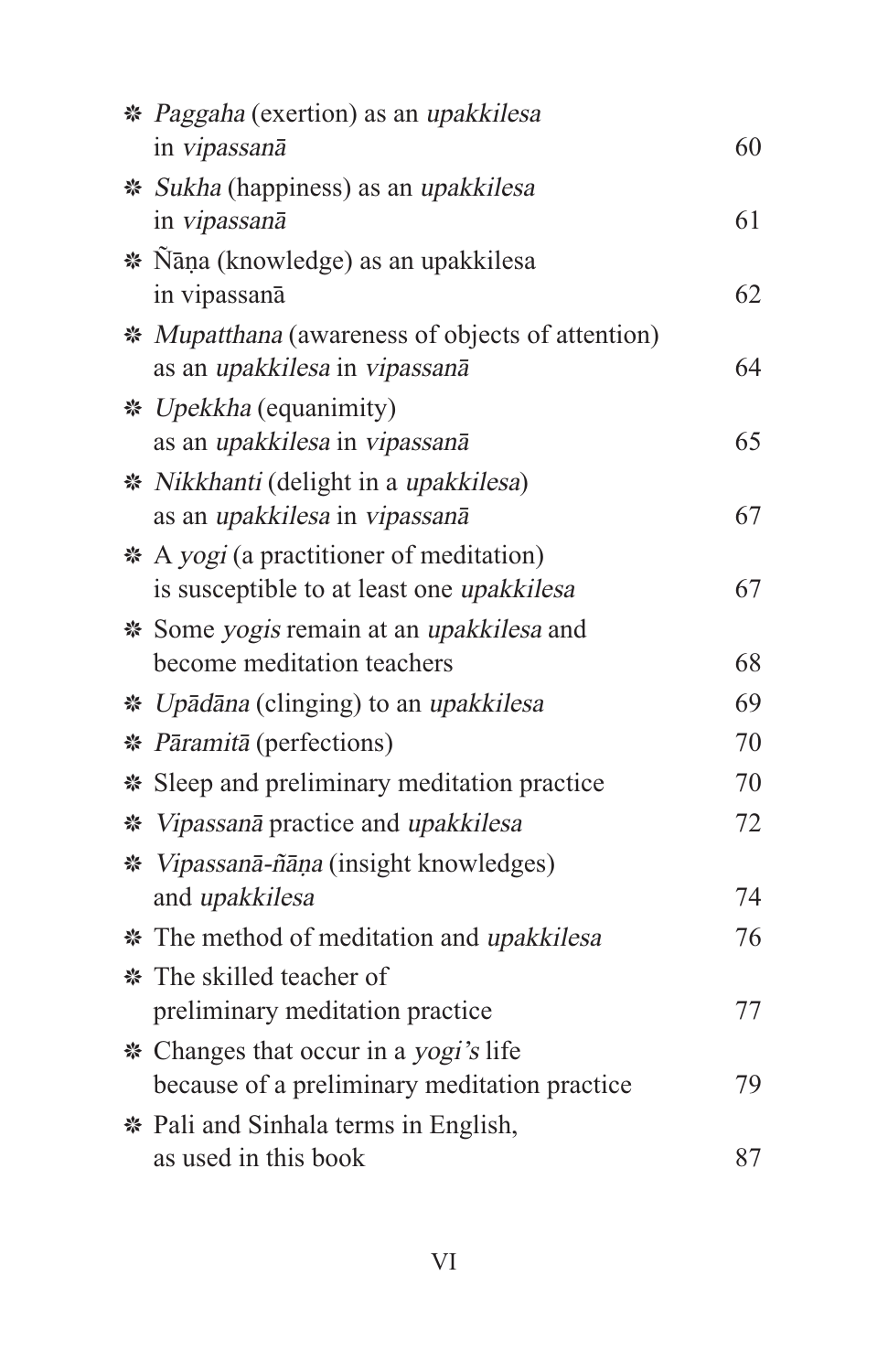- *Paggaha* (exertion) as an *upakkilesa* in *vipassanā* ... 60
- *Sukha* (happiness) as an *upakkilesa* in *vipassanā* ... 61
- Ñāṇa (knowledge) as an upakkilesa in vipassanā ... 62
- *Mupatthana* (awareness of objects of attention) as an *upakkilesa* in *vipassanā* ... 64
- *Upekkha* (equanimity) as an *upakkilesa* in *vipassanā* ... 65
- *Nikkhanti* (delight in a *upakkilesa*) as an *upakkilesa* in *vipassanā* ... 67
- A *yogi* (a practitioner of meditation) is susceptible to at least one *upakkilesa* ... 67
- Some *yogis* remain at an *upakkilesa* and become meditation teachers ... 68
- *Upādāna* (clinging) to an *upakkilesa* ... 69
- *Pāramitā* (perfections) ... 70
- Sleep and preliminary meditation practice ... 70
- *Vipassanā* practice and *upakkilesa* ... 72
- *Vipassanā-ñāṇa* (insight knowledges) and *upakkilesa* ... 74
- The method of meditation and *upakkilesa* ... 76
- The skilled teacher of preliminary meditation practice ... 77
- Changes that occur in a *yogi's* life because of a preliminary meditation practice ... 79
- Pali and Sinhala terms in English, as used in this book ... 87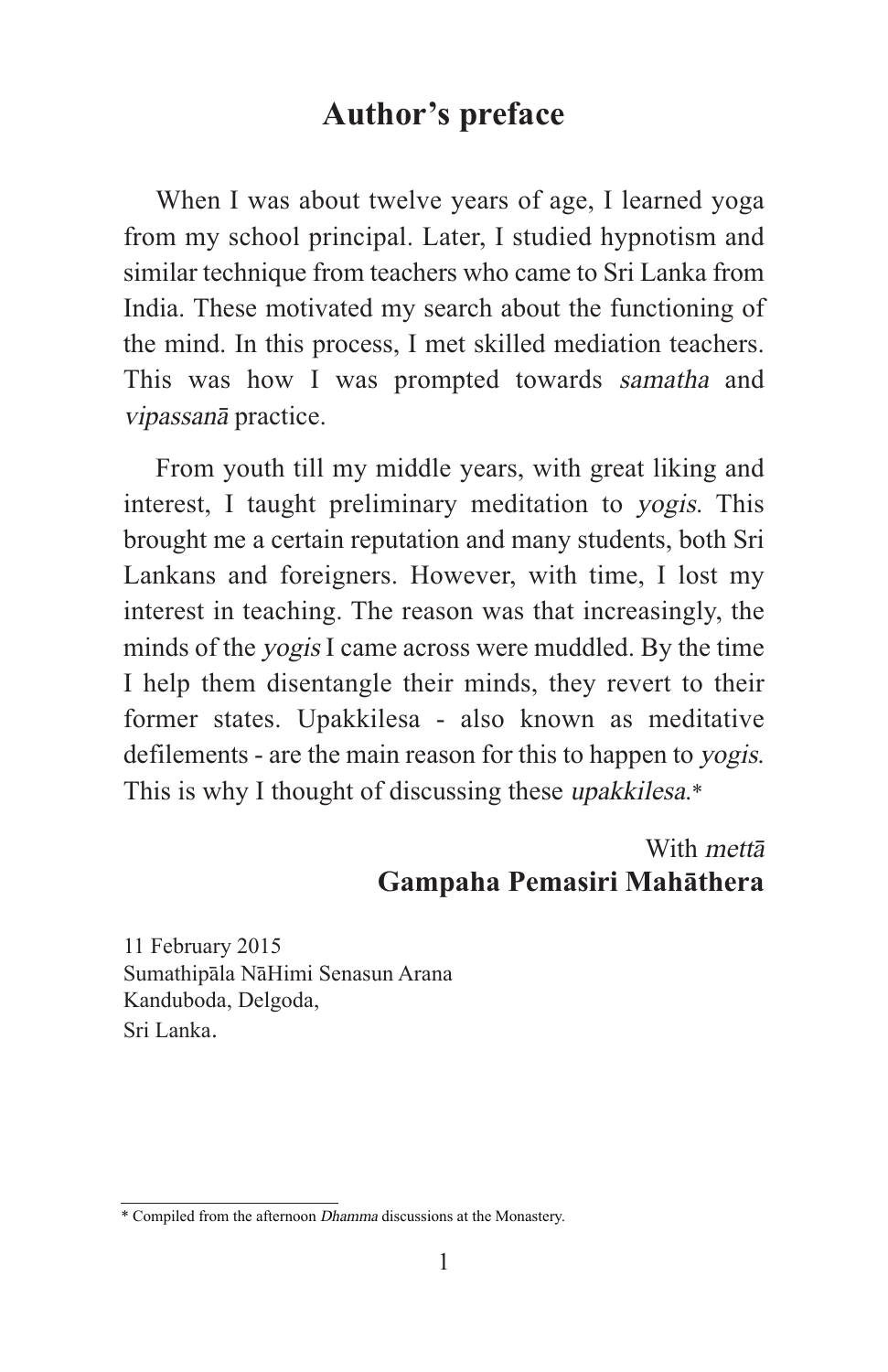# Author's preface

When I was about twelve years of age, I learned yoga from my school principal. Later, I studied hypnotism and similar technique from teachers who came to Sri Lanka from India. These motivated my search about the functioning of the mind. In this process, I met skilled mediation teachers. This was how I was prompted towards *samatha* and *vipassanā* practice.

From youth till my middle years, with great liking and interest, I taught preliminary meditation to *yogis*. This brought me a certain reputation and many students, both Sri Lankans and foreigners. However, with time, I lost my interest in teaching. The reason was that increasingly, the minds of the *yogis* I came across were muddled. By the time I help them disentangle their minds, they revert to their former states. Upakkilesa - also known as meditative defilements - are the main reason for this to happen to *yogis*. This is why I thought of discussing these *upakkilesa*.*

With *mettā*
**Gampaha Pemasiri Mahāthera**

11 February 2015
Sumathipāla NāHimi Senasun Arana
Kanduboda, Delgoda,
Sri Lanka.

---

* Compiled from the afternoon *Dhamma* discussions at the Monastery.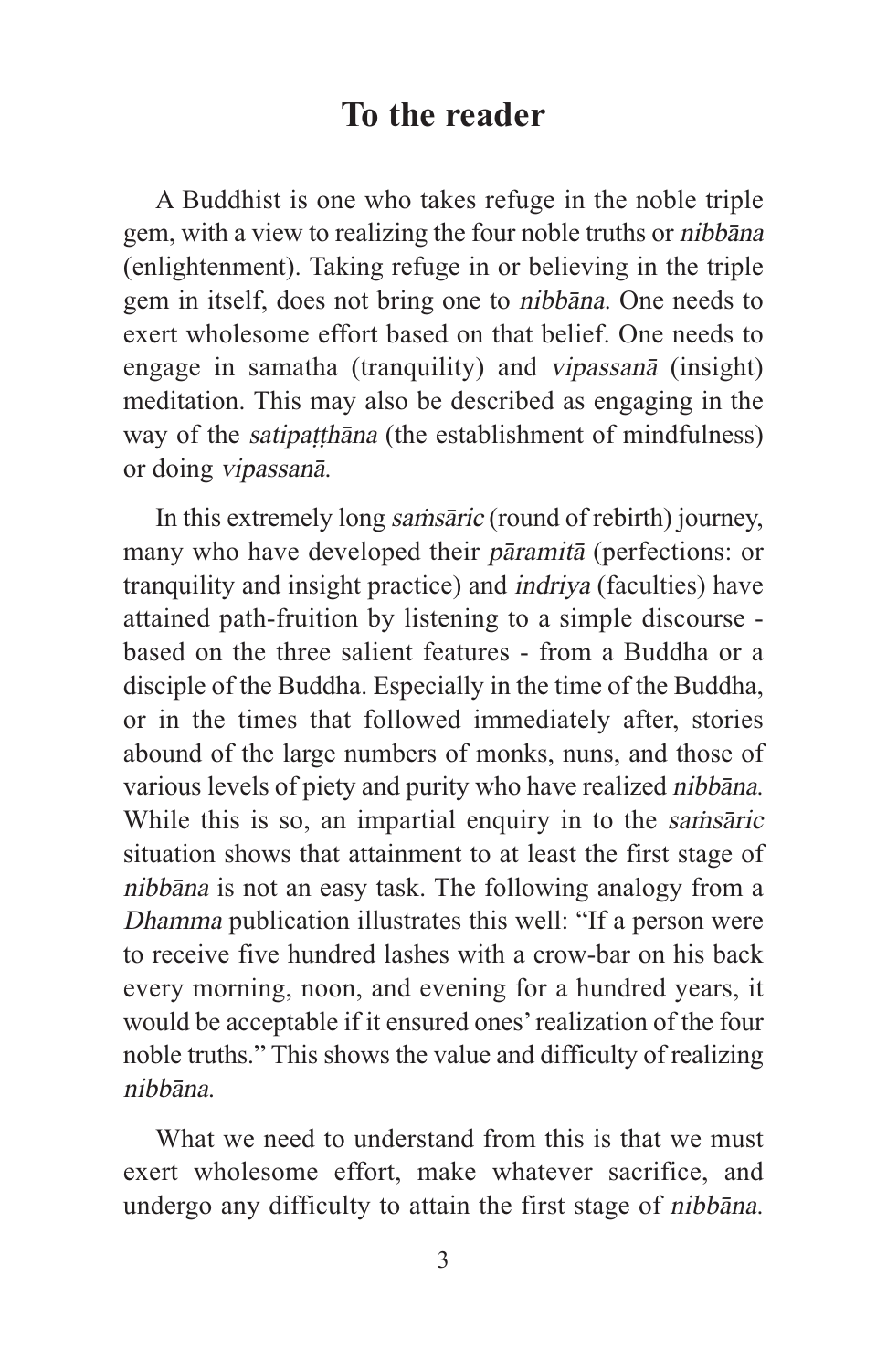# To the reader

A Buddhist is one who takes refuge in the noble triple gem, with a view to realizing the four noble truths or *nibbāna* (enlightenment). Taking refuge in or believing in the triple gem in itself, does not bring one to *nibbāna*. One needs to exert wholesome effort based on that belief. One needs to engage in samatha (tranquility) and *vipassanā* (insight) meditation. This may also be described as engaging in the way of the *satipaṭṭhāna* (the establishment of mindfulness) or doing *vipassanā*.

In this extremely long *saṁsāric* (round of rebirth) journey, many who have developed their *pāramitā* (perfections: or tranquility and insight practice) and *indriya* (faculties) have attained path-fruition by listening to a simple discourse - based on the three salient features - from a Buddha or a disciple of the Buddha. Especially in the time of the Buddha, or in the times that followed immediately after, stories abound of the large numbers of monks, nuns, and those of various levels of piety and purity who have realized *nibbāna*. While this is so, an impartial enquiry in to the *saṁsāric* situation shows that attainment to at least the first stage of *nibbāna* is not an easy task. The following analogy from a *Dhamma* publication illustrates this well: "If a person were to receive five hundred lashes with a crow-bar on his back every morning, noon, and evening for a hundred years, it would be acceptable if it ensured ones' realization of the four noble truths." This shows the value and difficulty of realizing *nibbāna*.

What we need to understand from this is that we must exert wholesome effort, make whatever sacrifice, and undergo any difficulty to attain the first stage of *nibbāna*.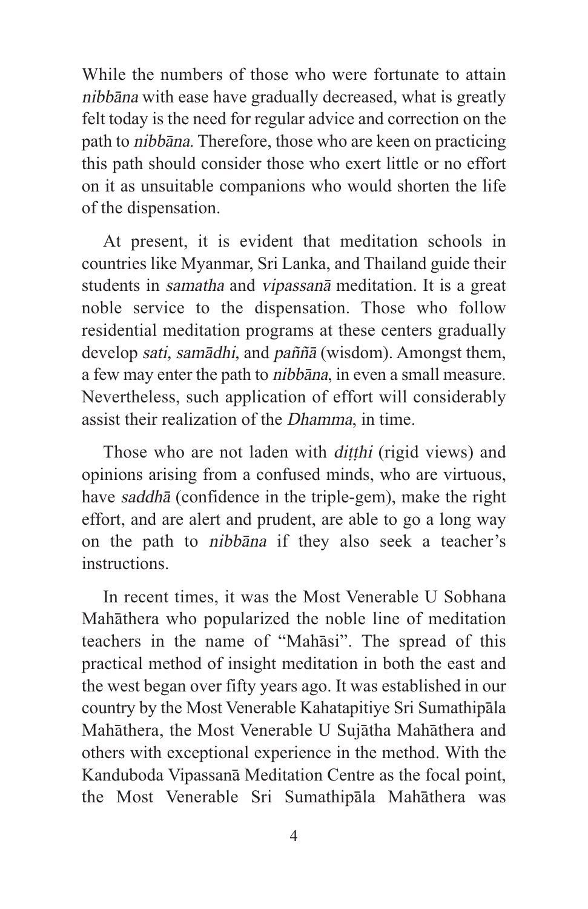While the numbers of those who were fortunate to attain *nibbāna* with ease have gradually decreased, what is greatly felt today is the need for regular advice and correction on the path to *nibbāna*. Therefore, those who are keen on practicing this path should consider those who exert little or no effort on it as unsuitable companions who would shorten the life of the dispensation.

At present, it is evident that meditation schools in countries like Myanmar, Sri Lanka, and Thailand guide their students in *samatha* and *vipassanā* meditation. It is a great noble service to the dispensation. Those who follow residential meditation programs at these centers gradually develop *sati, samādhi,* and *paññā* (wisdom). Amongst them, a few may enter the path to *nibbāna*, in even a small measure. Nevertheless, such application of effort will considerably assist their realization of the *Dhamma*, in time.

Those who are not laden with *diṭṭhi* (rigid views) and opinions arising from a confused minds, who are virtuous, have *saddhā* (confidence in the triple-gem), make the right effort, and are alert and prudent, are able to go a long way on the path to *nibbāna* if they also seek a teacher's instructions.

In recent times, it was the Most Venerable U Sobhana Mahāthera who popularized the noble line of meditation teachers in the name of "Mahāsi". The spread of this practical method of insight meditation in both the east and the west began over fifty years ago. It was established in our country by the Most Venerable Kahatapitiye Sri Sumathipāla Mahāthera, the Most Venerable U Sujātha Mahāthera and others with exceptional experience in the method. With the Kanduboda Vipassanā Meditation Centre as the focal point, the Most Venerable Sri Sumathipāla Mahāthera was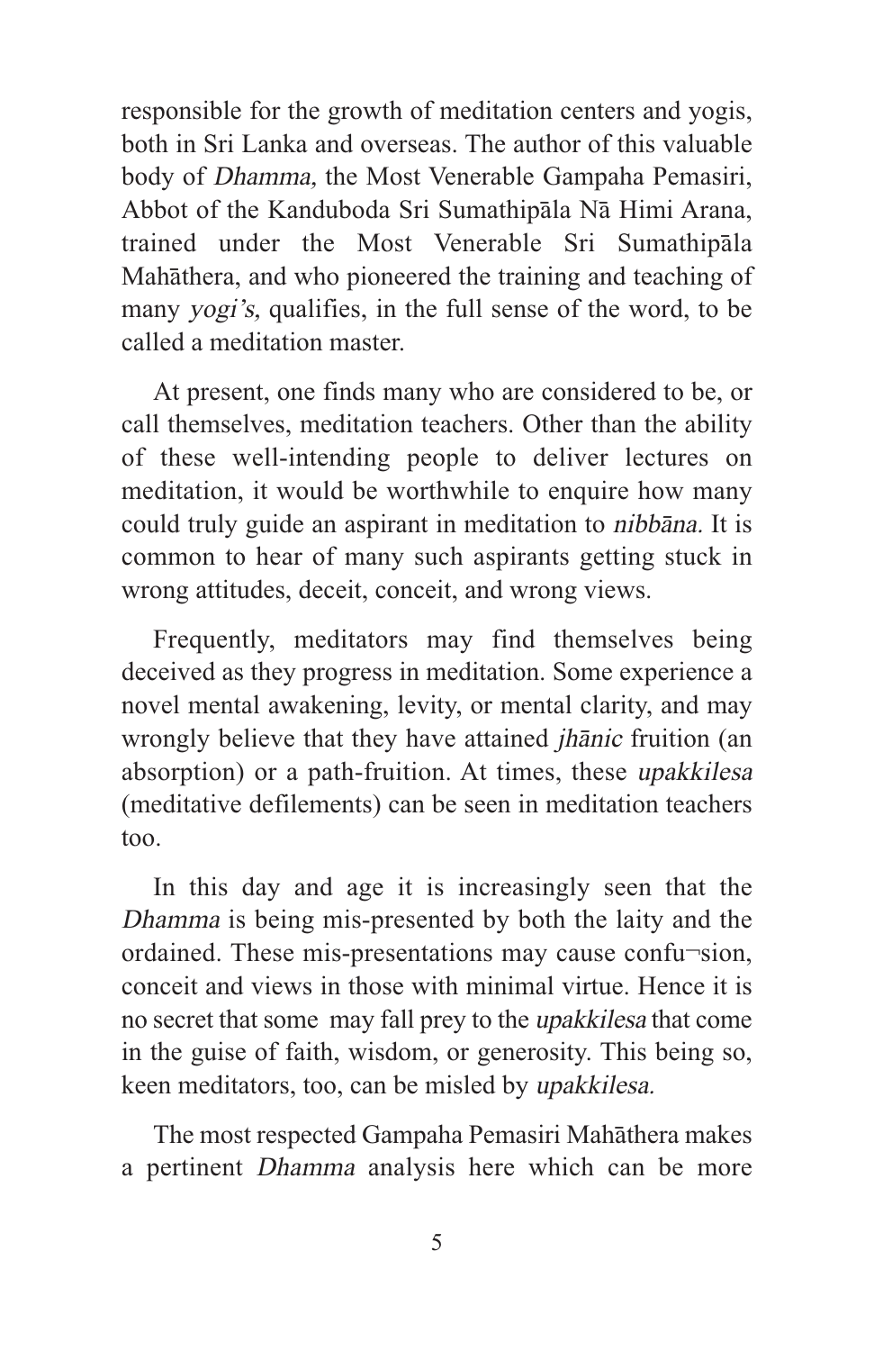responsible for the growth of meditation centers and yogis, both in Sri Lanka and overseas. The author of this valuable body of *Dhamma,* the Most Venerable Gampaha Pemasiri, Abbot of the Kanduboda Sri Sumathipāla Nā Himi Arana, trained under the Most Venerable Sri Sumathipāla Mahāthera, and who pioneered the training and teaching of many *yogi's,* qualifies, in the full sense of the word, to be called a meditation master.

At present, one finds many who are considered to be, or call themselves, meditation teachers. Other than the ability of these well-intending people to deliver lectures on meditation, it would be worthwhile to enquire how many could truly guide an aspirant in meditation to *nibbāna.* It is common to hear of many such aspirants getting stuck in wrong attitudes, deceit, conceit, and wrong views.

Frequently, meditators may find themselves being deceived as they progress in meditation. Some experience a novel mental awakening, levity, or mental clarity, and may wrongly believe that they have attained *jhānic* fruition (an absorption) or a path-fruition. At times, these *upakkilesa* (meditative defilements) can be seen in meditation teachers too.

In this day and age it is increasingly seen that the *Dhamma* is being mis-presented by both the laity and the ordained. These mis-presentations may cause confu¬sion, conceit and views in those with minimal virtue. Hence it is no secret that some may fall prey to the *upakkilesa* that come in the guise of faith, wisdom, or generosity. This being so, keen meditators, too, can be misled by *upakkilesa.*

The most respected Gampaha Pemasiri Mahāthera makes a pertinent *Dhamma* analysis here which can be more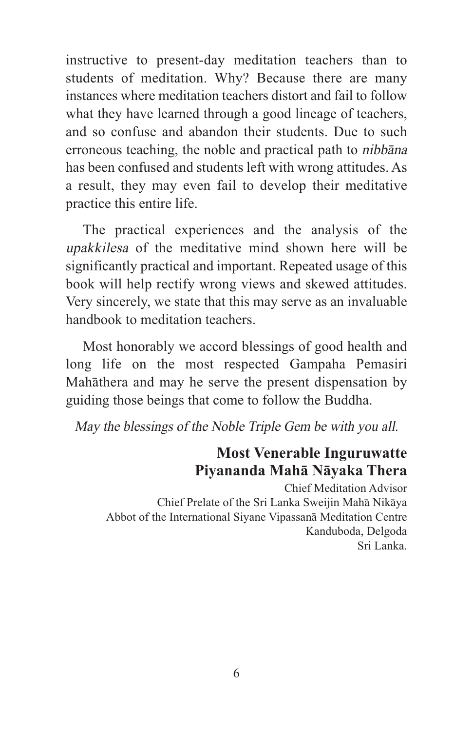instructive to present-day meditation teachers than to students of meditation. Why? Because there are many instances where meditation teachers distort and fail to follow what they have learned through a good lineage of teachers, and so confuse and abandon their students. Due to such erroneous teaching, the noble and practical path to *nibbāna* has been confused and students left with wrong attitudes. As a result, they may even fail to develop their meditative practice this entire life.

The practical experiences and the analysis of the *upakkilesa* of the meditative mind shown here will be significantly practical and important. Repeated usage of this book will help rectify wrong views and skewed attitudes. Very sincerely, we state that this may serve as an invaluable handbook to meditation teachers.

Most honorably we accord blessings of good health and long life on the most respected Gampaha Pemasiri Mahāthera and may he serve the present dispensation by guiding those beings that come to follow the Buddha.

*May the blessings of the Noble Triple Gem be with you all.*

**Most Venerable Inguruwatte Piyananda Mahā Nāyaka Thera**

Chief Meditation Advisor
Chief Prelate of the Sri Lanka Sweijin Mahā Nikāya
Abbot of the International Siyane Vipassanā Meditation Centre
Kanduboda, Delgoda
Sri Lanka.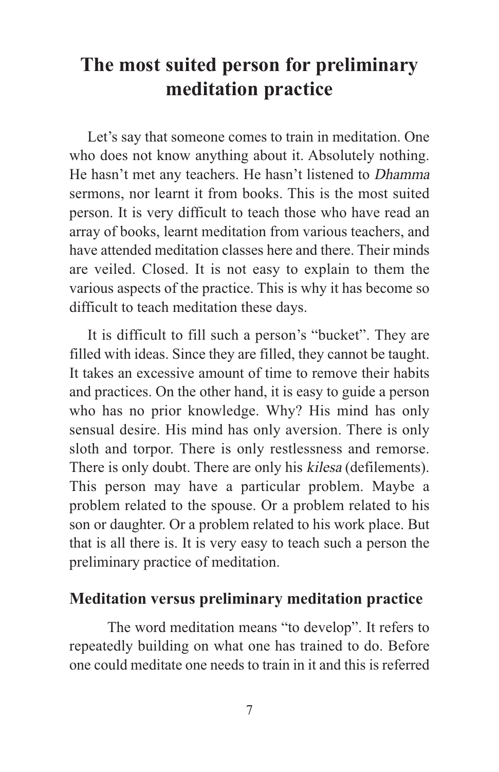# The most suited person for preliminary meditation practice

Let's say that someone comes to train in meditation. One who does not know anything about it. Absolutely nothing. He hasn't met any teachers. He hasn't listened to *Dhamma* sermons, nor learnt it from books. This is the most suited person. It is very difficult to teach those who have read an array of books, learnt meditation from various teachers, and have attended meditation classes here and there. Their minds are veiled. Closed. It is not easy to explain to them the various aspects of the practice. This is why it has become so difficult to teach meditation these days.

It is difficult to fill such a person's "bucket". They are filled with ideas. Since they are filled, they cannot be taught. It takes an excessive amount of time to remove their habits and practices. On the other hand, it is easy to guide a person who has no prior knowledge. Why? His mind has only sensual desire. His mind has only aversion. There is only sloth and torpor. There is only restlessness and remorse. There is only doubt. There are only his *kilesa* (defilements). This person may have a particular problem. Maybe a problem related to the spouse. Or a problem related to his son or daughter. Or a problem related to his work place. But that is all there is. It is very easy to teach such a person the preliminary practice of meditation.

## Meditation versus preliminary meditation practice

The word meditation means "to develop". It refers to repeatedly building on what one has trained to do. Before one could meditate one needs to train in it and this is referred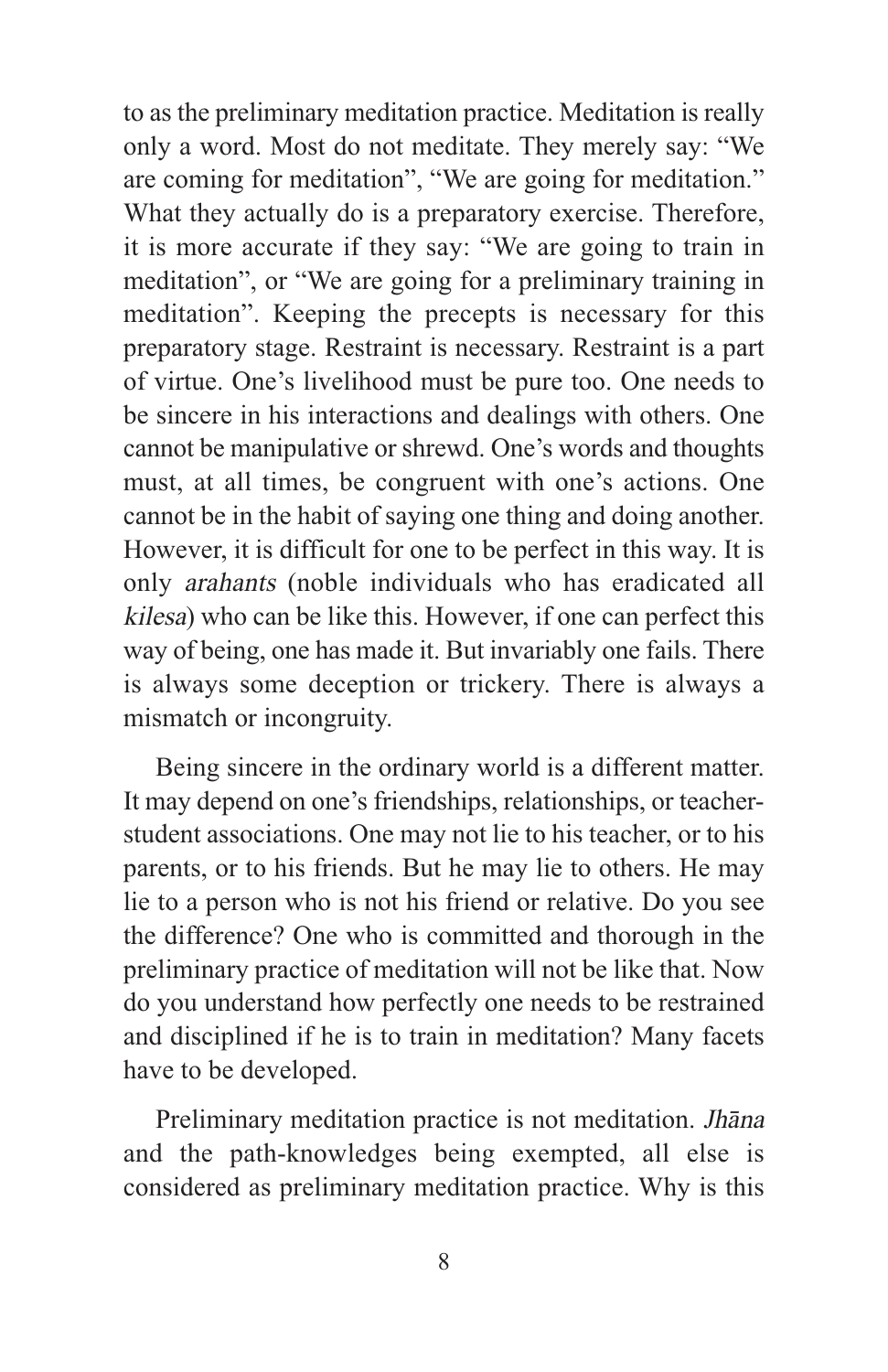to as the preliminary meditation practice. Meditation is really only a word. Most do not meditate. They merely say: "We are coming for meditation", "We are going for meditation." What they actually do is a preparatory exercise. Therefore, it is more accurate if they say: "We are going to train in meditation", or "We are going for a preliminary training in meditation". Keeping the precepts is necessary for this preparatory stage. Restraint is necessary. Restraint is a part of virtue. One's livelihood must be pure too. One needs to be sincere in his interactions and dealings with others. One cannot be manipulative or shrewd. One's words and thoughts must, at all times, be congruent with one's actions. One cannot be in the habit of saying one thing and doing another. However, it is difficult for one to be perfect in this way. It is only *arahants* (noble individuals who has eradicated all *kilesa*) who can be like this. However, if one can perfect this way of being, one has made it. But invariably one fails. There is always some deception or trickery. There is always a mismatch or incongruity.

Being sincere in the ordinary world is a different matter. It may depend on one's friendships, relationships, or teacher-student associations. One may not lie to his teacher, or to his parents, or to his friends. But he may lie to others. He may lie to a person who is not his friend or relative. Do you see the difference? One who is committed and thorough in the preliminary practice of meditation will not be like that. Now do you understand how perfectly one needs to be restrained and disciplined if he is to train in meditation? Many facets have to be developed.

Preliminary meditation practice is not meditation. *Jhāna* and the path-knowledges being exempted, all else is considered as preliminary meditation practice. Why is this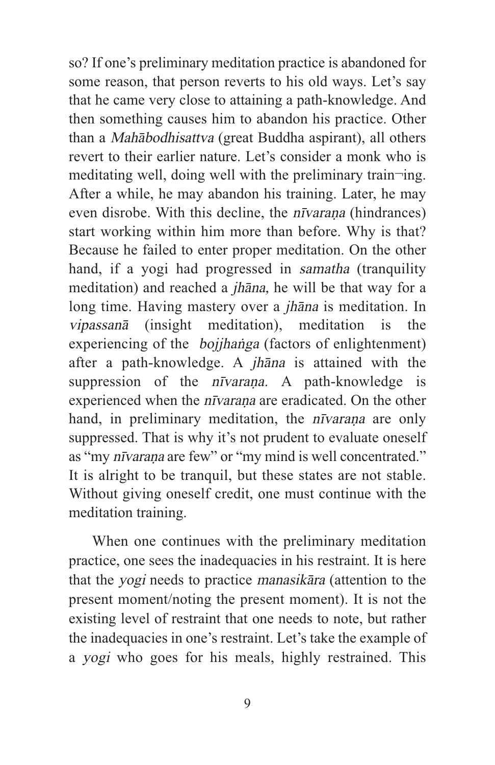so? If one's preliminary meditation practice is abandoned for some reason, that person reverts to his old ways. Let's say that he came very close to attaining a path-knowledge. And then something causes him to abandon his practice. Other than a *Mahābodhisattva* (great Buddha aspirant), all others revert to their earlier nature. Let's consider a monk who is meditating well, doing well with the preliminary train¬ing. After a while, he may abandon his training. Later, he may even disrobe. With this decline, the *nīvaraṇa* (hindrances) start working within him more than before. Why is that? Because he failed to enter proper meditation. On the other hand, if a yogi had progressed in *samatha* (tranquility meditation) and reached a *jhāna,* he will be that way for a long time. Having mastery over a *jhāna* is meditation. In *vipassanā* (insight meditation), meditation is the experiencing of the *bojjhaṅga* (factors of enlightenment) after a path-knowledge. A *jhāna* is attained with the suppression of the *nīvaraṇa.* A path-knowledge is experienced when the *nīvaraṇa* are eradicated. On the other hand, in preliminary meditation, the *nīvaraṇa* are only suppressed. That is why it's not prudent to evaluate oneself as "my *nīvaraṇa* are few" or "my mind is well concentrated." It is alright to be tranquil, but these states are not stable. Without giving oneself credit, one must continue with the meditation training.

When one continues with the preliminary meditation practice, one sees the inadequacies in his restraint. It is here that the *yogi* needs to practice *manasikāra* (attention to the present moment/noting the present moment). It is not the existing level of restraint that one needs to note, but rather the inadequacies in one's restraint. Let's take the example of a *yogi* who goes for his meals, highly restrained. This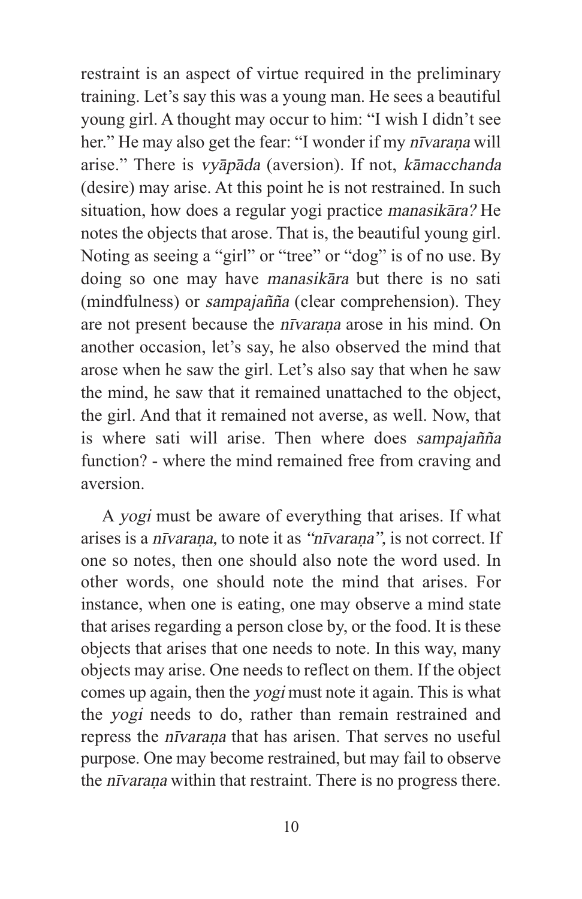restraint is an aspect of virtue required in the preliminary training. Let's say this was a young man. He sees a beautiful young girl. A thought may occur to him: "I wish I didn't see her." He may also get the fear: "I wonder if my *nīvaraṇa* will arise." There is *vyāpāda* (aversion). If not, *kāmacchanda* (desire) may arise. At this point he is not restrained. In such situation, how does a regular yogi practice *manasikāra?* He notes the objects that arose. That is, the beautiful young girl. Noting as seeing a "girl" or "tree" or "dog" is of no use. By doing so one may have *manasikāra* but there is no sati (mindfulness) or *sampajañña* (clear comprehension). They are not present because the *nīvaraṇa* arose in his mind. On another occasion, let's say, he also observed the mind that arose when he saw the girl. Let's also say that when he saw the mind, he saw that it remained unattached to the object, the girl. And that it remained not averse, as well. Now, that is where sati will arise. Then where does *sampajañña* function? - where the mind remained free from craving and aversion.

A *yogi* must be aware of everything that arises. If what arises is a *nīvaraṇa,* to note it as *"nīvaraṇa",* is not correct. If one so notes, then one should also note the word used. In other words, one should note the mind that arises. For instance, when one is eating, one may observe a mind state that arises regarding a person close by, or the food. It is these objects that arises that one needs to note. In this way, many objects may arise. One needs to reflect on them. If the object comes up again, then the *yogi* must note it again. This is what the *yogi* needs to do, rather than remain restrained and repress the *nīvaraṇa* that has arisen. That serves no useful purpose. One may become restrained, but may fail to observe the *nīvaraṇa* within that restraint. There is no progress there.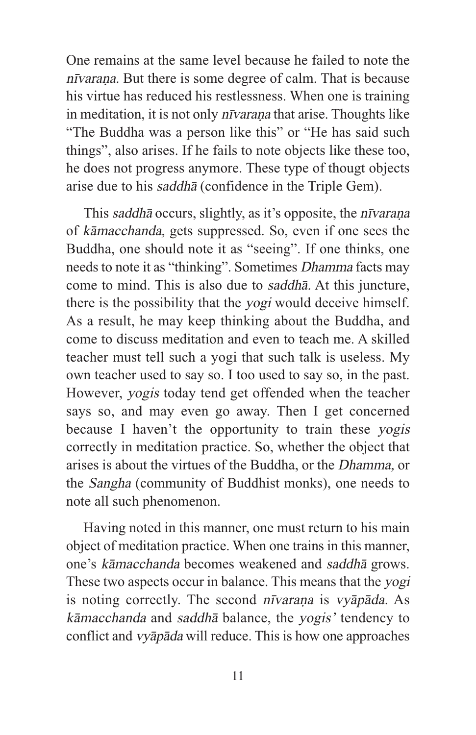One remains at the same level because he failed to note the *nīvaraṇa.* But there is some degree of calm. That is because his virtue has reduced his restlessness. When one is training in meditation, it is not only *nīvaraṇa* that arise. Thoughts like "The Buddha was a person like this" or "He has said such things", also arises. If he fails to note objects like these too, he does not progress anymore. These type of thougt objects arise due to his *saddhā* (confidence in the Triple Gem).

This *saddhā* occurs, slightly, as it's opposite, the *nīvaraṇa* of *kāmacchanda,* gets suppressed. So, even if one sees the Buddha, one should note it as "seeing". If one thinks, one needs to note it as "thinking". Sometimes *Dhamma* facts may come to mind. This is also due to *saddhā.* At this juncture, there is the possibility that the *yogi* would deceive himself. As a result, he may keep thinking about the Buddha, and come to discuss meditation and even to teach me. A skilled teacher must tell such a yogi that such talk is useless. My own teacher used to say so. I too used to say so, in the past. However, *yogis* today tend get offended when the teacher says so, and may even go away. Then I get concerned because I haven't the opportunity to train these *yogis* correctly in meditation practice. So, whether the object that arises is about the virtues of the Buddha, or the *Dhamma,* or the *Sangha* (community of Buddhist monks), one needs to note all such phenomenon.

Having noted in this manner, one must return to his main object of meditation practice. When one trains in this manner, one's *kāmacchanda* becomes weakened and *saddhā* grows. These two aspects occur in balance. This means that the *yogi* is noting correctly. The second *nīvaraṇa* is *vyāpāda.* As *kāmacchanda* and *saddhā* balance, the *yogis'* tendency to conflict and *vyāpāda* will reduce. This is how one approaches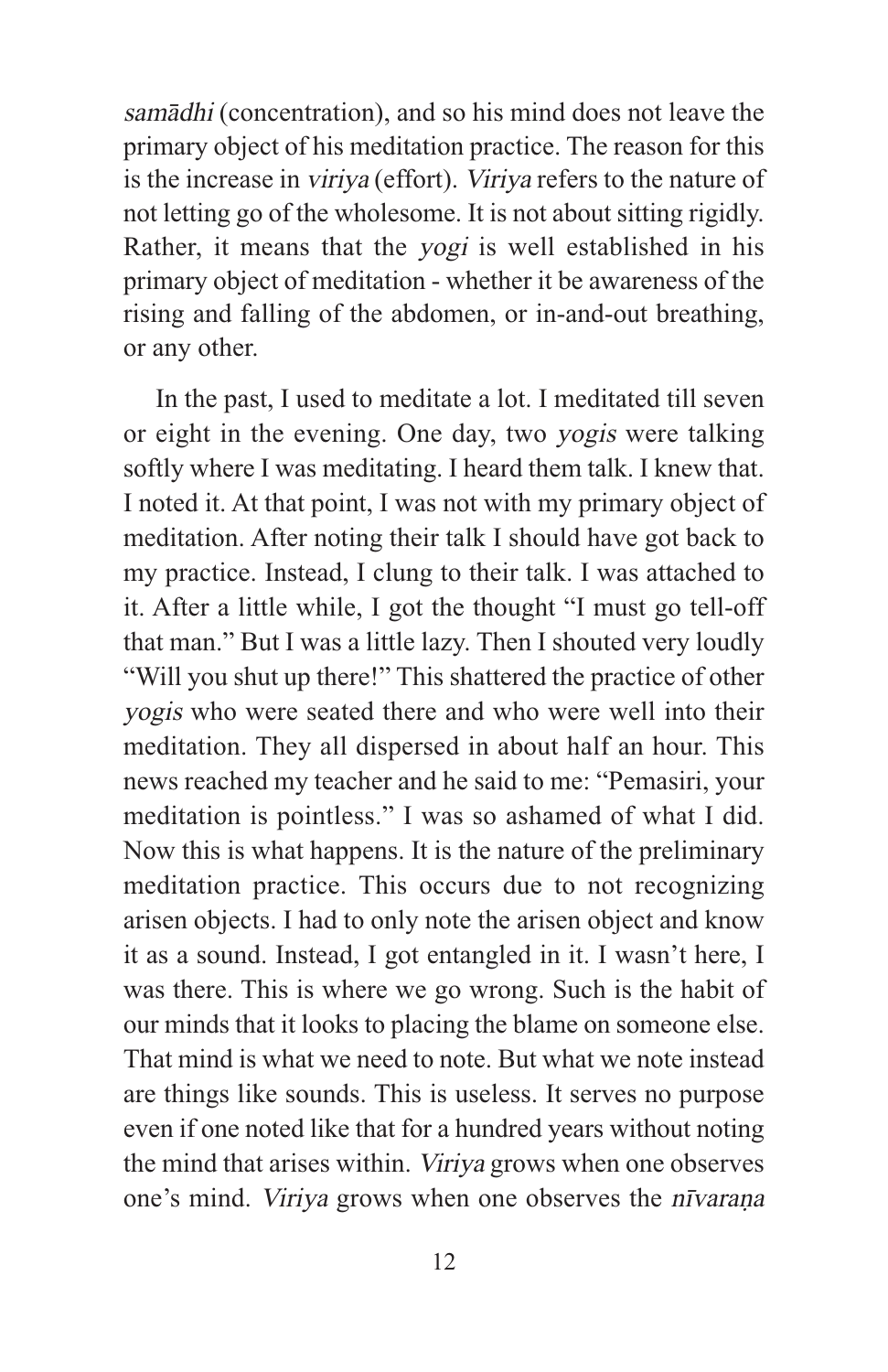*samādhi* (concentration), and so his mind does not leave the primary object of his meditation practice. The reason for this is the increase in *viriya* (effort). *Viriya* refers to the nature of not letting go of the wholesome. It is not about sitting rigidly. Rather, it means that the *yogi* is well established in his primary object of meditation - whether it be awareness of the rising and falling of the abdomen, or in-and-out breathing, or any other.

In the past, I used to meditate a lot. I meditated till seven or eight in the evening. One day, two *yogis* were talking softly where I was meditating. I heard them talk. I knew that. I noted it. At that point, I was not with my primary object of meditation. After noting their talk I should have got back to my practice. Instead, I clung to their talk. I was attached to it. After a little while, I got the thought "I must go tell-off that man." But I was a little lazy. Then I shouted very loudly "Will you shut up there!" This shattered the practice of other *yogis* who were seated there and who were well into their meditation. They all dispersed in about half an hour. This news reached my teacher and he said to me: "Pemasiri, your meditation is pointless." I was so ashamed of what I did. Now this is what happens. It is the nature of the preliminary meditation practice. This occurs due to not recognizing arisen objects. I had to only note the arisen object and know it as a sound. Instead, I got entangled in it. I wasn't here, I was there. This is where we go wrong. Such is the habit of our minds that it looks to placing the blame on someone else. That mind is what we need to note. But what we note instead are things like sounds. This is useless. It serves no purpose even if one noted like that for a hundred years without noting the mind that arises within. *Viriya* grows when one observes one's mind. *Viriya* grows when one observes the *nīvaraṇa*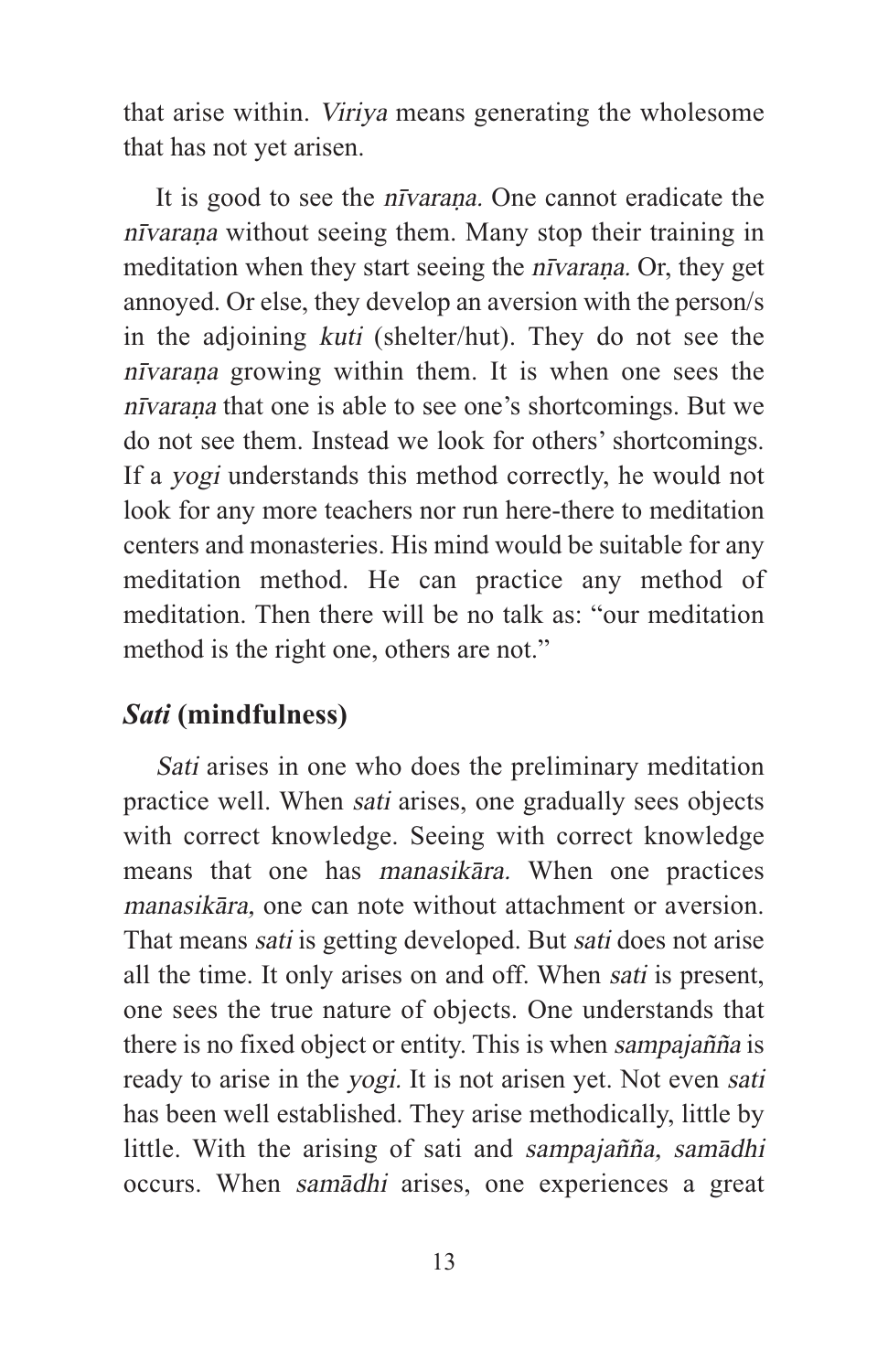that arise within. *Viriya* means generating the wholesome that has not yet arisen.

It is good to see the *nīvaraṇa.* One cannot eradicate the *nīvaraṇa* without seeing them. Many stop their training in meditation when they start seeing the *nīvaraṇa.* Or, they get annoyed. Or else, they develop an aversion with the person/s in the adjoining *kuti* (shelter/hut). They do not see the *nīvaraṇa* growing within them. It is when one sees the *nīvaraṇa* that one is able to see one's shortcomings. But we do not see them. Instead we look for others' shortcomings. If a *yogi* understands this method correctly, he would not look for any more teachers nor run here-there to meditation centers and monasteries. His mind would be suitable for any meditation method. He can practice any method of meditation. Then there will be no talk as: "our meditation method is the right one, others are not."

## *Sati* (mindfulness)

*Sati* arises in one who does the preliminary meditation practice well. When *sati* arises, one gradually sees objects with correct knowledge. Seeing with correct knowledge means that one has *manasikāra.* When one practices *manasikāra,* one can note without attachment or aversion. That means *sati* is getting developed. But *sati* does not arise all the time. It only arises on and off. When *sati* is present, one sees the true nature of objects. One understands that there is no fixed object or entity. This is when *sampajañña* is ready to arise in the *yogi.* It is not arisen yet. Not even *sati* has been well established. They arise methodically, little by little. With the arising of sati and *sampajañña, samādhi* occurs. When *samādhi* arises, one experiences a great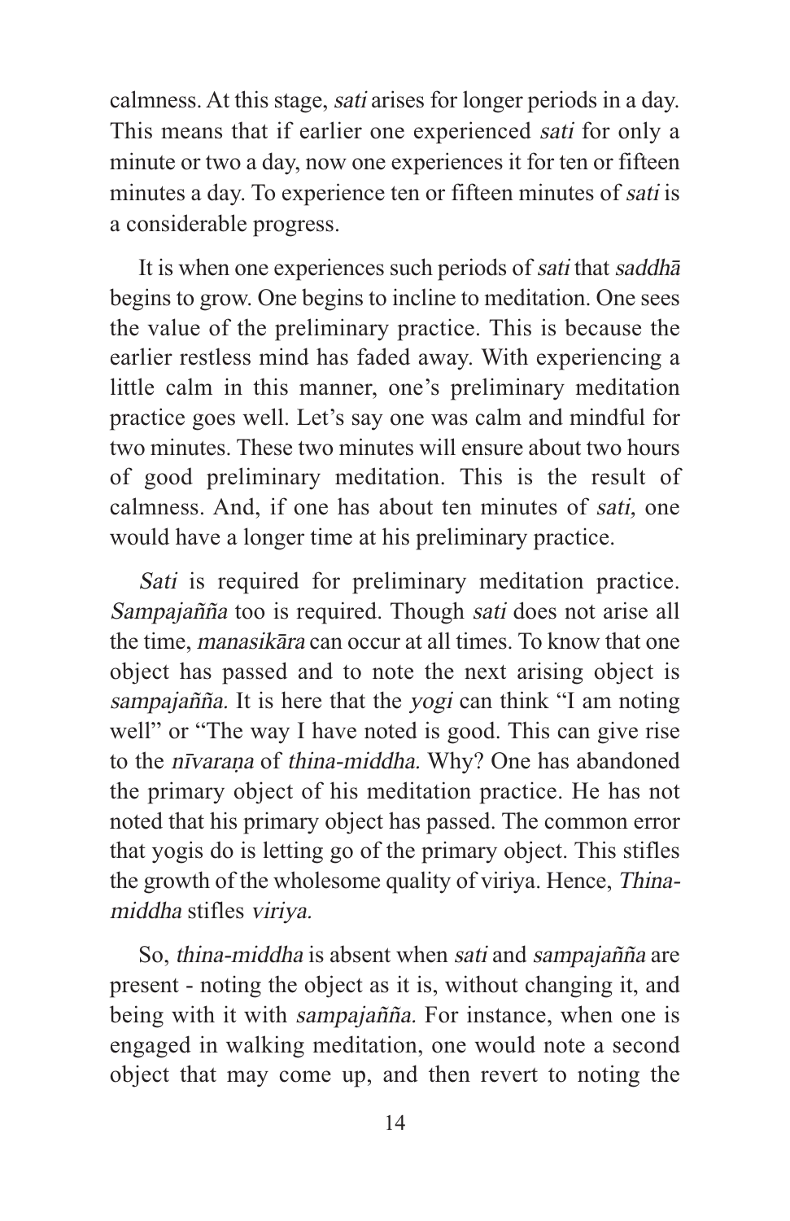calmness. At this stage, *sati* arises for longer periods in a day. This means that if earlier one experienced *sati* for only a minute or two a day, now one experiences it for ten or fifteen minutes a day. To experience ten or fifteen minutes of *sati* is a considerable progress.

It is when one experiences such periods of *sati* that *saddhā* begins to grow. One begins to incline to meditation. One sees the value of the preliminary practice. This is because the earlier restless mind has faded away. With experiencing a little calm in this manner, one's preliminary meditation practice goes well. Let's say one was calm and mindful for two minutes. These two minutes will ensure about two hours of good preliminary meditation. This is the result of calmness. And, if one has about ten minutes of *sati,* one would have a longer time at his preliminary practice.

*Sati* is required for preliminary meditation practice. *Sampajañña* too is required. Though *sati* does not arise all the time, *manasikāra* can occur at all times. To know that one object has passed and to note the next arising object is *sampajañña.* It is here that the *yogi* can think "I am noting well" or "The way I have noted is good. This can give rise to the *nīvaraṇa* of *thina-middha.* Why? One has abandoned the primary object of his meditation practice. He has not noted that his primary object has passed. The common error that yogis do is letting go of the primary object. This stifles the growth of the wholesome quality of viriya. Hence, *Thina-middha* stifles *viriya.*

So, *thina-middha* is absent when *sati* and *sampajañña* are present - noting the object as it is, without changing it, and being with it with *sampajañña.* For instance, when one is engaged in walking meditation, one would note a second object that may come up, and then revert to noting the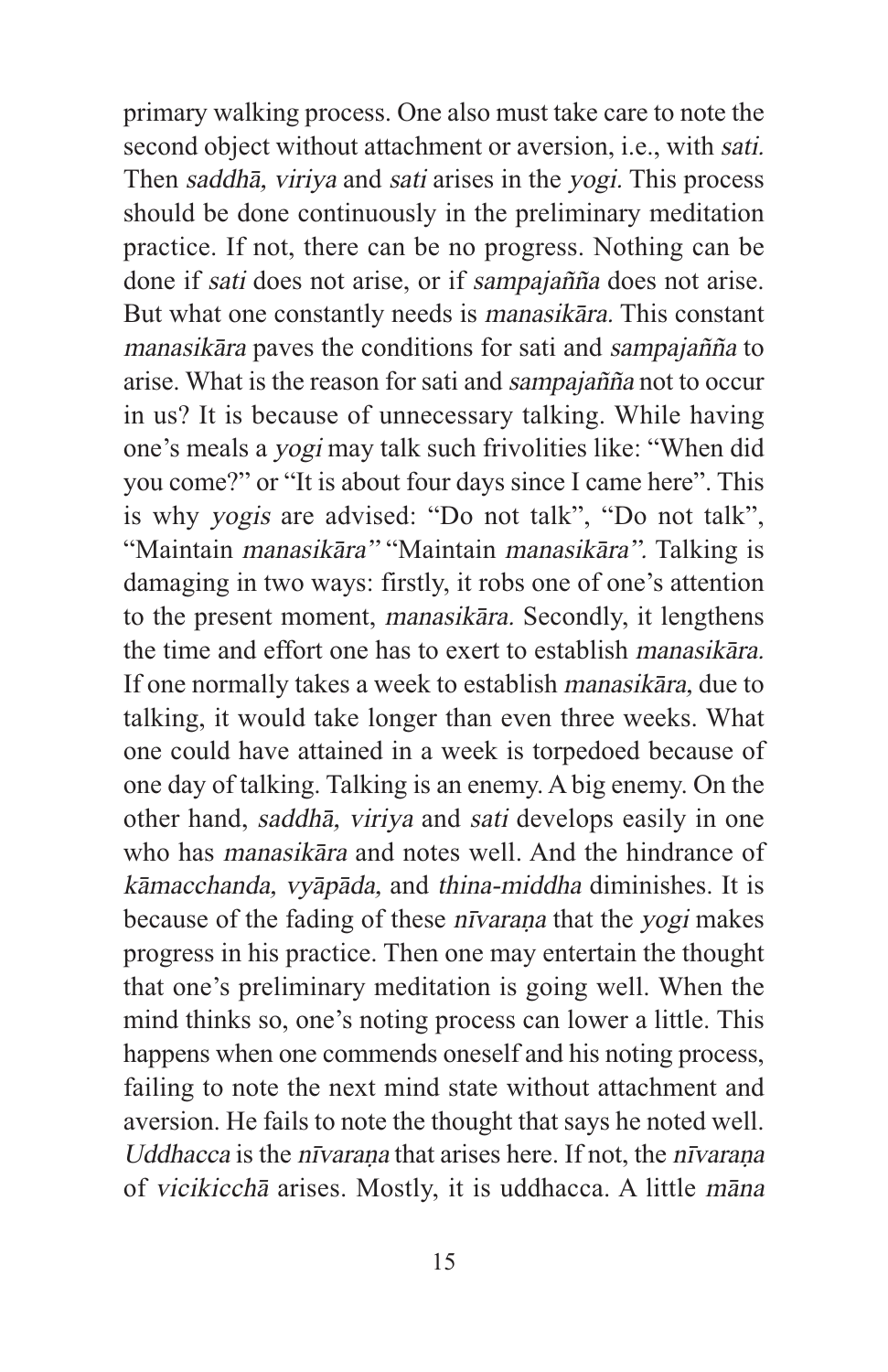primary walking process. One also must take care to note the second object without attachment or aversion, i.e., with *sati.* Then *saddhā, viriya* and *sati* arises in the *yogi.* This process should be done continuously in the preliminary meditation practice. If not, there can be no progress. Nothing can be done if *sati* does not arise, or if *sampajañña* does not arise. But what one constantly needs is *manasikāra.* This constant *manasikāra* paves the conditions for sati and *sampajañña* to arise. What is the reason for sati and *sampajañña* not to occur in us? It is because of unnecessary talking. While having one's meals a *yogi* may talk such frivolities like: "When did you come?" or "It is about four days since I came here". This is why *yogis* are advised: "Do not talk", "Do not talk", "Maintain *manasikāra"* "Maintain *manasikāra".* Talking is damaging in two ways: firstly, it robs one of one's attention to the present moment, *manasikāra.* Secondly, it lengthens the time and effort one has to exert to establish *manasikāra.* If one normally takes a week to establish *manasikāra*, due to talking, it would take longer than even three weeks. What one could have attained in a week is torpedoed because of one day of talking. Talking is an enemy. A big enemy. On the other hand, *saddhā, viriya* and *sati* develops easily in one who has *manasikāra* and notes well. And the hindrance of *kāmacchanda, vyāpāda*, and *thina-middha* diminishes. It is because of the fading of these *nīvaraṇa* that the *yogi* makes progress in his practice. Then one may entertain the thought that one's preliminary meditation is going well. When the mind thinks so, one's noting process can lower a little. This happens when one commends oneself and his noting process, failing to note the next mind state without attachment and aversion. He fails to note the thought that says he noted well. *Uddhacca* is the *nīvaraṇa* that arises here. If not, the *nīvaraṇa* of *vicikicchā* arises. Mostly, it is uddhacca. A little *māna*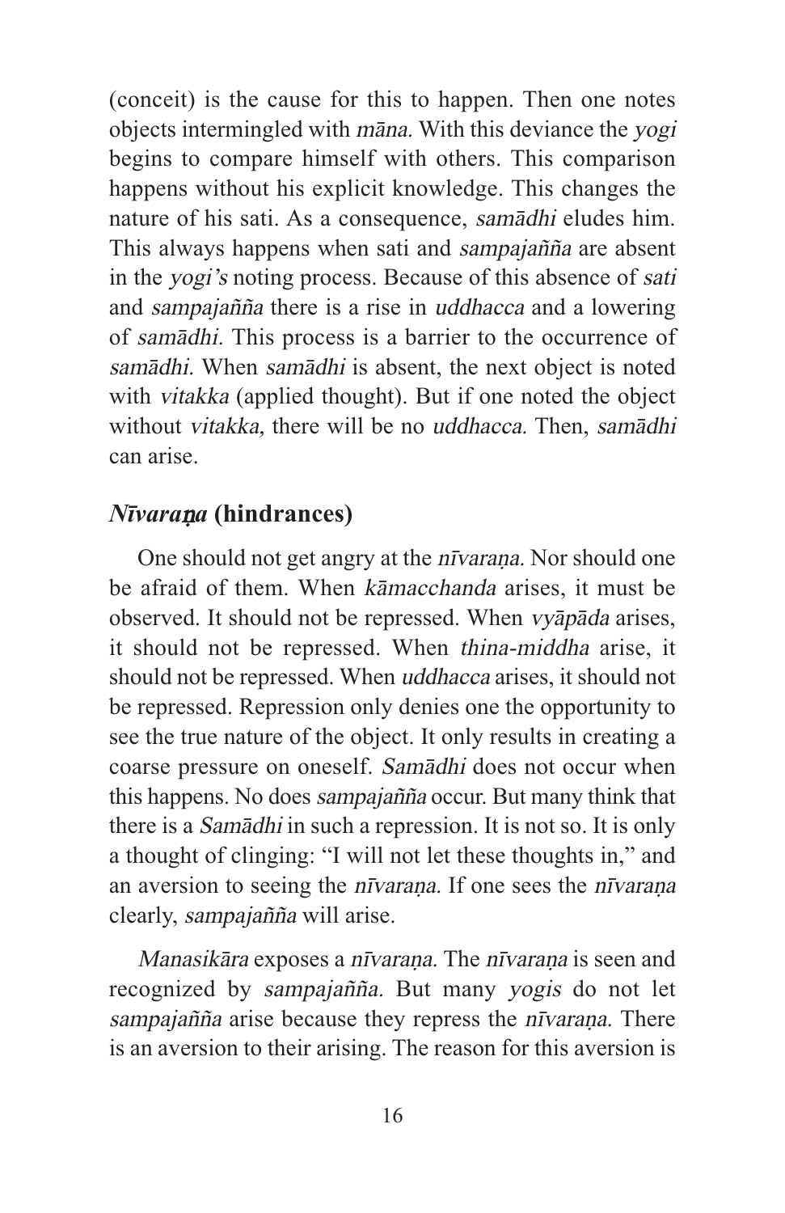(conceit) is the cause for this to happen. Then one notes objects intermingled with *māna.* With this deviance the *yogi* begins to compare himself with others. This comparison happens without his explicit knowledge. This changes the nature of his sati. As a consequence, *samādhi* eludes him. This always happens when sati and *sampajañña* are absent in the *yogi's* noting process. Because of this absence of *sati* and *sampajañña* there is a rise in *uddhacca* and a lowering of *samādhi.* This process is a barrier to the occurrence of *samādhi.* When *samādhi* is absent, the next object is noted with *vitakka* (applied thought). But if one noted the object without *vitakka,* there will be no *uddhacca.* Then, *samādhi* can arise.

## *Nīvaraṇa* (hindrances)

One should not get angry at the *nīvaraṇa.* Nor should one be afraid of them. When *kāmacchanda* arises, it must be observed. It should not be repressed. When *vyāpāda* arises, it should not be repressed. When *thina-middha* arise, it should not be repressed. When *uddhacca* arises, it should not be repressed. Repression only denies one the opportunity to see the true nature of the object. It only results in creating a coarse pressure on oneself. *Samādhi* does not occur when this happens. No does *sampajañña* occur. But many think that there is a *Samādhi* in such a repression. It is not so. It is only a thought of clinging: "I will not let these thoughts in," and an aversion to seeing the *nīvaraṇa.* If one sees the *nīvaraṇa* clearly, *sampajañña* will arise.

*Manasikāra* exposes a *nīvaraṇa.* The *nīvaraṇa* is seen and recognized by *sampajañña.* But many *yogis* do not let *sampajañña* arise because they repress the *nīvaraṇa.* There is an aversion to their arising. The reason for this aversion is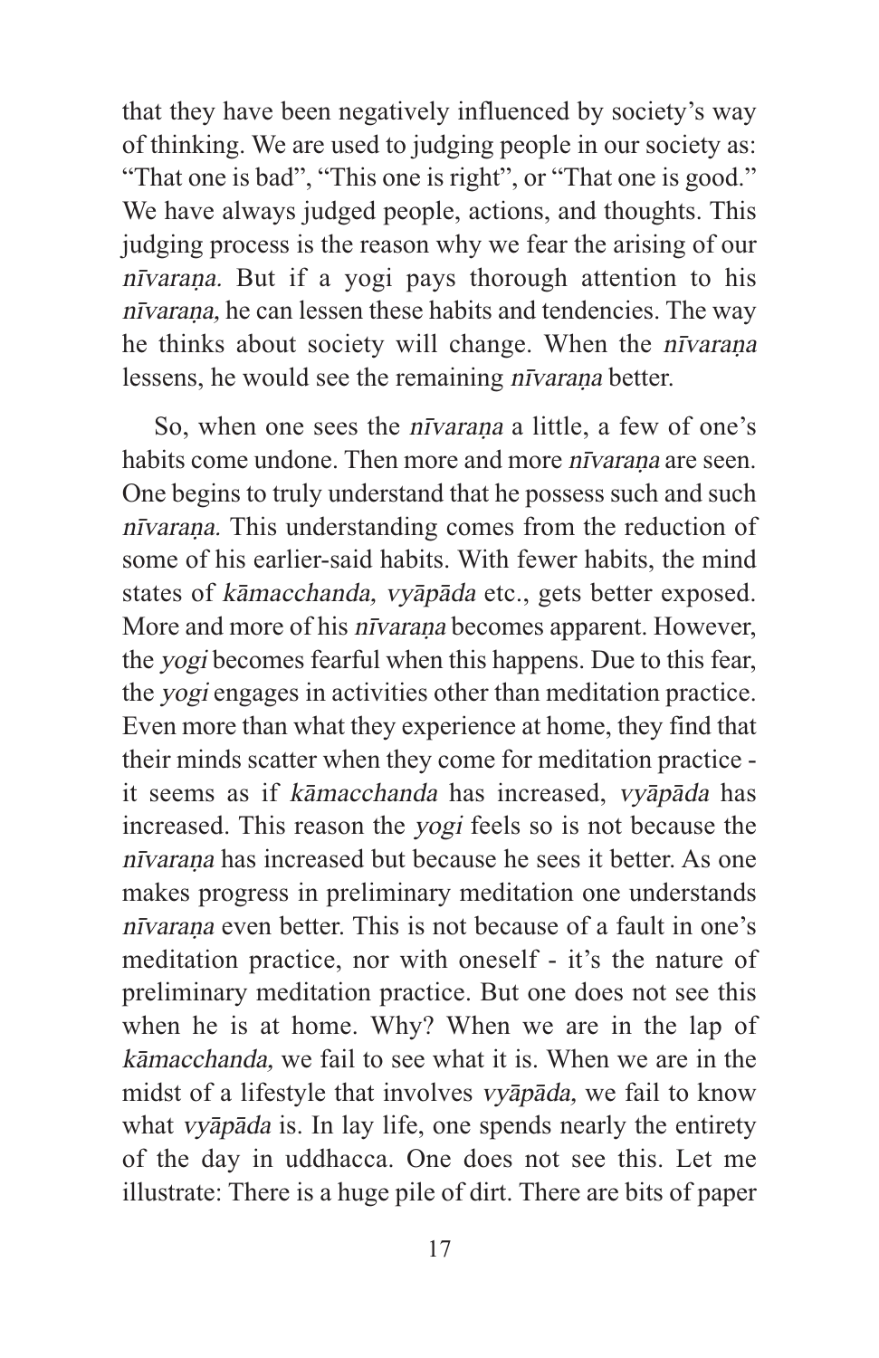that they have been negatively influenced by society's way of thinking. We are used to judging people in our society as: "That one is bad", "This one is right", or "That one is good." We have always judged people, actions, and thoughts. This judging process is the reason why we fear the arising of our *nīvaraṇa.* But if a yogi pays thorough attention to his *nīvaraṇa,* he can lessen these habits and tendencies. The way he thinks about society will change. When the *nīvaraṇa* lessens, he would see the remaining *nīvaraṇa* better.

So, when one sees the *nīvaraṇa* a little, a few of one's habits come undone. Then more and more *nīvaraṇa* are seen. One begins to truly understand that he possess such and such *nīvaraṇa.* This understanding comes from the reduction of some of his earlier-said habits. With fewer habits, the mind states of *kāmacchanda, vyāpāda* etc., gets better exposed. More and more of his *nīvaraṇa* becomes apparent. However, the *yogi* becomes fearful when this happens. Due to this fear, the *yogi* engages in activities other than meditation practice. Even more than what they experience at home, they find that their minds scatter when they come for meditation practice - it seems as if *kāmacchanda* has increased, *vyāpāda* has increased. This reason the *yogi* feels so is not because the *nīvaraṇa* has increased but because he sees it better. As one makes progress in preliminary meditation one understands *nīvaraṇa* even better. This is not because of a fault in one's meditation practice, nor with oneself - it's the nature of preliminary meditation practice. But one does not see this when he is at home. Why? When we are in the lap of *kāmacchanda,* we fail to see what it is. When we are in the midst of a lifestyle that involves *vyāpāda,* we fail to know what *vyāpāda* is. In lay life, one spends nearly the entirety of the day in uddhacca. One does not see this. Let me illustrate: There is a huge pile of dirt. There are bits of paper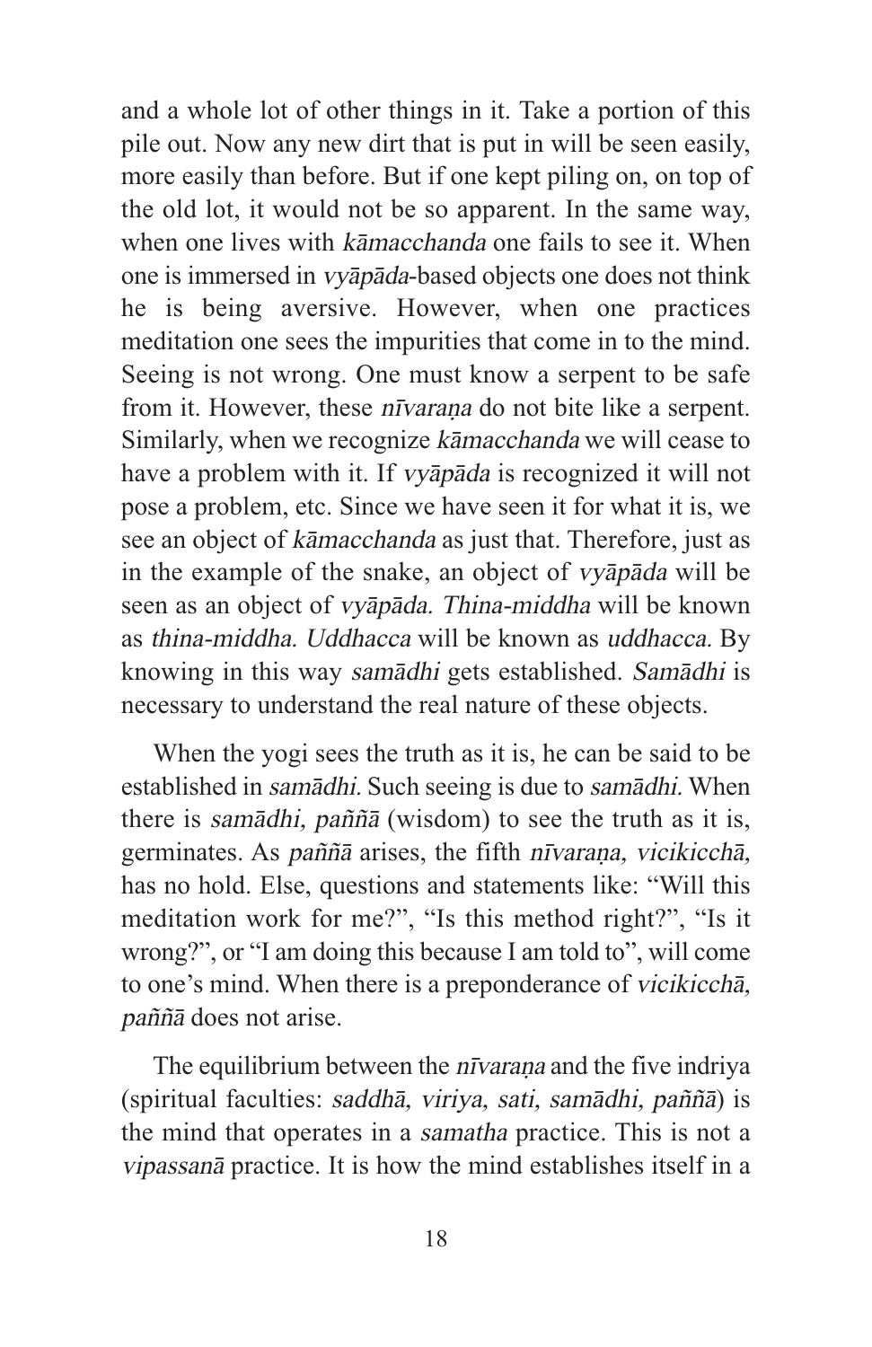and a whole lot of other things in it. Take a portion of this pile out. Now any new dirt that is put in will be seen easily, more easily than before. But if one kept piling on, on top of the old lot, it would not be so apparent. In the same way, when one lives with *kāmacchanda* one fails to see it. When one is immersed in *vyāpāda*-based objects one does not think he is being aversive. However, when one practices meditation one sees the impurities that come in to the mind. Seeing is not wrong. One must know a serpent to be safe from it. However, these *nīvaraṇa* do not bite like a serpent. Similarly, when we recognize *kāmacchanda* we will cease to have a problem with it. If *vyāpāda* is recognized it will not pose a problem, etc. Since we have seen it for what it is, we see an object of *kāmacchanda* as just that. Therefore, just as in the example of the snake, an object of *vyāpāda* will be seen as an object of *vyāpāda. Thina-middha* will be known as *thina-middha. Uddhacca* will be known as *uddhacca.* By knowing in this way *samādhi* gets established. *Samādhi* is necessary to understand the real nature of these objects.

When the yogi sees the truth as it is, he can be said to be established in *samādhi.* Such seeing is due to *samādhi.* When there is *samādhi, paññā* (wisdom) to see the truth as it is, germinates. As *paññā* arises, the fifth *nīvaraṇa, vicikicchā,* has no hold. Else, questions and statements like: "Will this meditation work for me?", "Is this method right?", "Is it wrong?", or "I am doing this because I am told to", will come to one's mind. When there is a preponderance of *vicikicchā, paññā* does not arise.

The equilibrium between the *nīvaraṇa* and the five indriya (spiritual faculties: *saddhā, viriya, sati, samādhi, paññā*) is the mind that operates in a *samatha* practice. This is not a *vipassanā* practice. It is how the mind establishes itself in a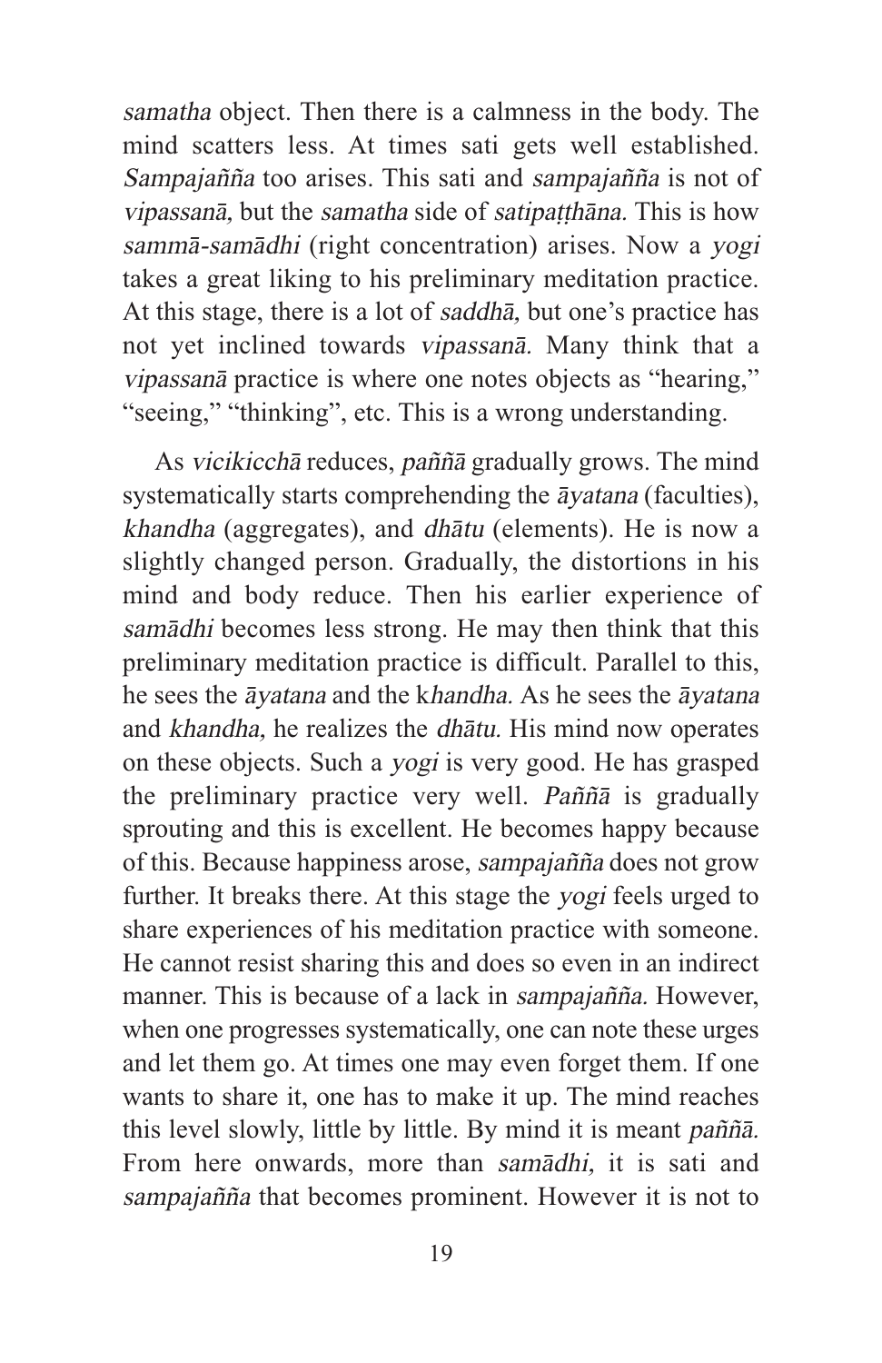*samatha* object. Then there is a calmness in the body. The mind scatters less. At times sati gets well established. *Sampajañña* too arises. This sati and *sampajañña* is not of *vipassanā,* but the *samatha* side of *satipaṭṭhāna.* This is how *sammā-samādhi* (right concentration) arises. Now a *yogi* takes a great liking to his preliminary meditation practice. At this stage, there is a lot of *saddhā,* but one's practice has not yet inclined towards *vipassanā.* Many think that a *vipassanā* practice is where one notes objects as "hearing," "seeing," "thinking", etc. This is a wrong understanding.

As *vicikicchā* reduces, *paññā* gradually grows. The mind systematically starts comprehending the *āyatana* (faculties), *khandha* (aggregates), and *dhātu* (elements). He is now a slightly changed person. Gradually, the distortions in his mind and body reduce. Then his earlier experience of *samādhi* becomes less strong. He may then think that this preliminary meditation practice is difficult. Parallel to this, he sees the *āyatana* and the k*handha.* As he sees the *āyatana* and *khandha,* he realizes the *dhātu.* His mind now operates on these objects. Such a *yogi* is very good. He has grasped the preliminary practice very well. *Paññā* is gradually sprouting and this is excellent. He becomes happy because of this. Because happiness arose, *sampajañña* does not grow further. It breaks there. At this stage the *yogi* feels urged to share experiences of his meditation practice with someone. He cannot resist sharing this and does so even in an indirect manner. This is because of a lack in *sampajañña.* However, when one progresses systematically, one can note these urges and let them go. At times one may even forget them. If one wants to share it, one has to make it up. The mind reaches this level slowly, little by little. By mind it is meant *paññā.* From here onwards, more than *samādhi,* it is sati and *sampajañña* that becomes prominent. However it is not to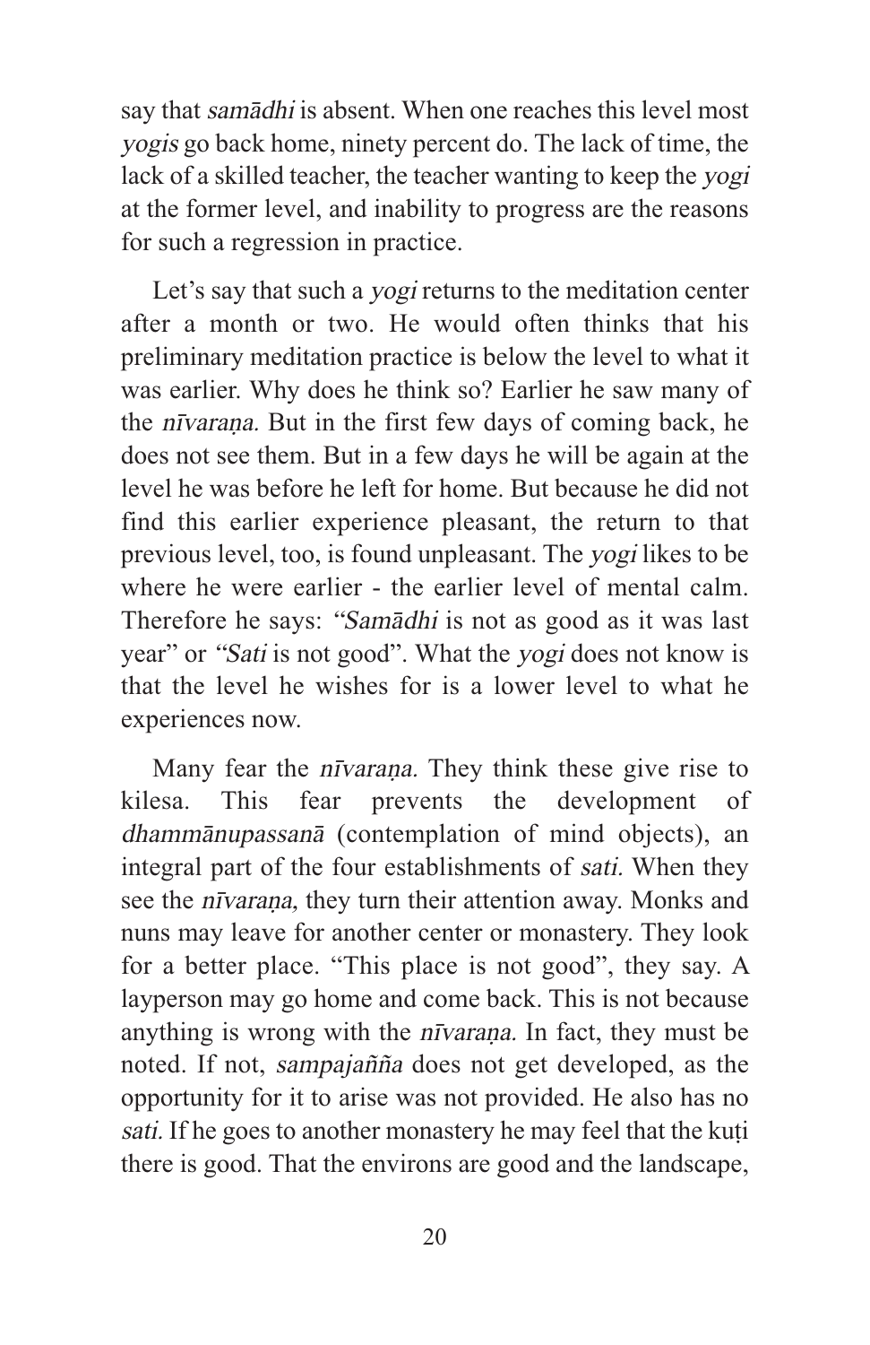say that *samādhi* is absent. When one reaches this level most *yogis* go back home, ninety percent do. The lack of time, the lack of a skilled teacher, the teacher wanting to keep the *yogi* at the former level, and inability to progress are the reasons for such a regression in practice.

Let's say that such a *yogi* returns to the meditation center after a month or two. He would often thinks that his preliminary meditation practice is below the level to what it was earlier. Why does he think so? Earlier he saw many of the *nīvaraṇa.* But in the first few days of coming back, he does not see them. But in a few days he will be again at the level he was before he left for home. But because he did not find this earlier experience pleasant, the return to that previous level, too, is found unpleasant. The *yogi* likes to be where he were earlier - the earlier level of mental calm. Therefore he says: "*Samādhi* is not as good as it was last year" or "*Sati* is not good". What the *yogi* does not know is that the level he wishes for is a lower level to what he experiences now.

Many fear the *nīvaraṇa.* They think these give rise to kilesa. This fear prevents the development of *dhammānupassanā* (contemplation of mind objects), an integral part of the four establishments of *sati.* When they see the *nīvaraṇa,* they turn their attention away. Monks and nuns may leave for another center or monastery. They look for a better place. "This place is not good", they say. A layperson may go home and come back. This is not because anything is wrong with the *nīvaraṇa.* In fact, they must be noted. If not, *sampajañña* does not get developed, as the opportunity for it to arise was not provided. He also has no *sati.* If he goes to another monastery he may feel that the kuṭi there is good. That the environs are good and the landscape,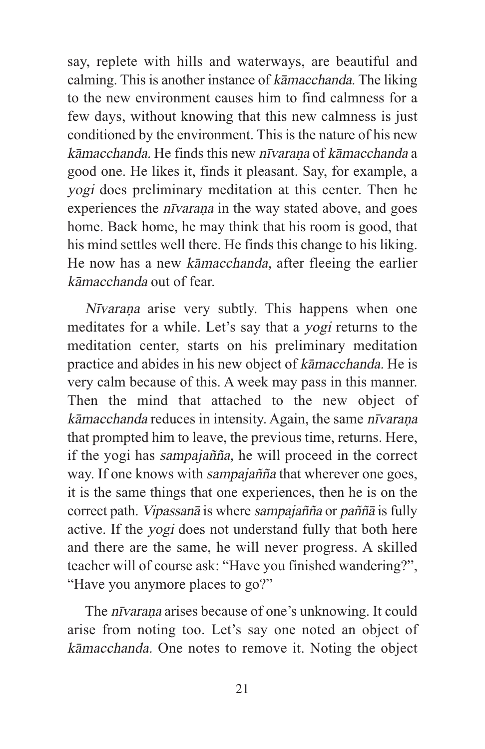say, replete with hills and waterways, are beautiful and calming. This is another instance of *kāmacchanda.* The liking to the new environment causes him to find calmness for a few days, without knowing that this new calmness is just conditioned by the environment. This is the nature of his new *kāmacchanda.* He finds this new *nīvaraṇa* of *kāmacchanda* a good one. He likes it, finds it pleasant. Say, for example, a *yogi* does preliminary meditation at this center. Then he experiences the *nīvaraṇa* in the way stated above, and goes home. Back home, he may think that his room is good, that his mind settles well there. He finds this change to his liking. He now has a new *kāmacchanda,* after fleeing the earlier *kāmacchanda* out of fear.

*Nīvaraṇa* arise very subtly. This happens when one meditates for a while. Let's say that a *yogi* returns to the meditation center, starts on his preliminary meditation practice and abides in his new object of *kāmacchanda.* He is very calm because of this. A week may pass in this manner. Then the mind that attached to the new object of *kāmacchanda* reduces in intensity. Again, the same *nīvaraṇa* that prompted him to leave, the previous time, returns. Here, if the yogi has *sampajañña*, he will proceed in the correct way. If one knows with *sampajañña* that wherever one goes, it is the same things that one experiences, then he is on the correct path. *Vipassanā* is where *sampajañña* or *paññā* is fully active. If the *yogi* does not understand fully that both here and there are the same, he will never progress. A skilled teacher will of course ask: "Have you finished wandering?", "Have you anymore places to go?"

The *nīvaraṇa* arises because of one's unknowing. It could arise from noting too. Let's say one noted an object of *kāmacchanda.* One notes to remove it. Noting the object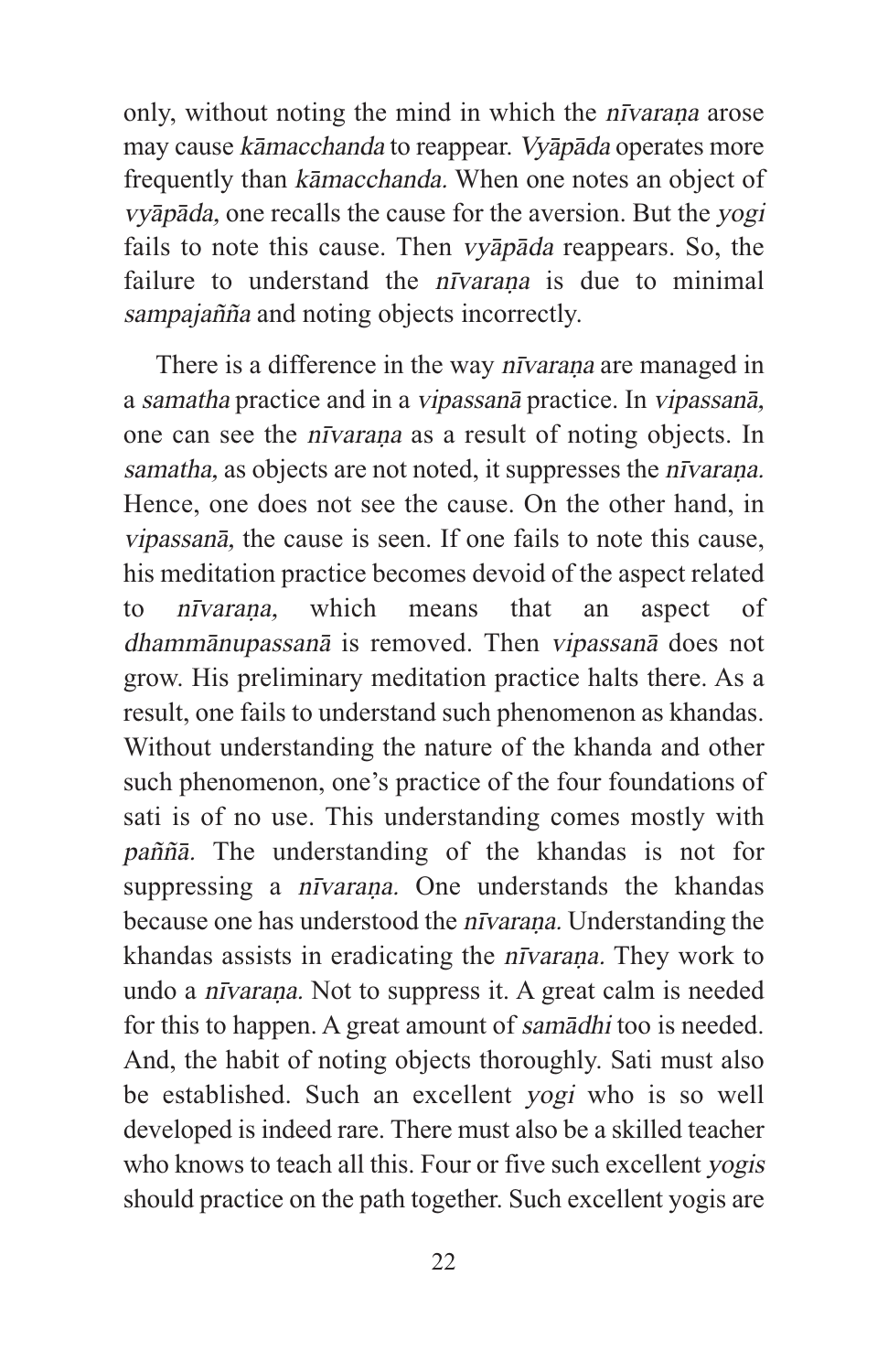only, without noting the mind in which the *nīvaraṇa* arose may cause *kāmacchanda* to reappear. *Vyāpāda* operates more frequently than *kāmacchanda.* When one notes an object of *vyāpāda,* one recalls the cause for the aversion. But the *yogi* fails to note this cause. Then *vyāpāda* reappears. So, the failure to understand the *nīvaraṇa* is due to minimal *sampajañña* and noting objects incorrectly.

There is a difference in the way *nīvaraṇa* are managed in a *samatha* practice and in a *vipassanā* practice. In *vipassanā,* one can see the *nīvaraṇa* as a result of noting objects. In *samatha,* as objects are not noted, it suppresses the *nīvaraṇa.* Hence, one does not see the cause. On the other hand, in *vipassanā,* the cause is seen. If one fails to note this cause, his meditation practice becomes devoid of the aspect related to *nīvaraṇa,* which means that an aspect of *dhammānupassanā* is removed. Then *vipassanā* does not grow. His preliminary meditation practice halts there. As a result, one fails to understand such phenomenon as khandas. Without understanding the nature of the khanda and other such phenomenon, one's practice of the four foundations of sati is of no use. This understanding comes mostly with *paññā.* The understanding of the khandas is not for suppressing a *nīvaraṇa.* One understands the khandas because one has understood the *nīvaraṇa.* Understanding the khandas assists in eradicating the *nīvaraṇa.* They work to undo a *nīvaraṇa.* Not to suppress it. A great calm is needed for this to happen. A great amount of *samādhi* too is needed. And, the habit of noting objects thoroughly. Sati must also be established. Such an excellent *yogi* who is so well developed is indeed rare. There must also be a skilled teacher who knows to teach all this. Four or five such excellent *yogis* should practice on the path together. Such excellent yogis are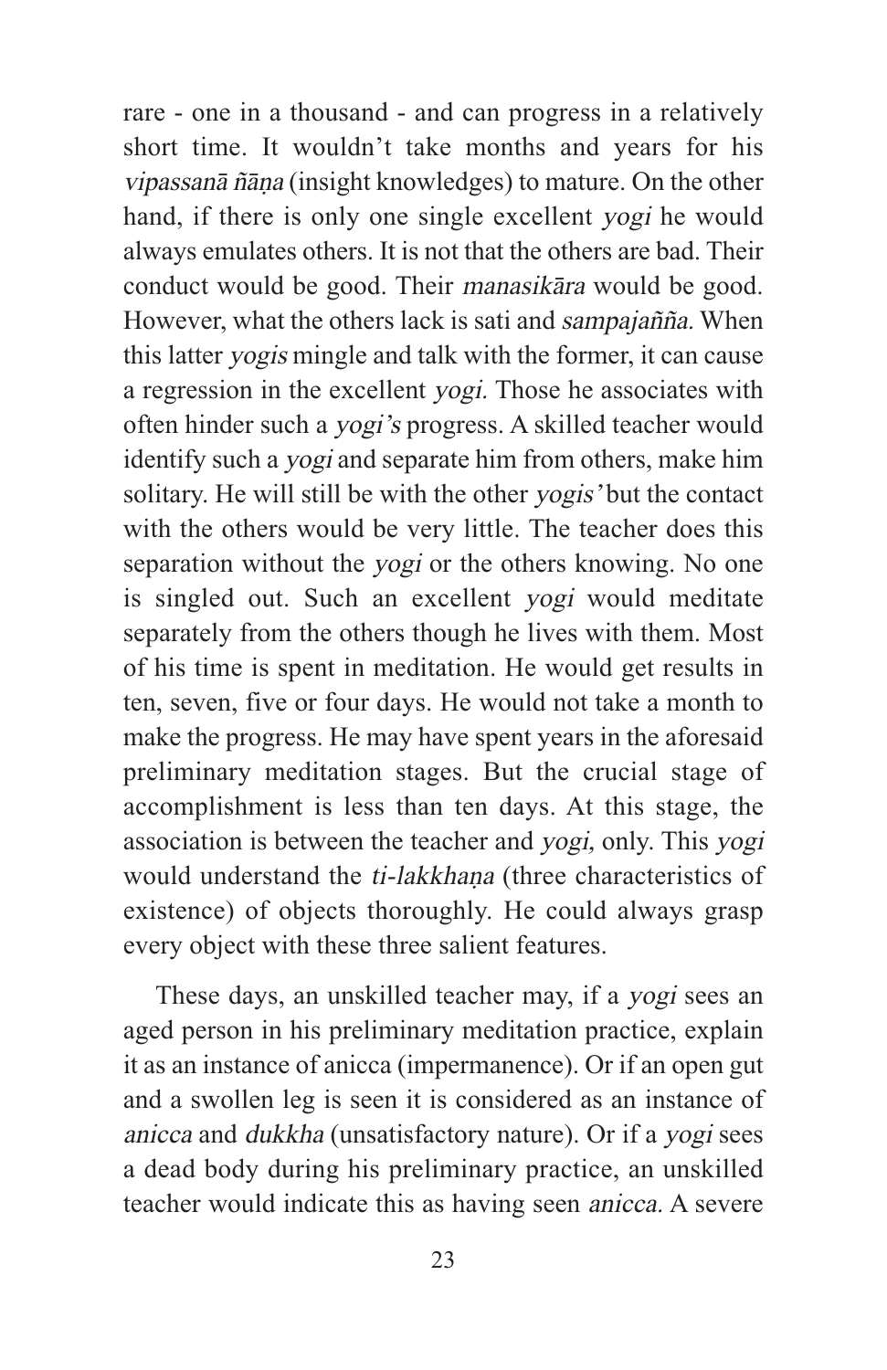rare - one in a thousand - and can progress in a relatively short time. It wouldn't take months and years for his *vipassanā ñāṇa* (insight knowledges) to mature. On the other hand, if there is only one single excellent *yogi* he would always emulates others. It is not that the others are bad. Their conduct would be good. Their *manasikāra* would be good. However, what the others lack is sati and *sampajañña.* When this latter *yogis* mingle and talk with the former, it can cause a regression in the excellent *yogi.* Those he associates with often hinder such a *yogi's* progress. A skilled teacher would identify such a *yogi* and separate him from others, make him solitary. He will still be with the other *yogis'* but the contact with the others would be very little. The teacher does this separation without the *yogi* or the others knowing. No one is singled out. Such an excellent *yogi* would meditate separately from the others though he lives with them. Most of his time is spent in meditation. He would get results in ten, seven, five or four days. He would not take a month to make the progress. He may have spent years in the aforesaid preliminary meditation stages. But the crucial stage of accomplishment is less than ten days. At this stage, the association is between the teacher and *yogi,* only. This *yogi* would understand the *ti-lakkhaṇa* (three characteristics of existence) of objects thoroughly. He could always grasp every object with these three salient features.

These days, an unskilled teacher may, if a *yogi* sees an aged person in his preliminary meditation practice, explain it as an instance of anicca (impermanence). Or if an open gut and a swollen leg is seen it is considered as an instance of *anicca* and *dukkha* (unsatisfactory nature). Or if a *yogi* sees a dead body during his preliminary practice, an unskilled teacher would indicate this as having seen *anicca.* A severe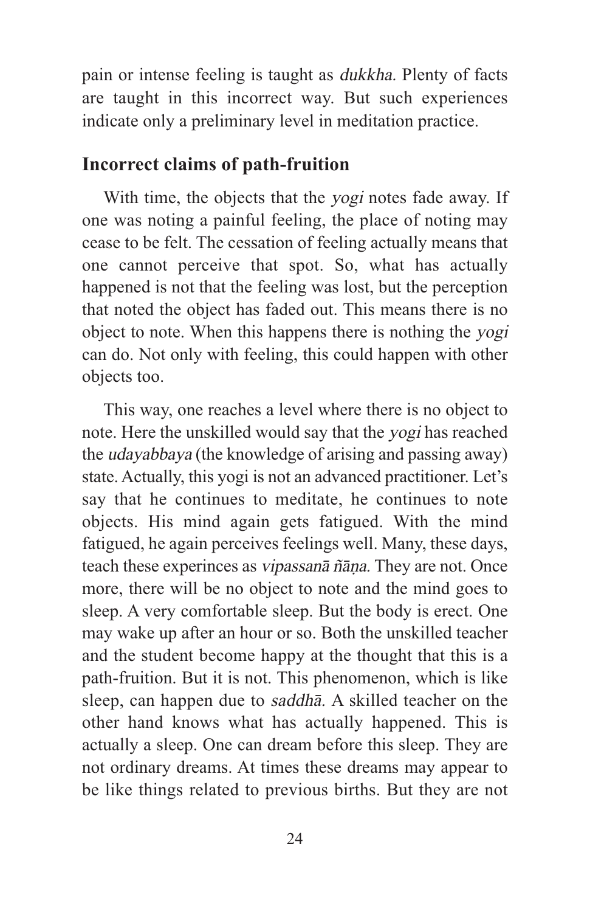pain or intense feeling is taught as *dukkha.* Plenty of facts are taught in this incorrect way. But such experiences indicate only a preliminary level in meditation practice.

## Incorrect claims of path-fruition

With time, the objects that the *yogi* notes fade away. If one was noting a painful feeling, the place of noting may cease to be felt. The cessation of feeling actually means that one cannot perceive that spot. So, what has actually happened is not that the feeling was lost, but the perception that noted the object has faded out. This means there is no object to note. When this happens there is nothing the *yogi* can do. Not only with feeling, this could happen with other objects too.

This way, one reaches a level where there is no object to note. Here the unskilled would say that the *yogi* has reached the *udayabbaya* (the knowledge of arising and passing away) state. Actually, this yogi is not an advanced practitioner. Let's say that he continues to meditate, he continues to note objects. His mind again gets fatigued. With the mind fatigued, he again perceives feelings well. Many, these days, teach these experinces as *vipassanā ñāṇa.* They are not. Once more, there will be no object to note and the mind goes to sleep. A very comfortable sleep. But the body is erect. One may wake up after an hour or so. Both the unskilled teacher and the student become happy at the thought that this is a path-fruition. But it is not. This phenomenon, which is like sleep, can happen due to *saddhā.* A skilled teacher on the other hand knows what has actually happened. This is actually a sleep. One can dream before this sleep. They are not ordinary dreams. At times these dreams may appear to be like things related to previous births. But they are not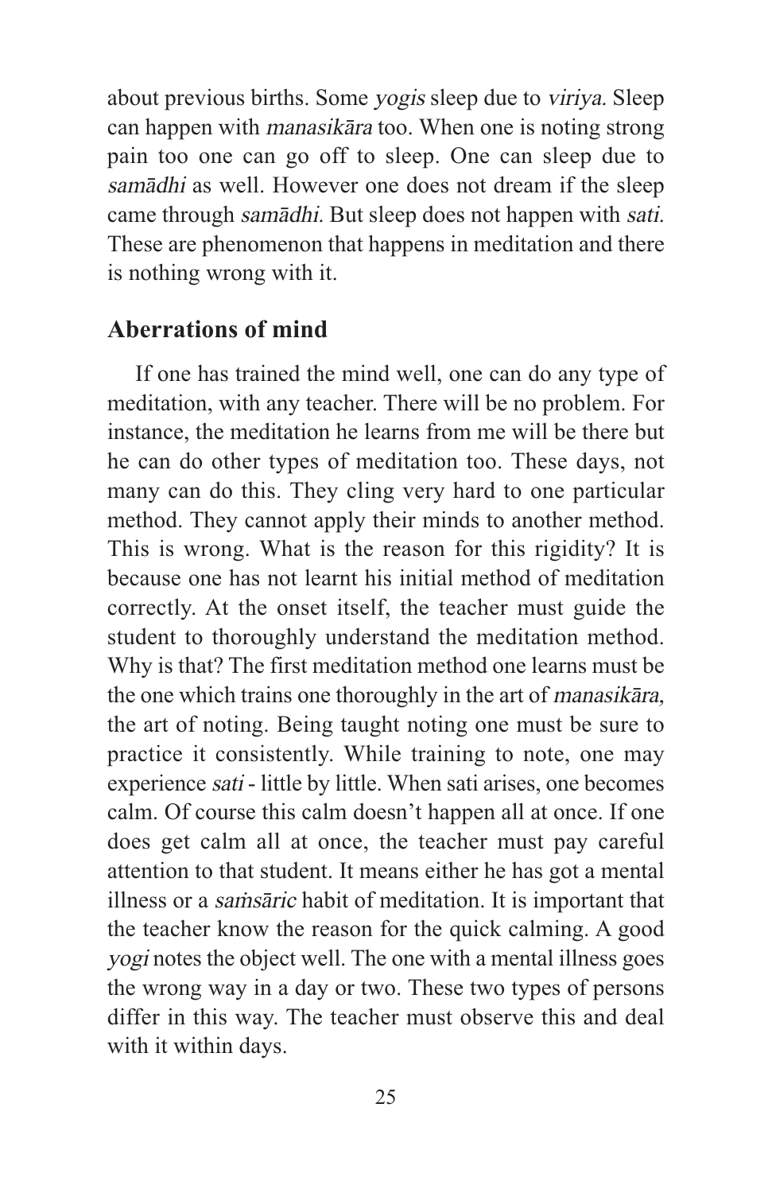about previous births. Some *yogis* sleep due to *viriya.* Sleep can happen with *manasikāra* too. When one is noting strong pain too one can go off to sleep. One can sleep due to *samādhi* as well. However one does not dream if the sleep came through *samādhi.* But sleep does not happen with *sati.* These are phenomenon that happens in meditation and there is nothing wrong with it.

## Aberrations of mind

If one has trained the mind well, one can do any type of meditation, with any teacher. There will be no problem. For instance, the meditation he learns from me will be there but he can do other types of meditation too. These days, not many can do this. They cling very hard to one particular method. They cannot apply their minds to another method. This is wrong. What is the reason for this rigidity? It is because one has not learnt his initial method of meditation correctly. At the onset itself, the teacher must guide the student to thoroughly understand the meditation method. Why is that? The first meditation method one learns must be the one which trains one thoroughly in the art of *manasikāra,* the art of noting. Being taught noting one must be sure to practice it consistently. While training to note, one may experience *sati* - little by little. When sati arises, one becomes calm. Of course this calm doesn't happen all at once. If one does get calm all at once, the teacher must pay careful attention to that student. It means either he has got a mental illness or a *saṁsāric* habit of meditation. It is important that the teacher know the reason for the quick calming. A good *yogi* notes the object well. The one with a mental illness goes the wrong way in a day or two. These two types of persons differ in this way. The teacher must observe this and deal with it within days.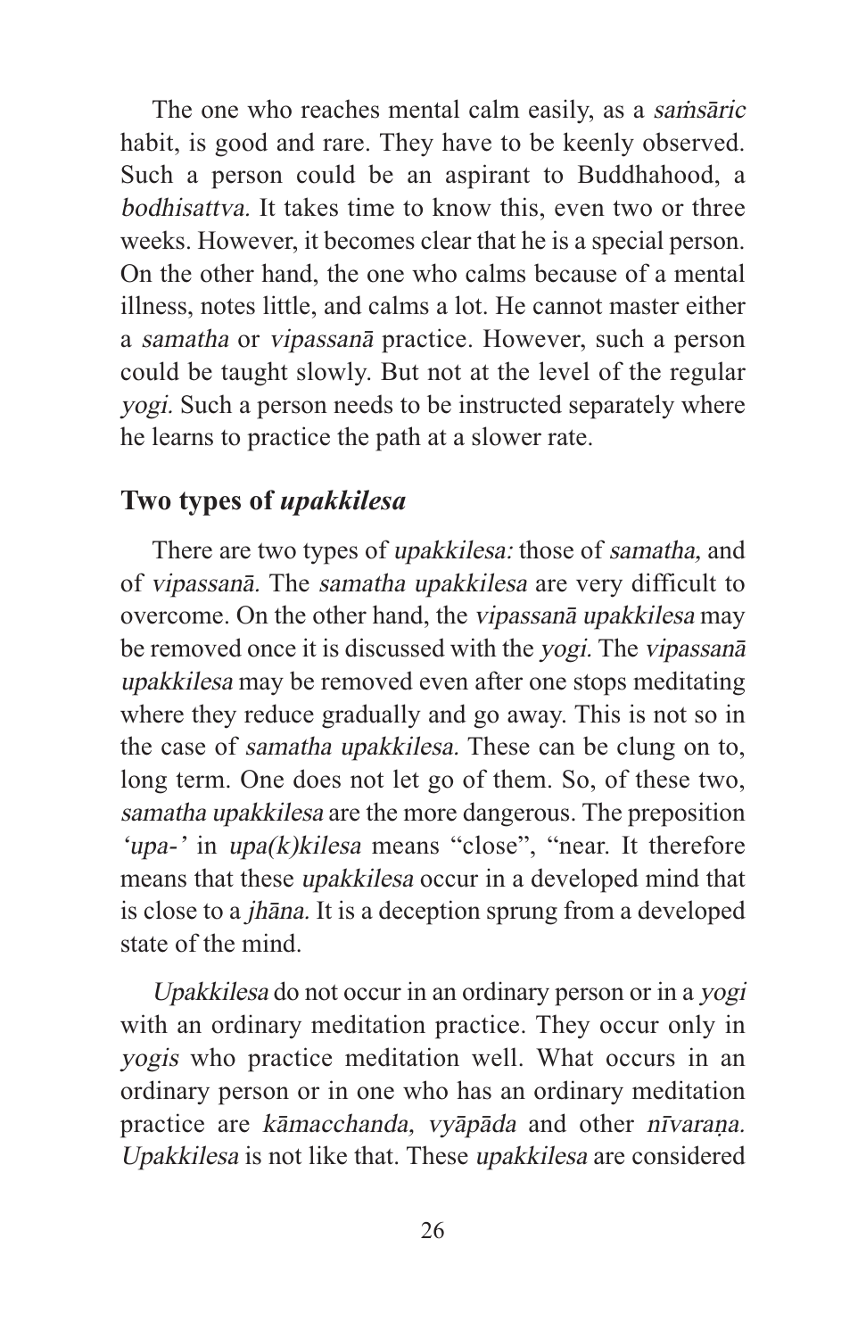The one who reaches mental calm easily, as a *saṁsāric* habit, is good and rare. They have to be keenly observed. Such a person could be an aspirant to Buddhahood, a *bodhisattva.* It takes time to know this, even two or three weeks. However, it becomes clear that he is a special person. On the other hand, the one who calms because of a mental illness, notes little, and calms a lot. He cannot master either a *samatha* or *vipassanā* practice. However, such a person could be taught slowly. But not at the level of the regular *yogi.* Such a person needs to be instructed separately where he learns to practice the path at a slower rate.

## Two types of *upakkilesa*

There are two types of *upakkilesa:* those of *samatha,* and of *vipassanā.* The *samatha upakkilesa* are very difficult to overcome. On the other hand, the *vipassanā upakkilesa* may be removed once it is discussed with the *yogi.* The *vipassanā upakkilesa* may be removed even after one stops meditating where they reduce gradually and go away. This is not so in the case of *samatha upakkilesa.* These can be clung on to, long term. One does not let go of them. So, of these two, *samatha upakkilesa* are the more dangerous. The preposition '*upa-*' in *upa(k)kilesa* means "close", "near. It therefore means that these *upakkilesa* occur in a developed mind that is close to a *jhāna.* It is a deception sprung from a developed state of the mind.

*Upakkilesa* do not occur in an ordinary person or in a *yogi* with an ordinary meditation practice. They occur only in *yogis* who practice meditation well. What occurs in an ordinary person or in one who has an ordinary meditation practice are *kāmacchanda, vyāpāda* and other *nīvaraṇa. Upakkilesa* is not like that. These *upakkilesa* are considered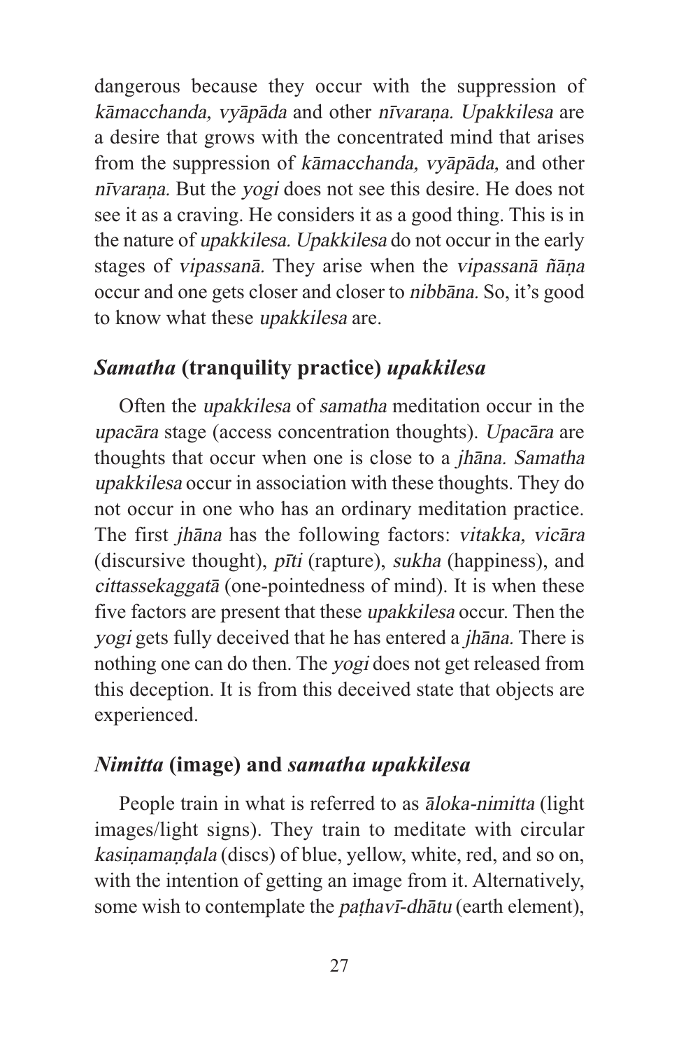dangerous because they occur with the suppression of *kāmacchanda, vyāpāda* and other *nīvaraṇa. Upakkilesa* are a desire that grows with the concentrated mind that arises from the suppression of *kāmacchanda, vyāpāda,* and other *nīvaraṇa.* But the *yogi* does not see this desire. He does not see it as a craving. He considers it as a good thing. This is in the nature of *upakkilesa. Upakkilesa* do not occur in the early stages of *vipassanā.* They arise when the *vipassanā ñāṇa* occur and one gets closer and closer to *nibbāna.* So, it's good to know what these *upakkilesa* are.

## *Samatha* (tranquility practice) *upakkilesa*

Often the *upakkilesa* of *samatha* meditation occur in the *upacāra* stage (access concentration thoughts). *Upacāra* are thoughts that occur when one is close to a *jhāna. Samatha upakkilesa* occur in association with these thoughts. They do not occur in one who has an ordinary meditation practice. The first *jhāna* has the following factors: *vitakka, vicāra* (discursive thought), *pīti* (rapture), *sukha* (happiness), and *cittassekaggatā* (one-pointedness of mind). It is when these five factors are present that these *upakkilesa* occur. Then the *yogi* gets fully deceived that he has entered a *jhāna.* There is nothing one can do then. The *yogi* does not get released from this deception. It is from this deceived state that objects are experienced.

## *Nimitta* (image) and *samatha upakkilesa*

People train in what is referred to as *āloka-nimitta* (light images/light signs). They train to meditate with circular *kasiṇamaṇḍala* (discs) of blue, yellow, white, red, and so on, with the intention of getting an image from it. Alternatively, some wish to contemplate the *paṭhavī-dhātu* (earth element),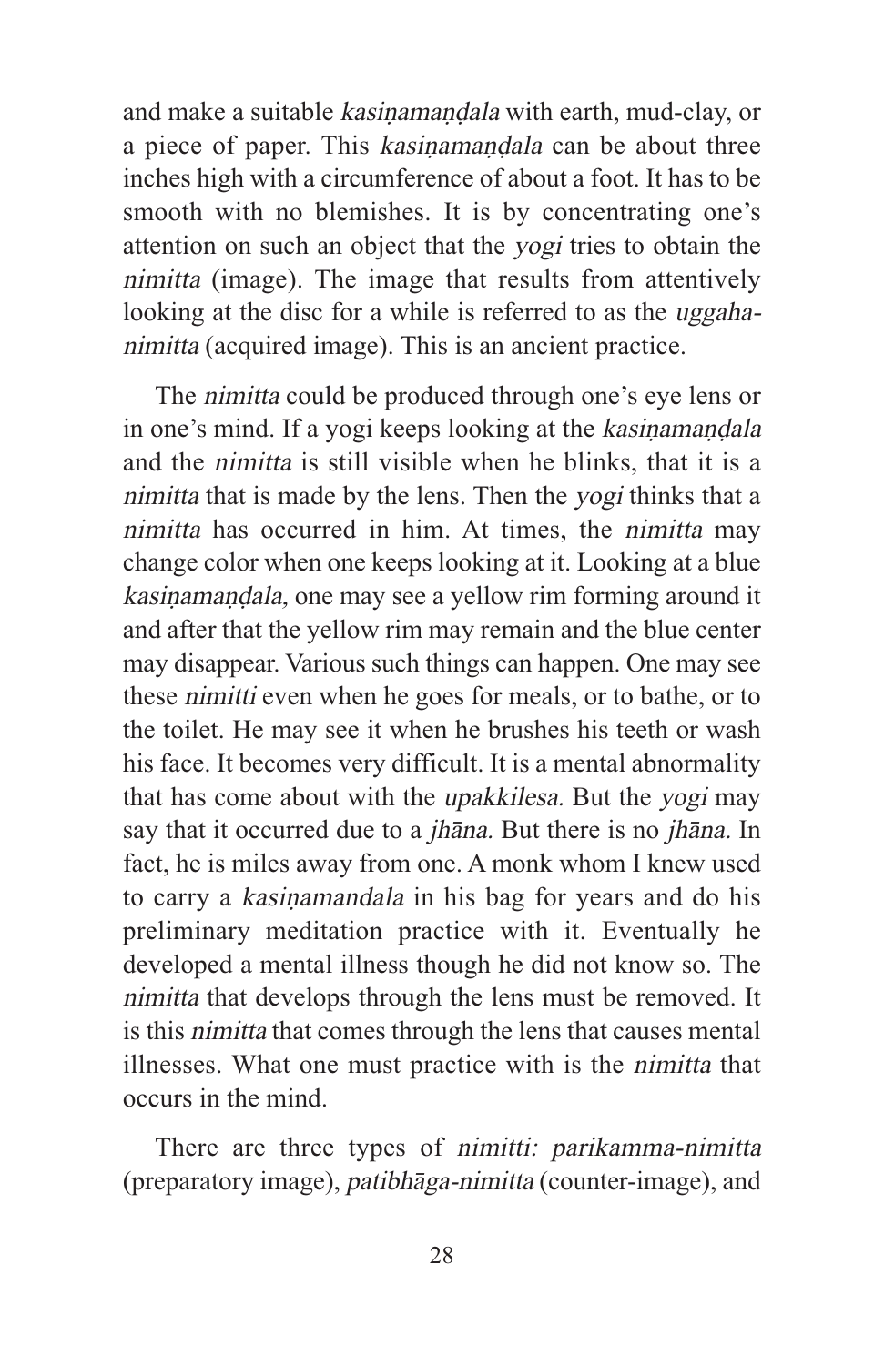and make a suitable *kasiṇamaṇḍala* with earth, mud-clay, or a piece of paper. This *kasiṇamaṇḍala* can be about three inches high with a circumference of about a foot. It has to be smooth with no blemishes. It is by concentrating one's attention on such an object that the *yogi* tries to obtain the *nimitta* (image). The image that results from attentively looking at the disc for a while is referred to as the *uggaha-nimitta* (acquired image). This is an ancient practice.

The *nimitta* could be produced through one's eye lens or in one's mind. If a yogi keeps looking at the *kasiṇamaṇḍala* and the *nimitta* is still visible when he blinks, that it is a *nimitta* that is made by the lens. Then the *yogi* thinks that a *nimitta* has occurred in him. At times, the *nimitta* may change color when one keeps looking at it. Looking at a blue *kasiṇamaṇḍala,* one may see a yellow rim forming around it and after that the yellow rim may remain and the blue center may disappear. Various such things can happen. One may see these *nimitti* even when he goes for meals, or to bathe, or to the toilet. He may see it when he brushes his teeth or wash his face. It becomes very difficult. It is a mental abnormality that has come about with the *upakkilesa.* But the *yogi* may say that it occurred due to a *jhāna.* But there is no *jhāna.* In fact, he is miles away from one. A monk whom I knew used to carry a *kasiṇamandala* in his bag for years and do his preliminary meditation practice with it. Eventually he developed a mental illness though he did not know so. The *nimitta* that develops through the lens must be removed. It is this *nimitta* that comes through the lens that causes mental illnesses. What one must practice with is the *nimitta* that occurs in the mind.

There are three types of *nimitti: parikamma-nimitta* (preparatory image), *patibhāga-nimitta* (counter-image), and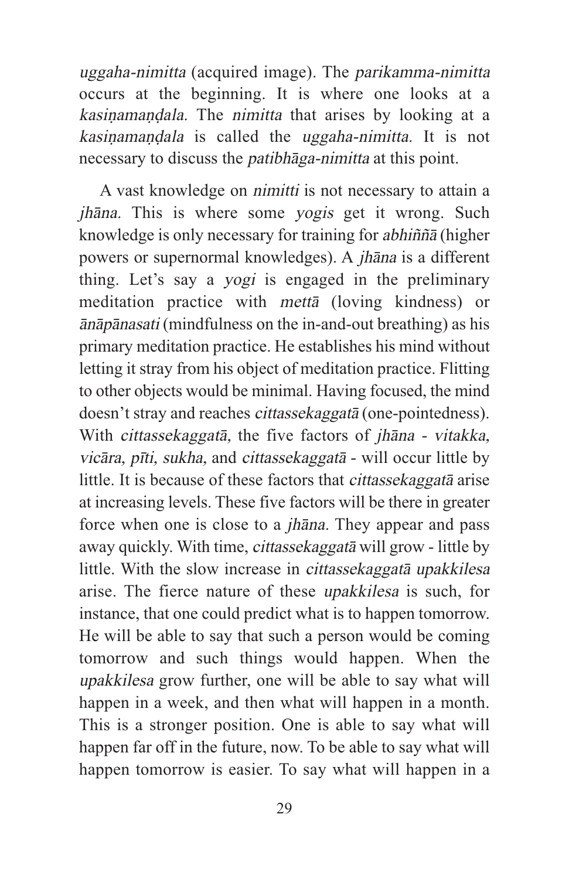*uggaha-nimitta* (acquired image). The *parikamma-nimitta* occurs at the beginning. It is where one looks at a *kasiṇamaṇḍala.* The *nimitta* that arises by looking at a *kasiṇamaṇḍala* is called the *uggaha-nimitta.* It is not necessary to discuss the *patibhāga-nimitta* at this point.

A vast knowledge on *nimitti* is not necessary to attain a *jhāna.* This is where some *yogis* get it wrong. Such knowledge is only necessary for training for *abhiññā* (higher powers or supernormal knowledges). A *jhāna* is a different thing. Let's say a *yogi* is engaged in the preliminary meditation practice with *mettā* (loving kindness) or *ānāpānasati* (mindfulness on the in-and-out breathing) as his primary meditation practice. He establishes his mind without letting it stray from his object of meditation practice. Flitting to other objects would be minimal. Having focused, the mind doesn't stray and reaches *cittassekaggatā* (one-pointedness). With *cittassekaggatā,* the five factors of *jhāna* - *vitakka, vicāra, pīti, sukha,* and *cittassekaggatā* - will occur little by little. It is because of these factors that *cittassekaggatā* arise at increasing levels. These five factors will be there in greater force when one is close to a *jhāna.* They appear and pass away quickly. With time, *cittassekaggatā* will grow - little by little. With the slow increase in *cittassekaggatā upakkilesa* arise. The fierce nature of these *upakkilesa* is such, for instance, that one could predict what is to happen tomorrow. He will be able to say that such a person would be coming tomorrow and such things would happen. When the *upakkilesa* grow further, one will be able to say what will happen in a week, and then what will happen in a month. This is a stronger position. One is able to say what will happen far off in the future, now. To be able to say what will happen tomorrow is easier. To say what will happen in a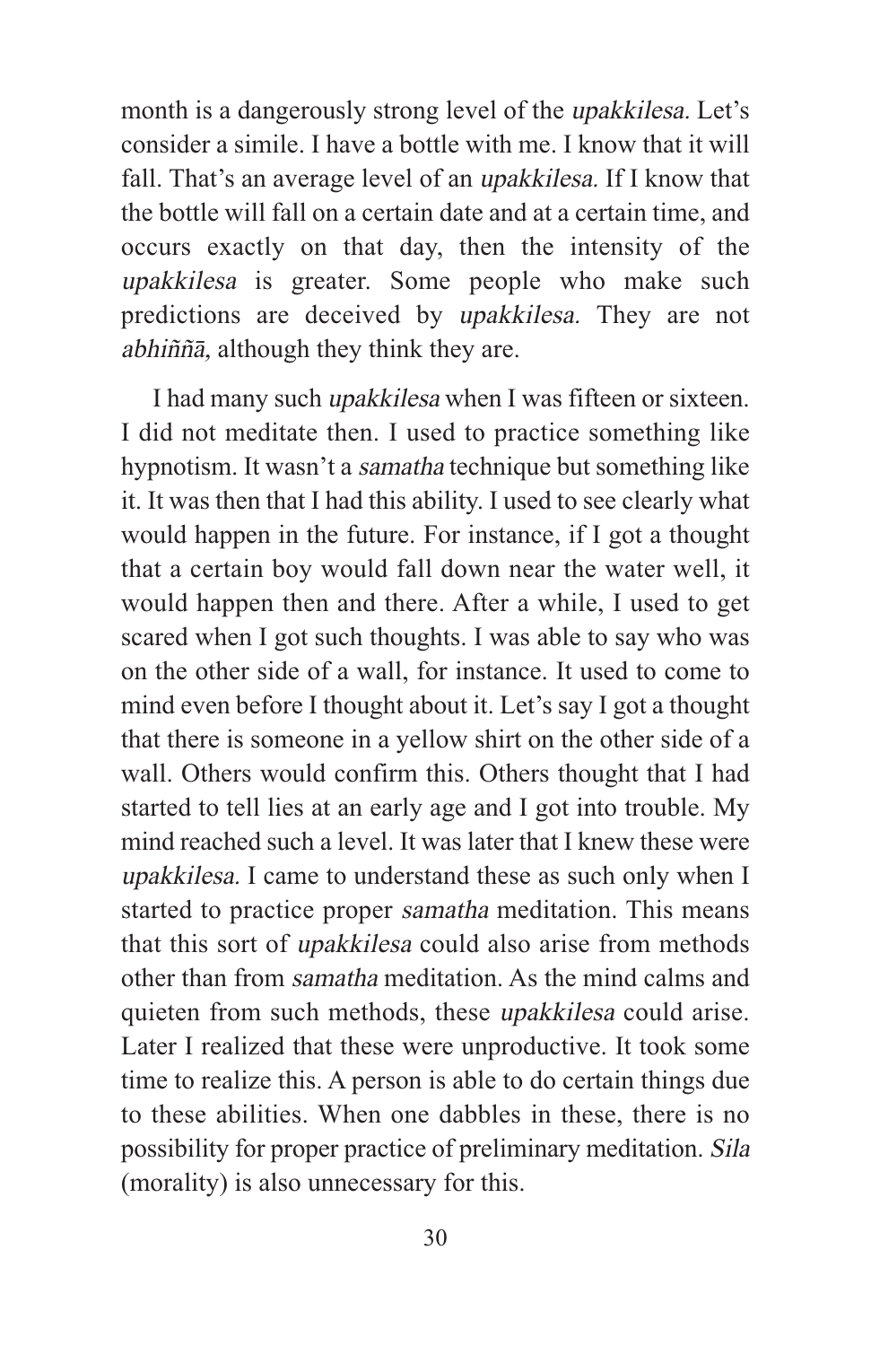month is a dangerously strong level of the *upakkilesa.* Let's consider a simile. I have a bottle with me. I know that it will fall. That's an average level of an *upakkilesa.* If I know that the bottle will fall on a certain date and at a certain time, and occurs exactly on that day, then the intensity of the *upakkilesa* is greater. Some people who make such predictions are deceived by *upakkilesa.* They are not *abhiññā,* although they think they are.

I had many such *upakkilesa* when I was fifteen or sixteen. I did not meditate then. I used to practice something like hypnotism. It wasn't a *samatha* technique but something like it. It was then that I had this ability. I used to see clearly what would happen in the future. For instance, if I got a thought that a certain boy would fall down near the water well, it would happen then and there. After a while, I used to get scared when I got such thoughts. I was able to say who was on the other side of a wall, for instance. It used to come to mind even before I thought about it. Let's say I got a thought that there is someone in a yellow shirt on the other side of a wall. Others would confirm this. Others thought that I had started to tell lies at an early age and I got into trouble. My mind reached such a level. It was later that I knew these were *upakkilesa.* I came to understand these as such only when I started to practice proper *samatha* meditation. This means that this sort of *upakkilesa* could also arise from methods other than from *samatha* meditation. As the mind calms and quieten from such methods, these *upakkilesa* could arise. Later I realized that these were unproductive. It took some time to realize this. A person is able to do certain things due to these abilities. When one dabbles in these, there is no possibility for proper practice of preliminary meditation. *Sila* (morality) is also unnecessary for this.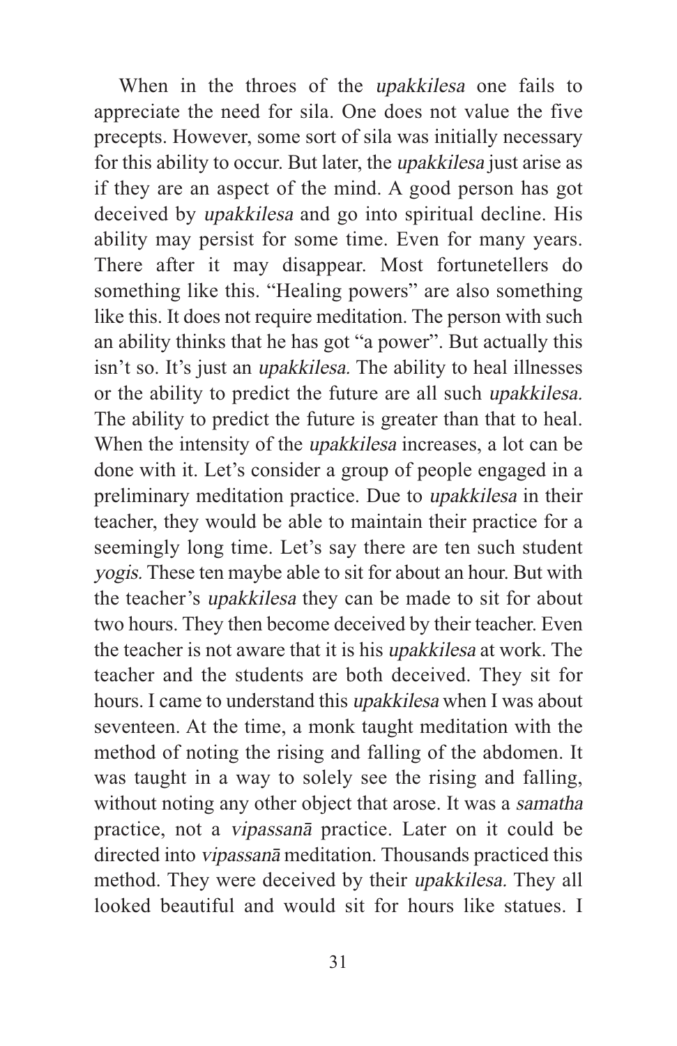When in the throes of the *upakkilesa* one fails to appreciate the need for sila. One does not value the five precepts. However, some sort of sila was initially necessary for this ability to occur. But later, the *upakkilesa* just arise as if they are an aspect of the mind. A good person has got deceived by *upakkilesa* and go into spiritual decline. His ability may persist for some time. Even for many years. There after it may disappear. Most fortunetellers do something like this. "Healing powers" are also something like this. It does not require meditation. The person with such an ability thinks that he has got "a power". But actually this isn't so. It's just an *upakkilesa.* The ability to heal illnesses or the ability to predict the future are all such *upakkilesa.* The ability to predict the future is greater than that to heal. When the intensity of the *upakkilesa* increases, a lot can be done with it. Let's consider a group of people engaged in a preliminary meditation practice. Due to *upakkilesa* in their teacher, they would be able to maintain their practice for a seemingly long time. Let's say there are ten such student *yogis.* These ten maybe able to sit for about an hour. But with the teacher's *upakkilesa* they can be made to sit for about two hours. They then become deceived by their teacher. Even the teacher is not aware that it is his *upakkilesa* at work. The teacher and the students are both deceived. They sit for hours. I came to understand this *upakkilesa* when I was about seventeen. At the time, a monk taught meditation with the method of noting the rising and falling of the abdomen. It was taught in a way to solely see the rising and falling, without noting any other object that arose. It was a *samatha* practice, not a *vipassanā* practice. Later on it could be directed into *vipassanā* meditation. Thousands practiced this method. They were deceived by their *upakkilesa.* They all looked beautiful and would sit for hours like statues. I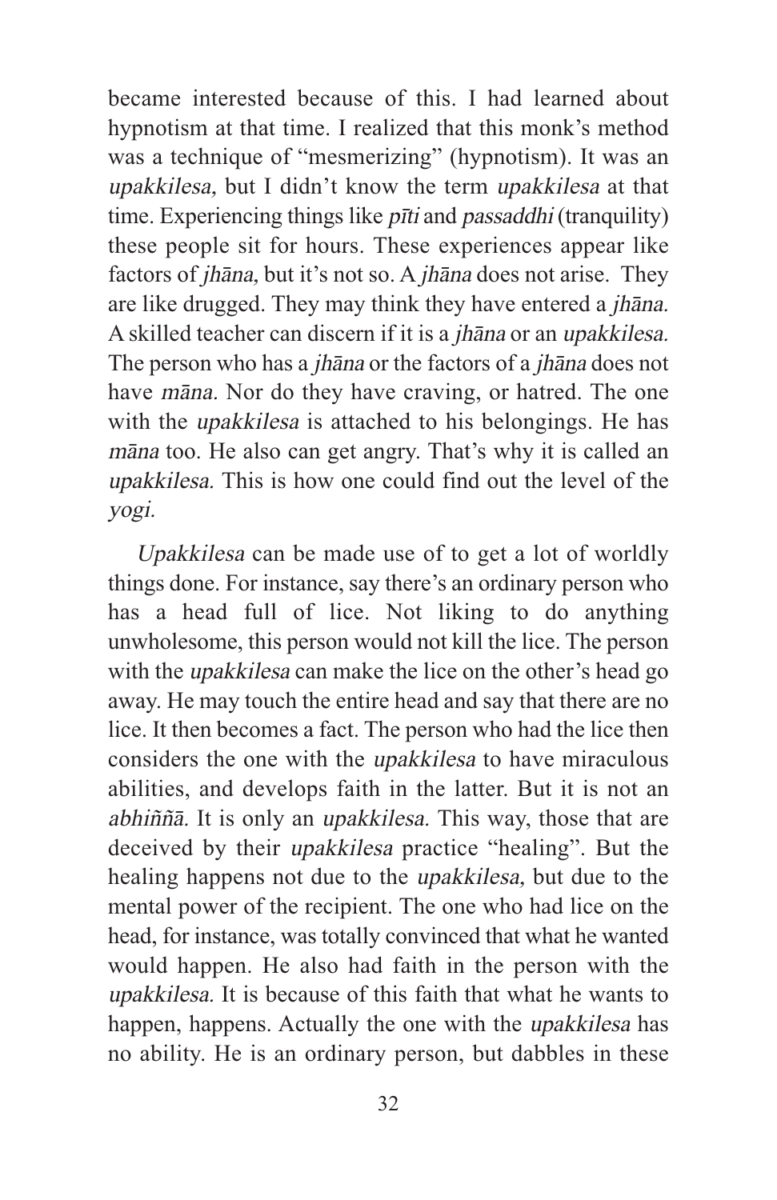became interested because of this. I had learned about hypnotism at that time. I realized that this monk's method was a technique of "mesmerizing" (hypnotism). It was an *upakkilesa,* but I didn't know the term *upakkilesa* at that time. Experiencing things like *pīti* and *passaddhi* (tranquility) these people sit for hours. These experiences appear like factors of *jhāna*, but it's not so. A *jhāna* does not arise. They are like drugged. They may think they have entered a *jhāna.* A skilled teacher can discern if it is a *jhāna* or an *upakkilesa.* The person who has a *jhāna* or the factors of a *jhāna* does not have *māna.* Nor do they have craving, or hatred. The one with the *upakkilesa* is attached to his belongings. He has *māna* too. He also can get angry. That's why it is called an *upakkilesa.* This is how one could find out the level of the *yogi.*

*Upakkilesa* can be made use of to get a lot of worldly things done. For instance, say there's an ordinary person who has a head full of lice. Not liking to do anything unwholesome, this person would not kill the lice. The person with the *upakkilesa* can make the lice on the other's head go away. He may touch the entire head and say that there are no lice. It then becomes a fact. The person who had the lice then considers the one with the *upakkilesa* to have miraculous abilities, and develops faith in the latter. But it is not an *abhiññā.* It is only an *upakkilesa.* This way, those that are deceived by their *upakkilesa* practice "healing". But the healing happens not due to the *upakkilesa,* but due to the mental power of the recipient. The one who had lice on the head, for instance, was totally convinced that what he wanted would happen. He also had faith in the person with the *upakkilesa.* It is because of this faith that what he wants to happen, happens. Actually the one with the *upakkilesa* has no ability. He is an ordinary person, but dabbles in these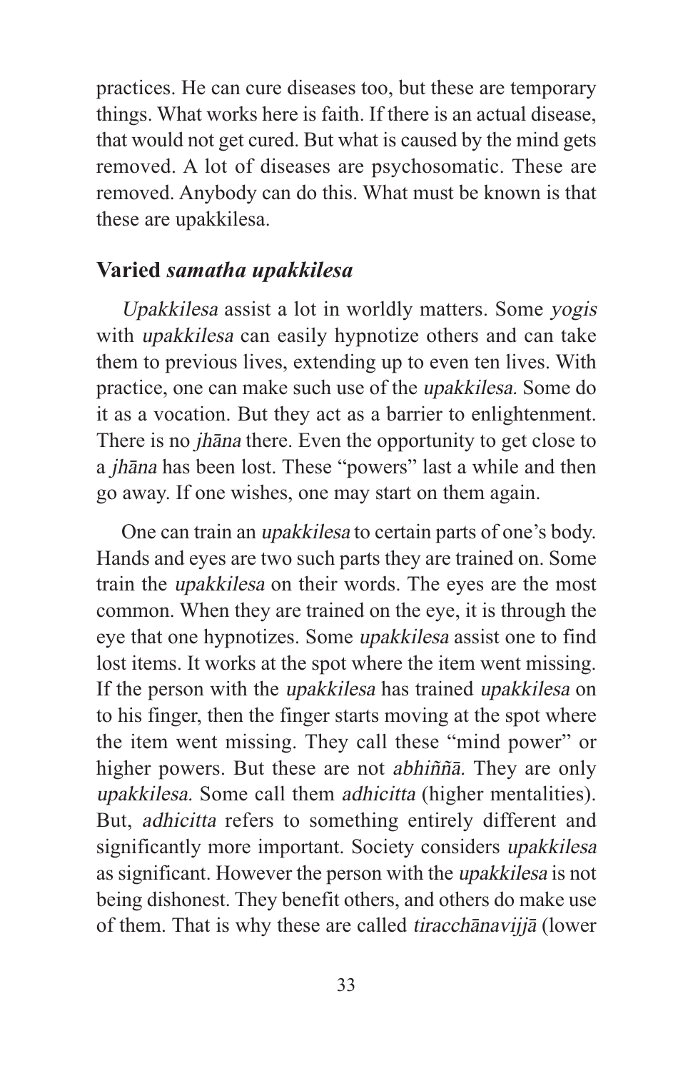practices. He can cure diseases too, but these are temporary things. What works here is faith. If there is an actual disease, that would not get cured. But what is caused by the mind gets removed. A lot of diseases are psychosomatic. These are removed. Anybody can do this. What must be known is that these are upakkilesa.

## Varied *samatha upakkilesa*

*Upakkilesa* assist a lot in worldly matters. Some *yogis* with *upakkilesa* can easily hypnotize others and can take them to previous lives, extending up to even ten lives. With practice, one can make such use of the *upakkilesa.* Some do it as a vocation. But they act as a barrier to enlightenment. There is no *jhāna* there. Even the opportunity to get close to a *jhāna* has been lost. These "powers" last a while and then go away. If one wishes, one may start on them again.

One can train an *upakkilesa* to certain parts of one's body. Hands and eyes are two such parts they are trained on. Some train the *upakkilesa* on their words. The eyes are the most common. When they are trained on the eye, it is through the eye that one hypnotizes. Some *upakkilesa* assist one to find lost items. It works at the spot where the item went missing. If the person with the *upakkilesa* has trained *upakkilesa* on to his finger, then the finger starts moving at the spot where the item went missing. They call these "mind power" or higher powers. But these are not *abhiññā.* They are only *upakkilesa.* Some call them *adhicitta* (higher mentalities). But, *adhicitta* refers to something entirely different and significantly more important. Society considers *upakkilesa* as significant. However the person with the *upakkilesa* is not being dishonest. They benefit others, and others do make use of them. That is why these are called *tiracchānavijjā* (lower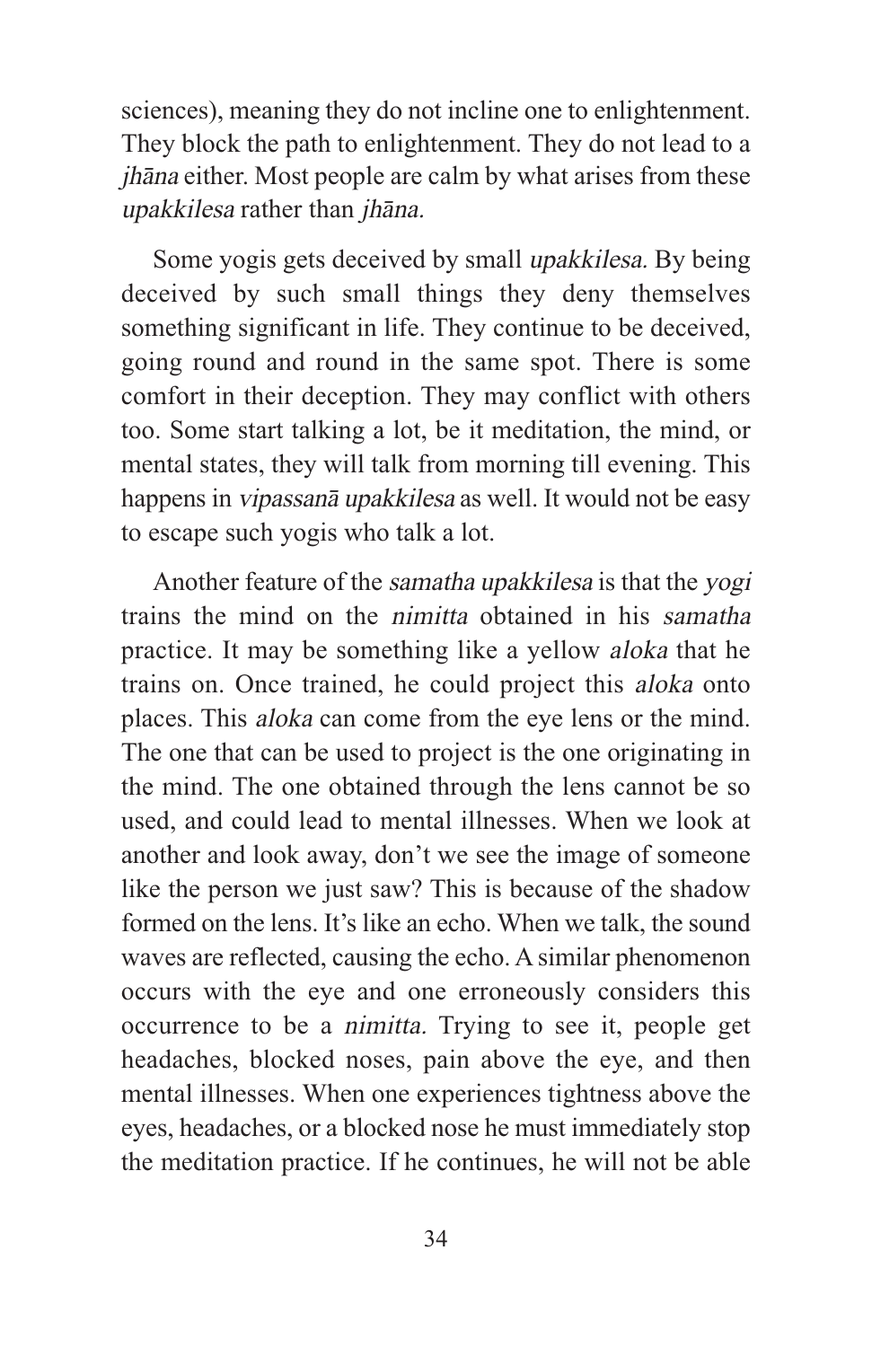sciences), meaning they do not incline one to enlightenment. They block the path to enlightenment. They do not lead to a *jhāna* either. Most people are calm by what arises from these *upakkilesa* rather than *jhāna.*

Some yogis gets deceived by small *upakkilesa.* By being deceived by such small things they deny themselves something significant in life. They continue to be deceived, going round and round in the same spot. There is some comfort in their deception. They may conflict with others too. Some start talking a lot, be it meditation, the mind, or mental states, they will talk from morning till evening. This happens in *vipassanā upakkilesa* as well. It would not be easy to escape such yogis who talk a lot.

Another feature of the *samatha upakkilesa* is that the *yogi* trains the mind on the *nimitta* obtained in his *samatha* practice. It may be something like a yellow *aloka* that he trains on. Once trained, he could project this *aloka* onto places. This *aloka* can come from the eye lens or the mind. The one that can be used to project is the one originating in the mind. The one obtained through the lens cannot be so used, and could lead to mental illnesses. When we look at another and look away, don't we see the image of someone like the person we just saw? This is because of the shadow formed on the lens. It's like an echo. When we talk, the sound waves are reflected, causing the echo. A similar phenomenon occurs with the eye and one erroneously considers this occurrence to be a *nimitta.* Trying to see it, people get headaches, blocked noses, pain above the eye, and then mental illnesses. When one experiences tightness above the eyes, headaches, or a blocked nose he must immediately stop the meditation practice. If he continues, he will not be able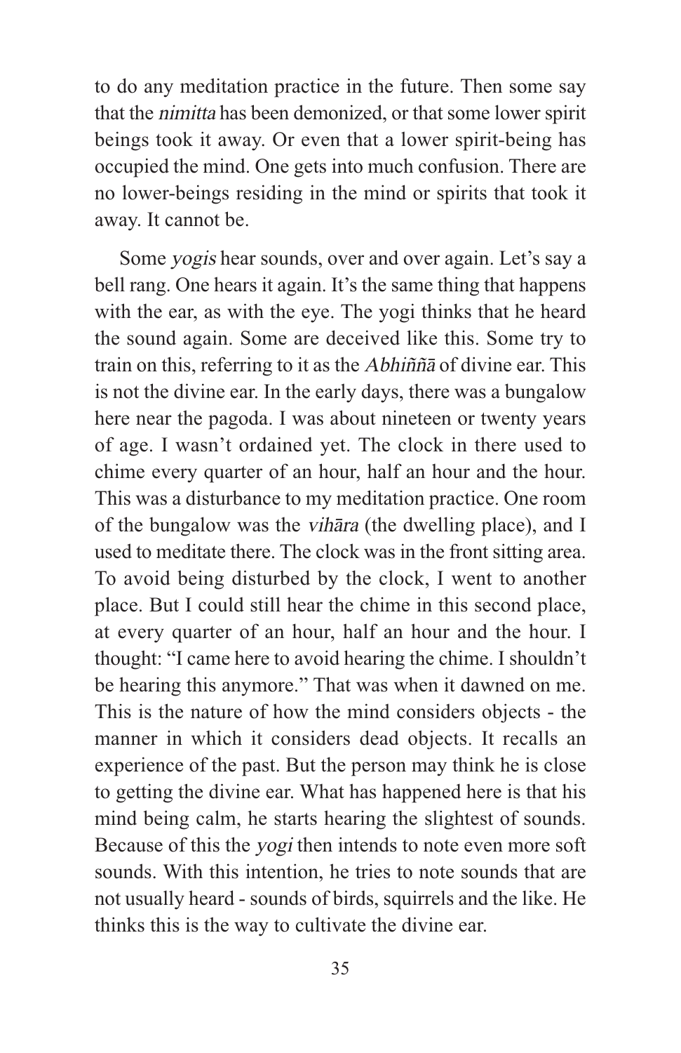to do any meditation practice in the future. Then some say that the *nimitta* has been demonized, or that some lower spirit beings took it away. Or even that a lower spirit-being has occupied the mind. One gets into much confusion. There are no lower-beings residing in the mind or spirits that took it away. It cannot be.

Some *yogis* hear sounds, over and over again. Let's say a bell rang. One hears it again. It's the same thing that happens with the ear, as with the eye. The yogi thinks that he heard the sound again. Some are deceived like this. Some try to train on this, referring to it as the *Abhiññā* of divine ear. This is not the divine ear. In the early days, there was a bungalow here near the pagoda. I was about nineteen or twenty years of age. I wasn't ordained yet. The clock in there used to chime every quarter of an hour, half an hour and the hour. This was a disturbance to my meditation practice. One room of the bungalow was the *vihāra* (the dwelling place), and I used to meditate there. The clock was in the front sitting area. To avoid being disturbed by the clock, I went to another place. But I could still hear the chime in this second place, at every quarter of an hour, half an hour and the hour. I thought: "I came here to avoid hearing the chime. I shouldn't be hearing this anymore." That was when it dawned on me. This is the nature of how the mind considers objects - the manner in which it considers dead objects. It recalls an experience of the past. But the person may think he is close to getting the divine ear. What has happened here is that his mind being calm, he starts hearing the slightest of sounds. Because of this the *yogi* then intends to note even more soft sounds. With this intention, he tries to note sounds that are not usually heard - sounds of birds, squirrels and the like. He thinks this is the way to cultivate the divine ear.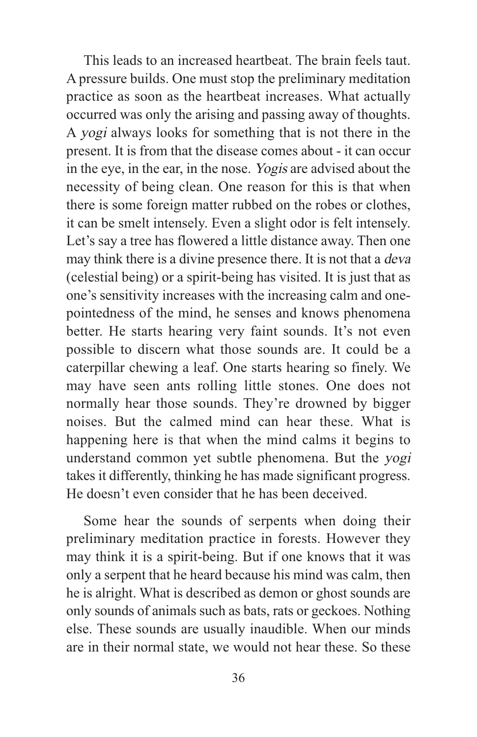This leads to an increased heartbeat. The brain feels taut. A pressure builds. One must stop the preliminary meditation practice as soon as the heartbeat increases. What actually occurred was only the arising and passing away of thoughts. A *yogi* always looks for something that is not there in the present. It is from that the disease comes about - it can occur in the eye, in the ear, in the nose. *Yogis* are advised about the necessity of being clean. One reason for this is that when there is some foreign matter rubbed on the robes or clothes, it can be smelt intensely. Even a slight odor is felt intensely. Let's say a tree has flowered a little distance away. Then one may think there is a divine presence there. It is not that a *deva* (celestial being) or a spirit-being has visited. It is just that as one's sensitivity increases with the increasing calm and one-pointedness of the mind, he senses and knows phenomena better. He starts hearing very faint sounds. It's not even possible to discern what those sounds are. It could be a caterpillar chewing a leaf. One starts hearing so finely. We may have seen ants rolling little stones. One does not normally hear those sounds. They're drowned by bigger noises. But the calmed mind can hear these. What is happening here is that when the mind calms it begins to understand common yet subtle phenomena. But the *yogi* takes it differently, thinking he has made significant progress. He doesn't even consider that he has been deceived.

Some hear the sounds of serpents when doing their preliminary meditation practice in forests. However they may think it is a spirit-being. But if one knows that it was only a serpent that he heard because his mind was calm, then he is alright. What is described as demon or ghost sounds are only sounds of animals such as bats, rats or geckoes. Nothing else. These sounds are usually inaudible. When our minds are in their normal state, we would not hear these. So these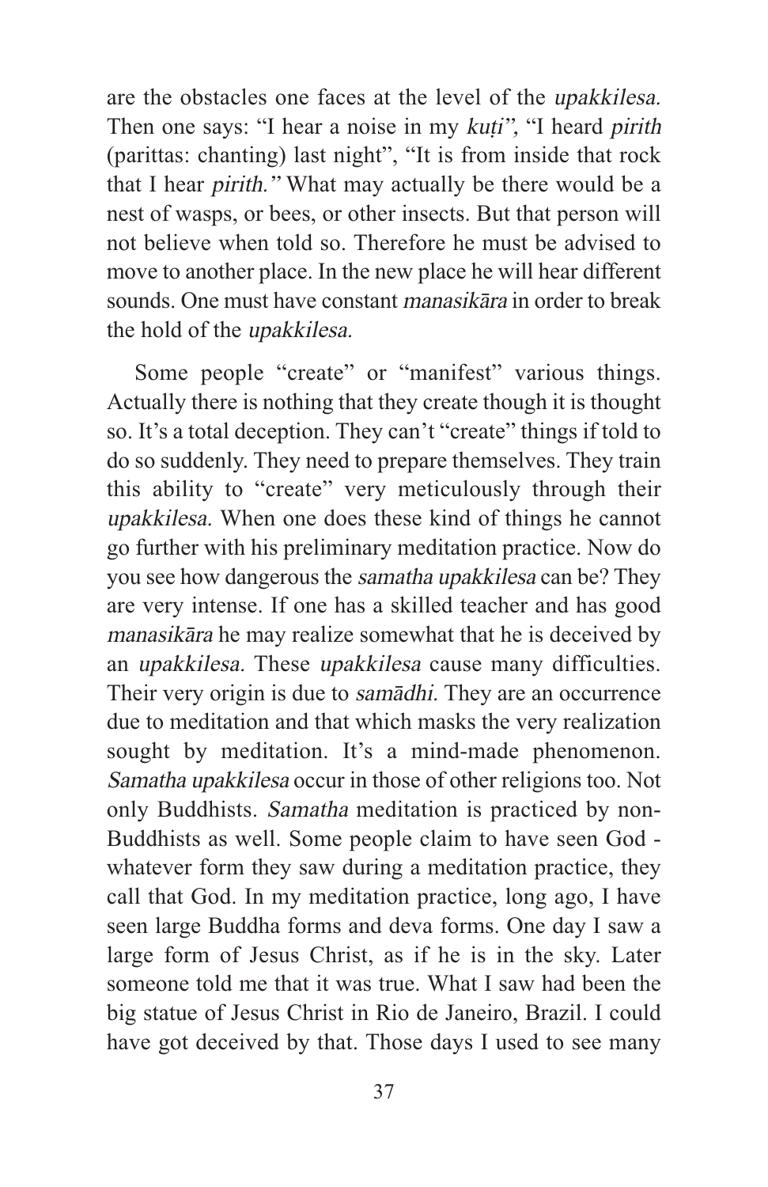are the obstacles one faces at the level of the *upakkilesa.* Then one says: "I hear a noise in my *kuṭi",* "I heard *pirith* (parittas: chanting) last night", "It is from inside that rock that I hear *pirith."* What may actually be there would be a nest of wasps, or bees, or other insects. But that person will not believe when told so. Therefore he must be advised to move to another place. In the new place he will hear different sounds. One must have constant *manasikāra* in order to break the hold of the *upakkilesa.*

Some people "create" or "manifest" various things. Actually there is nothing that they create though it is thought so. It's a total deception. They can't "create" things if told to do so suddenly. They need to prepare themselves. They train this ability to "create" very meticulously through their *upakkilesa.* When one does these kind of things he cannot go further with his preliminary meditation practice. Now do you see how dangerous the *samatha upakkilesa* can be? They are very intense. If one has a skilled teacher and has good *manasikāra* he may realize somewhat that he is deceived by an *upakkilesa.* These *upakkilesa* cause many difficulties. Their very origin is due to *samādhi.* They are an occurrence due to meditation and that which masks the very realization sought by meditation. It's a mind-made phenomenon. *Samatha upakkilesa* occur in those of other religions too. Not only Buddhists. *Samatha* meditation is practiced by non-Buddhists as well. Some people claim to have seen God - whatever form they saw during a meditation practice, they call that God. In my meditation practice, long ago, I have seen large Buddha forms and deva forms. One day I saw a large form of Jesus Christ, as if he is in the sky. Later someone told me that it was true. What I saw had been the big statue of Jesus Christ in Rio de Janeiro, Brazil. I could have got deceived by that. Those days I used to see many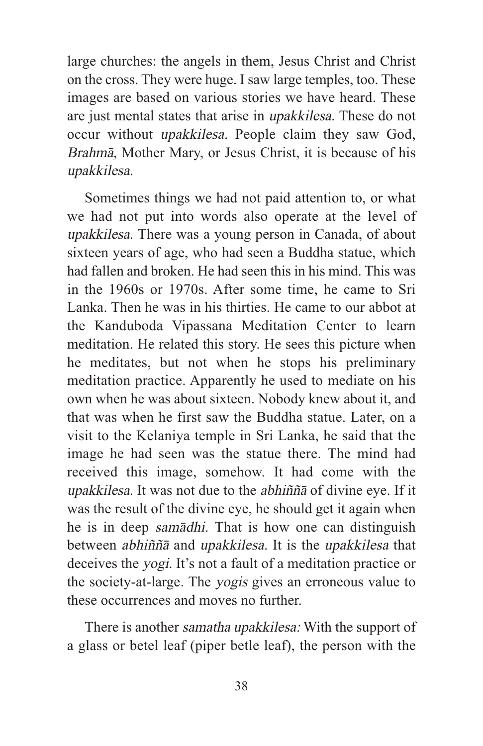large churches: the angels in them, Jesus Christ and Christ on the cross. They were huge. I saw large temples, too. These images are based on various stories we have heard. These are just mental states that arise in *upakkilesa.* These do not occur without *upakkilesa.* People claim they saw God, *Brahmā*, Mother Mary, or Jesus Christ, it is because of his *upakkilesa.*

Sometimes things we had not paid attention to, or what we had not put into words also operate at the level of *upakkilesa.* There was a young person in Canada, of about sixteen years of age, who had seen a Buddha statue, which had fallen and broken. He had seen this in his mind. This was in the 1960s or 1970s. After some time, he came to Sri Lanka. Then he was in his thirties. He came to our abbot at the Kanduboda Vipassana Meditation Center to learn meditation. He related this story. He sees this picture when he meditates, but not when he stops his preliminary meditation practice. Apparently he used to mediate on his own when he was about sixteen. Nobody knew about it, and that was when he first saw the Buddha statue. Later, on a visit to the Kelaniya temple in Sri Lanka, he said that the image he had seen was the statue there. The mind had received this image, somehow. It had come with the *upakkilesa.* It was not due to the *abhiññā* of divine eye. If it was the result of the divine eye, he should get it again when he is in deep *samādhi.* That is how one can distinguish between *abhiññā* and *upakkilesa.* It is the *upakkilesa* that deceives the *yogi.* It's not a fault of a meditation practice or the society-at-large. The *yogis* gives an erroneous value to these occurrences and moves no further.

There is another *samatha upakkilesa:* With the support of a glass or betel leaf (piper betle leaf), the person with the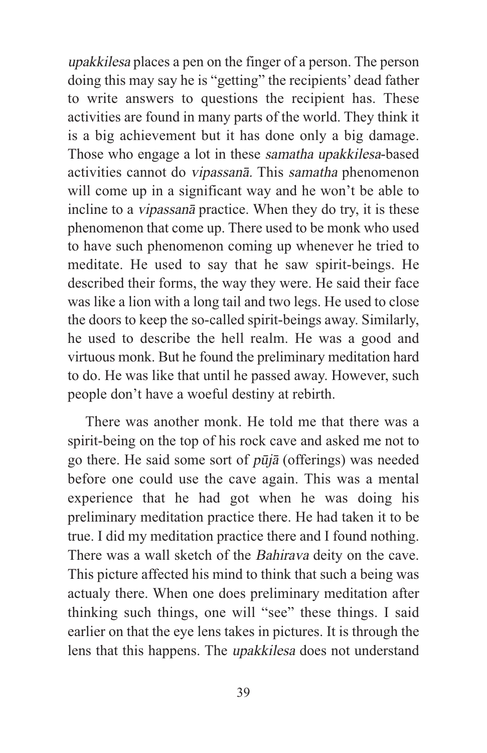*upakkilesa* places a pen on the finger of a person. The person doing this may say he is "getting" the recipients' dead father to write answers to questions the recipient has. These activities are found in many parts of the world. They think it is a big achievement but it has done only a big damage. Those who engage a lot in these *samatha upakkilesa*-based activities cannot do *vipassanā.* This *samatha* phenomenon will come up in a significant way and he won't be able to incline to a *vipassanā* practice. When they do try, it is these phenomenon that come up. There used to be monk who used to have such phenomenon coming up whenever he tried to meditate. He used to say that he saw spirit-beings. He described their forms, the way they were. He said their face was like a lion with a long tail and two legs. He used to close the doors to keep the so-called spirit-beings away. Similarly, he used to describe the hell realm. He was a good and virtuous monk. But he found the preliminary meditation hard to do. He was like that until he passed away. However, such people don't have a woeful destiny at rebirth.

There was another monk. He told me that there was a spirit-being on the top of his rock cave and asked me not to go there. He said some sort of *pūjā* (offerings) was needed before one could use the cave again. This was a mental experience that he had got when he was doing his preliminary meditation practice there. He had taken it to be true. I did my meditation practice there and I found nothing. There was a wall sketch of the *Bahirava* deity on the cave. This picture affected his mind to think that such a being was actualy there. When one does preliminary meditation after thinking such things, one will "see" these things. I said earlier on that the eye lens takes in pictures. It is through the lens that this happens. The *upakkilesa* does not understand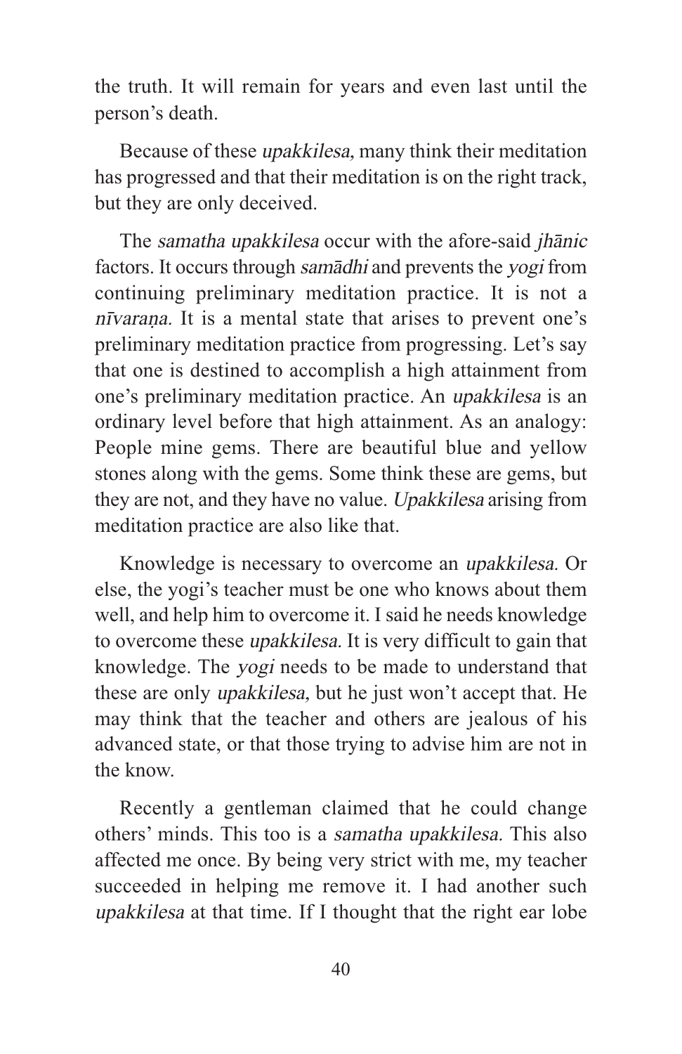the truth. It will remain for years and even last until the person's death.

Because of these *upakkilesa,* many think their meditation has progressed and that their meditation is on the right track, but they are only deceived.

The *samatha upakkilesa* occur with the afore-said *jhānic* factors. It occurs through *samādhi* and prevents the *yogi* from continuing preliminary meditation practice. It is not a *nīvaraṇa.* It is a mental state that arises to prevent one's preliminary meditation practice from progressing. Let's say that one is destined to accomplish a high attainment from one's preliminary meditation practice. An *upakkilesa* is an ordinary level before that high attainment. As an analogy: People mine gems. There are beautiful blue and yellow stones along with the gems. Some think these are gems, but they are not, and they have no value. *Upakkilesa* arising from meditation practice are also like that.

Knowledge is necessary to overcome an *upakkilesa.* Or else, the yogi's teacher must be one who knows about them well, and help him to overcome it. I said he needs knowledge to overcome these *upakkilesa.* It is very difficult to gain that knowledge. The *yogi* needs to be made to understand that these are only *upakkilesa,* but he just won't accept that. He may think that the teacher and others are jealous of his advanced state, or that those trying to advise him are not in the know.

Recently a gentleman claimed that he could change others' minds. This too is a *samatha upakkilesa.* This also affected me once. By being very strict with me, my teacher succeeded in helping me remove it. I had another such *upakkilesa* at that time. If I thought that the right ear lobe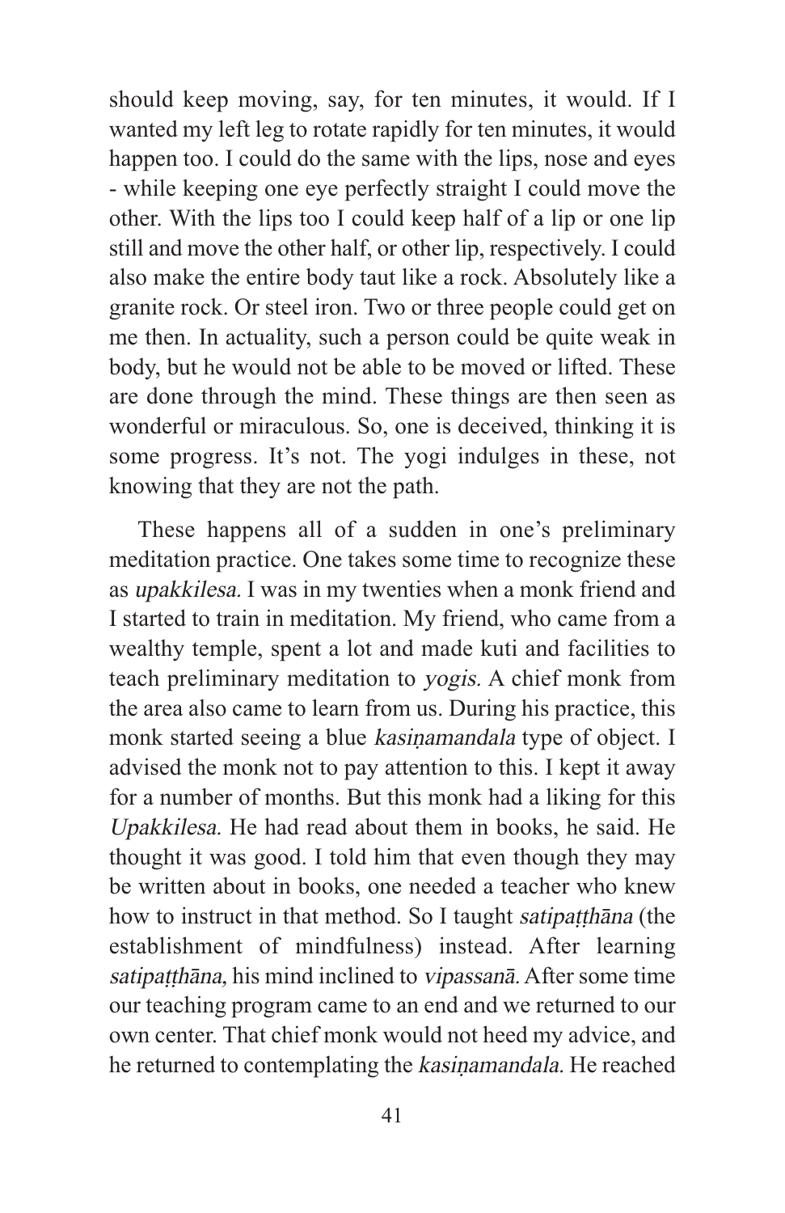should keep moving, say, for ten minutes, it would. If I wanted my left leg to rotate rapidly for ten minutes, it would happen too. I could do the same with the lips, nose and eyes - while keeping one eye perfectly straight I could move the other. With the lips too I could keep half of a lip or one lip still and move the other half, or other lip, respectively. I could also make the entire body taut like a rock. Absolutely like a granite rock. Or steel iron. Two or three people could get on me then. In actuality, such a person could be quite weak in body, but he would not be able to be moved or lifted. These are done through the mind. These things are then seen as wonderful or miraculous. So, one is deceived, thinking it is some progress. It's not. The yogi indulges in these, not knowing that they are not the path.

These happens all of a sudden in one's preliminary meditation practice. One takes some time to recognize these as *upakkilesa.* I was in my twenties when a monk friend and I started to train in meditation. My friend, who came from a wealthy temple, spent a lot and made kuti and facilities to teach preliminary meditation to *yogis.* A chief monk from the area also came to learn from us. During his practice, this monk started seeing a blue *kasiṇamandala* type of object. I advised the monk not to pay attention to this. I kept it away for a number of months. But this monk had a liking for this *Upakkilesa.* He had read about them in books, he said. He thought it was good. I told him that even though they may be written about in books, one needed a teacher who knew how to instruct in that method. So I taught *satipaṭṭhāna* (the establishment of mindfulness) instead. After learning *satipaṭṭhāna,* his mind inclined to *vipassanā.* After some time our teaching program came to an end and we returned to our own center. That chief monk would not heed my advice, and he returned to contemplating the *kasiṇamandala.* He reached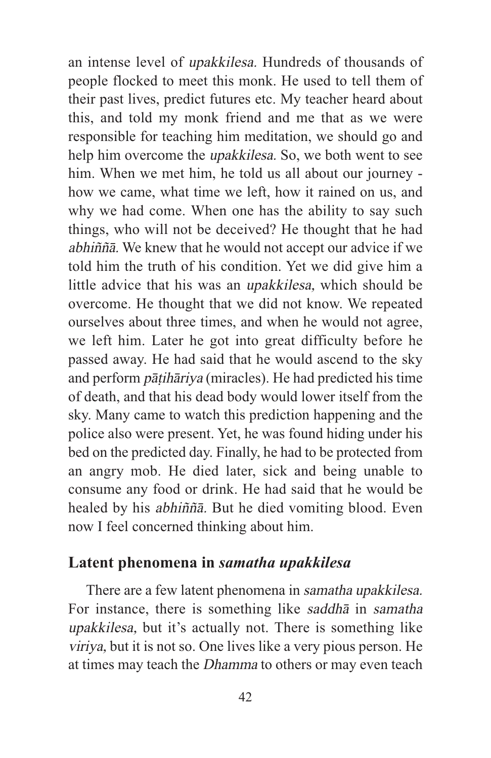an intense level of *upakkilesa.* Hundreds of thousands of people flocked to meet this monk. He used to tell them of their past lives, predict futures etc. My teacher heard about this, and told my monk friend and me that as we were responsible for teaching him meditation, we should go and help him overcome the *upakkilesa.* So, we both went to see him. When we met him, he told us all about our journey - how we came, what time we left, how it rained on us, and why we had come. When one has the ability to say such things, who will not be deceived? He thought that he had *abhiññā.* We knew that he would not accept our advice if we told him the truth of his condition. Yet we did give him a little advice that his was an *upakkilesa,* which should be overcome. He thought that we did not know. We repeated ourselves about three times, and when he would not agree, we left him. Later he got into great difficulty before he passed away. He had said that he would ascend to the sky and perform *pāṭihāriya* (miracles). He had predicted his time of death, and that his dead body would lower itself from the sky. Many came to watch this prediction happening and the police also were present. Yet, he was found hiding under his bed on the predicted day. Finally, he had to be protected from an angry mob. He died later, sick and being unable to consume any food or drink. He had said that he would be healed by his *abhiññā.* But he died vomiting blood. Even now I feel concerned thinking about him.

## Latent phenomena in *samatha upakkilesa*

There are a few latent phenomena in *samatha upakkilesa.* For instance, there is something like *saddhā* in *samatha upakkilesa,* but it's actually not. There is something like *viriya,* but it is not so. One lives like a very pious person. He at times may teach the *Dhamma* to others or may even teach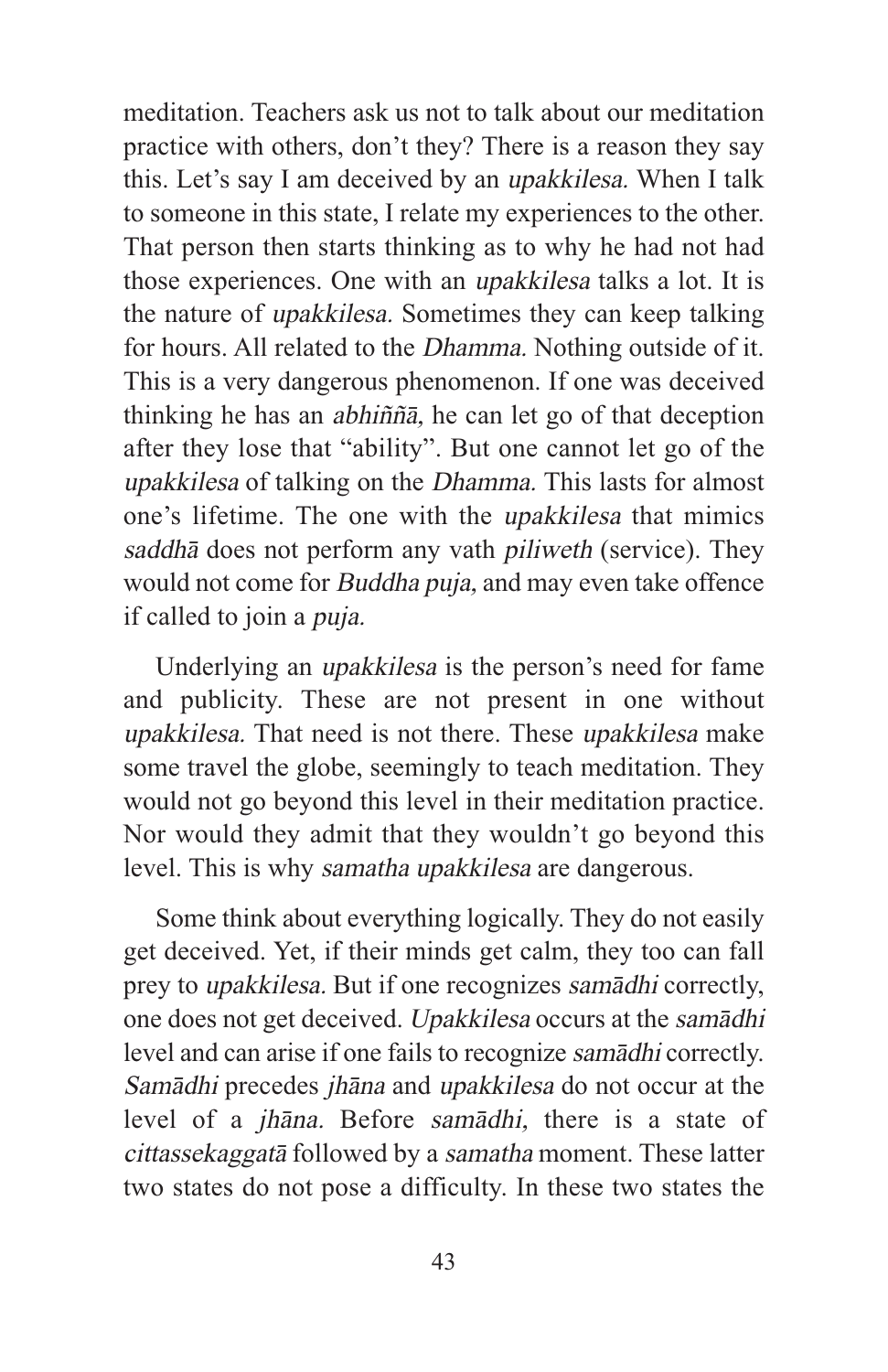meditation. Teachers ask us not to talk about our meditation practice with others, don't they? There is a reason they say this. Let's say I am deceived by an *upakkilesa.* When I talk to someone in this state, I relate my experiences to the other. That person then starts thinking as to why he had not had those experiences. One with an *upakkilesa* talks a lot. It is the nature of *upakkilesa.* Sometimes they can keep talking for hours. All related to the *Dhamma.* Nothing outside of it. This is a very dangerous phenomenon. If one was deceived thinking he has an *abhiññā*, he can let go of that deception after they lose that "ability". But one cannot let go of the *upakkilesa* of talking on the *Dhamma.* This lasts for almost one's lifetime. The one with the *upakkilesa* that mimics *saddhā* does not perform any vath *piliweth* (service). They would not come for *Buddha puja,* and may even take offence if called to join a *puja.*

Underlying an *upakkilesa* is the person's need for fame and publicity. These are not present in one without *upakkilesa.* That need is not there. These *upakkilesa* make some travel the globe, seemingly to teach meditation. They would not go beyond this level in their meditation practice. Nor would they admit that they wouldn't go beyond this level. This is why *samatha upakkilesa* are dangerous.

Some think about everything logically. They do not easily get deceived. Yet, if their minds get calm, they too can fall prey to *upakkilesa.* But if one recognizes *samādhi* correctly, one does not get deceived. *Upakkilesa* occurs at the *samādhi* level and can arise if one fails to recognize *samādhi* correctly. *Samādhi* precedes *jhāna* and *upakkilesa* do not occur at the level of a *jhāna.* Before *samādhi,* there is a state of *cittassekaggatā* followed by a *samatha* moment. These latter two states do not pose a difficulty. In these two states the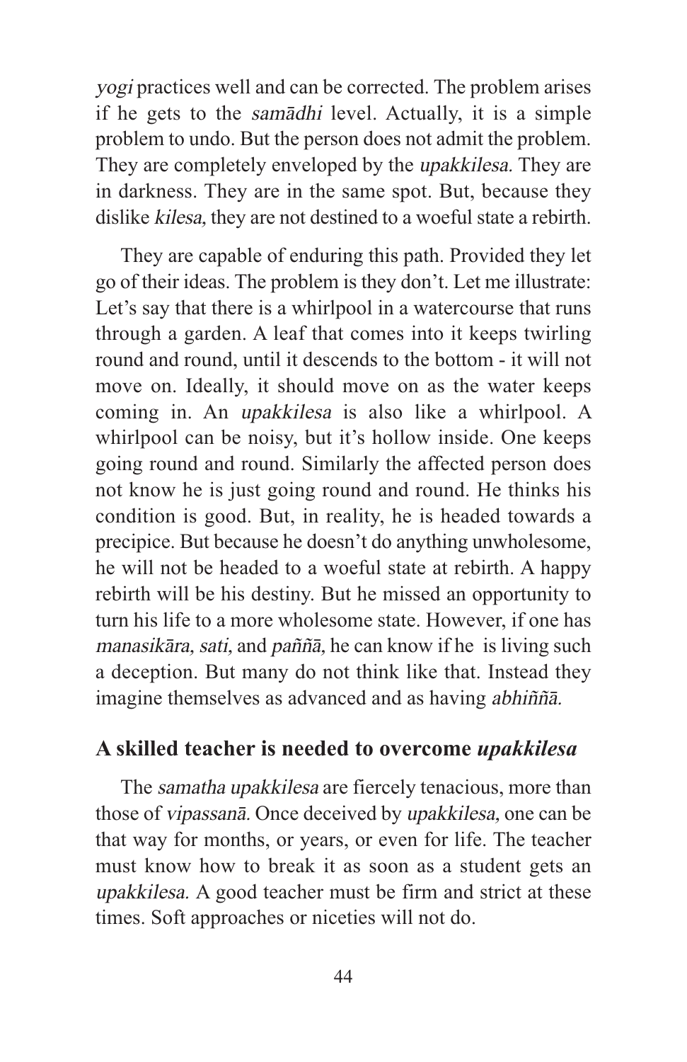*yogi* practices well and can be corrected. The problem arises if he gets to the *samādhi* level. Actually, it is a simple problem to undo. But the person does not admit the problem. They are completely enveloped by the *upakkilesa.* They are in darkness. They are in the same spot. But, because they dislike *kilesa,* they are not destined to a woeful state a rebirth.

They are capable of enduring this path. Provided they let go of their ideas. The problem is they don't. Let me illustrate: Let's say that there is a whirlpool in a watercourse that runs through a garden. A leaf that comes into it keeps twirling round and round, until it descends to the bottom - it will not move on. Ideally, it should move on as the water keeps coming in. An *upakkilesa* is also like a whirlpool. A whirlpool can be noisy, but it's hollow inside. One keeps going round and round. Similarly the affected person does not know he is just going round and round. He thinks his condition is good. But, in reality, he is headed towards a precipice. But because he doesn't do anything unwholesome, he will not be headed to a woeful state at rebirth. A happy rebirth will be his destiny. But he missed an opportunity to turn his life to a more wholesome state. However, if one has *manasikāra, sati,* and *paññā,* he can know if he is living such a deception. But many do not think like that. Instead they imagine themselves as advanced and as having *abhiññā.*

## A skilled teacher is needed to overcome *upakkilesa*

The *samatha upakkilesa* are fiercely tenacious, more than those of *vipassanā.* Once deceived by *upakkilesa,* one can be that way for months, or years, or even for life. The teacher must know how to break it as soon as a student gets an *upakkilesa.* A good teacher must be firm and strict at these times. Soft approaches or niceties will not do.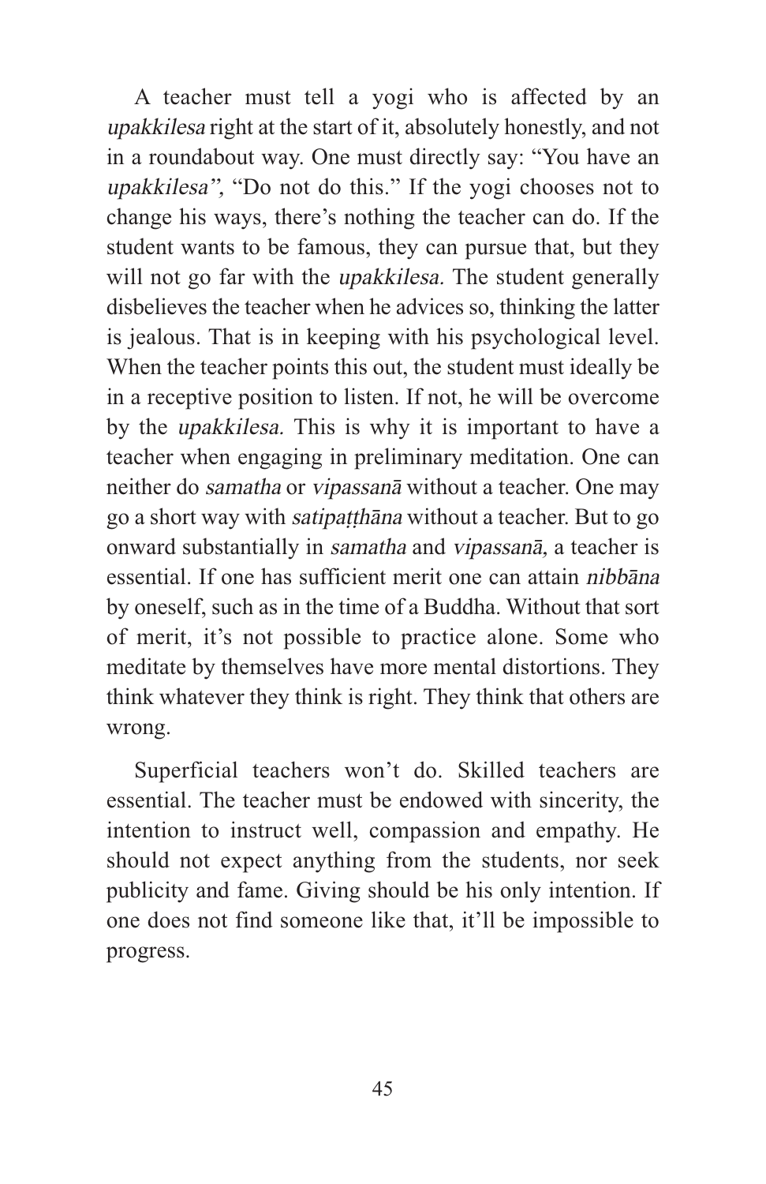A teacher must tell a yogi who is affected by an *upakkilesa* right at the start of it, absolutely honestly, and not in a roundabout way. One must directly say: "You have an *upakkilesa*", "Do not do this." If the yogi chooses not to change his ways, there's nothing the teacher can do. If the student wants to be famous, they can pursue that, but they will not go far with the *upakkilesa.* The student generally disbelieves the teacher when he advices so, thinking the latter is jealous. That is in keeping with his psychological level. When the teacher points this out, the student must ideally be in a receptive position to listen. If not, he will be overcome by the *upakkilesa.* This is why it is important to have a teacher when engaging in preliminary meditation. One can neither do *samatha* or *vipassanā* without a teacher. One may go a short way with *satipaṭṭhāna* without a teacher. But to go onward substantially in *samatha* and *vipassanā,* a teacher is essential. If one has sufficient merit one can attain *nibbāna* by oneself, such as in the time of a Buddha. Without that sort of merit, it's not possible to practice alone. Some who meditate by themselves have more mental distortions. They think whatever they think is right. They think that others are wrong.

Superficial teachers won't do. Skilled teachers are essential. The teacher must be endowed with sincerity, the intention to instruct well, compassion and empathy. He should not expect anything from the students, nor seek publicity and fame. Giving should be his only intention. If one does not find someone like that, it'll be impossible to progress.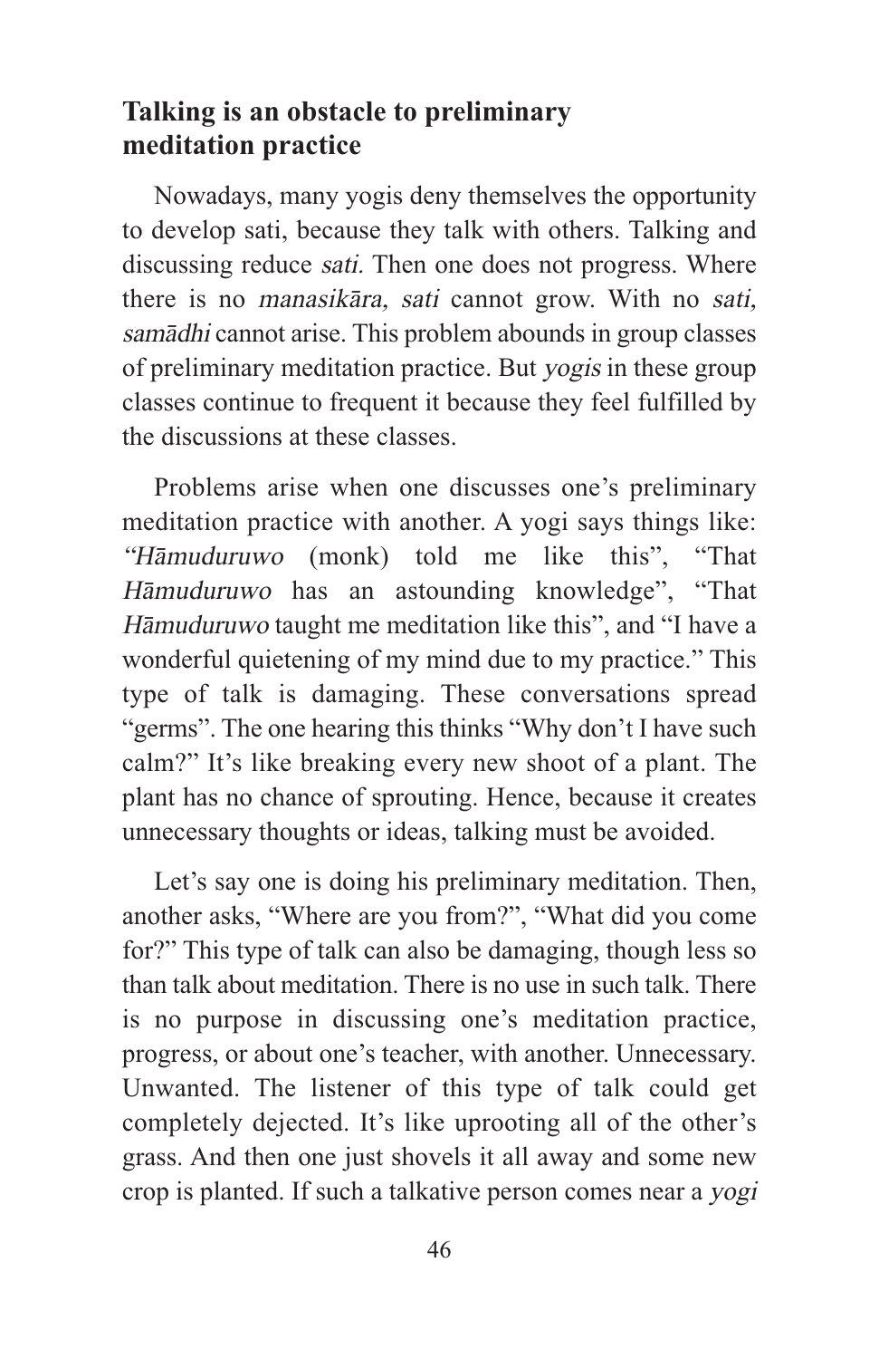## Talking is an obstacle to preliminary meditation practice

Nowadays, many yogis deny themselves the opportunity to develop sati, because they talk with others. Talking and discussing reduce *sati*. Then one does not progress. Where there is no *manasikāra*, *sati* cannot grow. With no *sati*, *samādhi* cannot arise. This problem abounds in group classes of preliminary meditation practice. But *yogis* in these group classes continue to frequent it because they feel fulfilled by the discussions at these classes.

Problems arise when one discusses one's preliminary meditation practice with another. A yogi says things like: *"Hāmuduruwo* (monk) told me like this", "That *Hāmuduruwo* has an astounding knowledge", "That *Hāmuduruwo* taught me meditation like this", and "I have a wonderful quietening of my mind due to my practice." This type of talk is damaging. These conversations spread "germs". The one hearing this thinks "Why don't I have such calm?" It's like breaking every new shoot of a plant. The plant has no chance of sprouting. Hence, because it creates unnecessary thoughts or ideas, talking must be avoided.

Let's say one is doing his preliminary meditation. Then, another asks, "Where are you from?", "What did you come for?" This type of talk can also be damaging, though less so than talk about meditation. There is no use in such talk. There is no purpose in discussing one's meditation practice, progress, or about one's teacher, with another. Unnecessary. Unwanted. The listener of this type of talk could get completely dejected. It's like uprooting all of the other's grass. And then one just shovels it all away and some new crop is planted. If such a talkative person comes near a *yogi*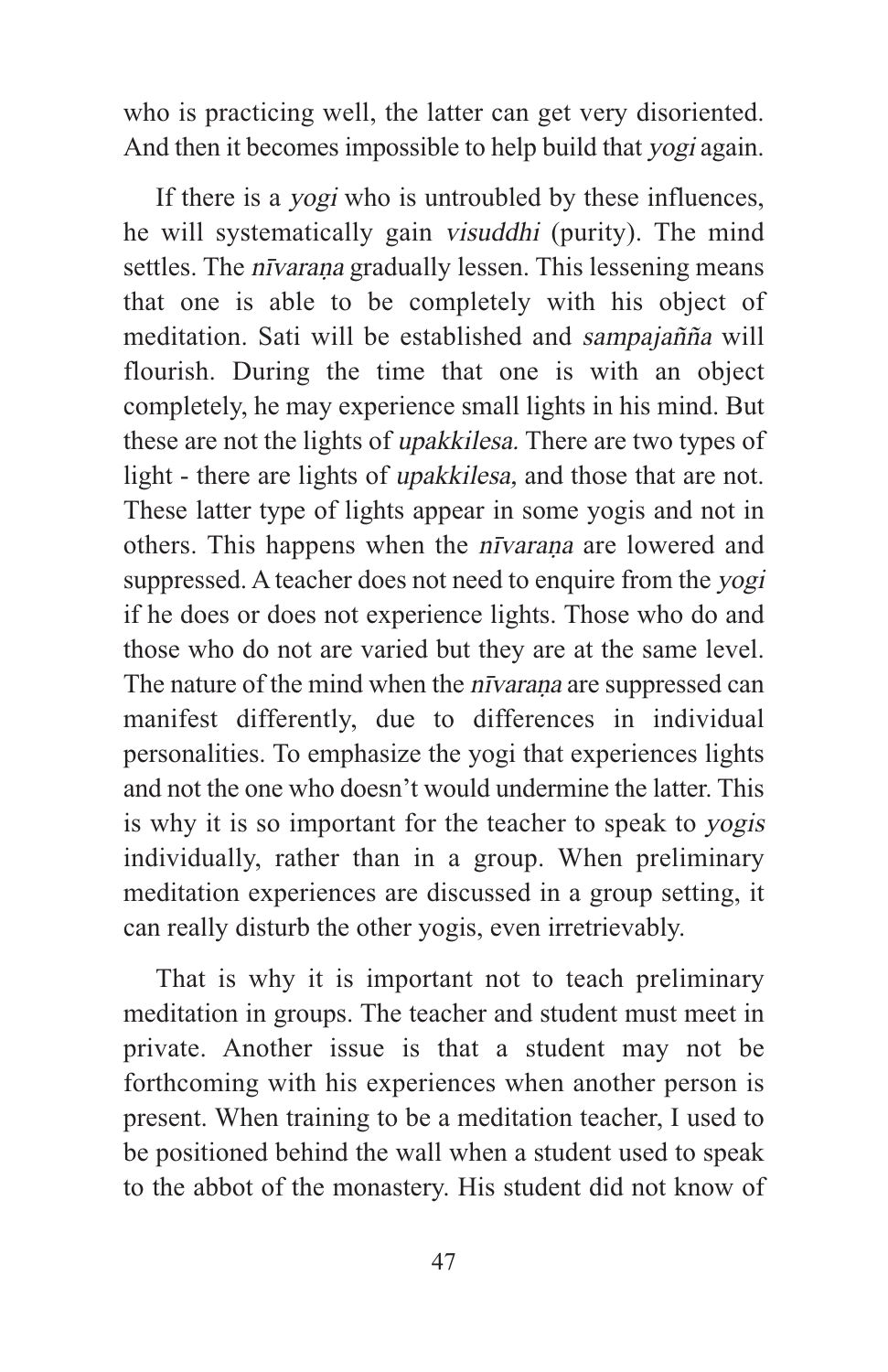who is practicing well, the latter can get very disoriented. And then it becomes impossible to help build that *yogi* again.

If there is a *yogi* who is untroubled by these influences, he will systematically gain *visuddhi* (purity). The mind settles. The *nīvaraṇa* gradually lessen. This lessening means that one is able to be completely with his object of meditation. Sati will be established and *sampajañña* will flourish. During the time that one is with an object completely, he may experience small lights in his mind. But these are not the lights of *upakkilesa.* There are two types of light - there are lights of *upakkilesa*, and those that are not. These latter type of lights appear in some yogis and not in others. This happens when the *nīvaraṇa* are lowered and suppressed. A teacher does not need to enquire from the *yogi* if he does or does not experience lights. Those who do and those who do not are varied but they are at the same level. The nature of the mind when the *nīvaraṇa* are suppressed can manifest differently, due to differences in individual personalities. To emphasize the yogi that experiences lights and not the one who doesn't would undermine the latter. This is why it is so important for the teacher to speak to *yogis* individually, rather than in a group. When preliminary meditation experiences are discussed in a group setting, it can really disturb the other yogis, even irretrievably.

That is why it is important not to teach preliminary meditation in groups. The teacher and student must meet in private. Another issue is that a student may not be forthcoming with his experiences when another person is present. When training to be a meditation teacher, I used to be positioned behind the wall when a student used to speak to the abbot of the monastery. His student did not know of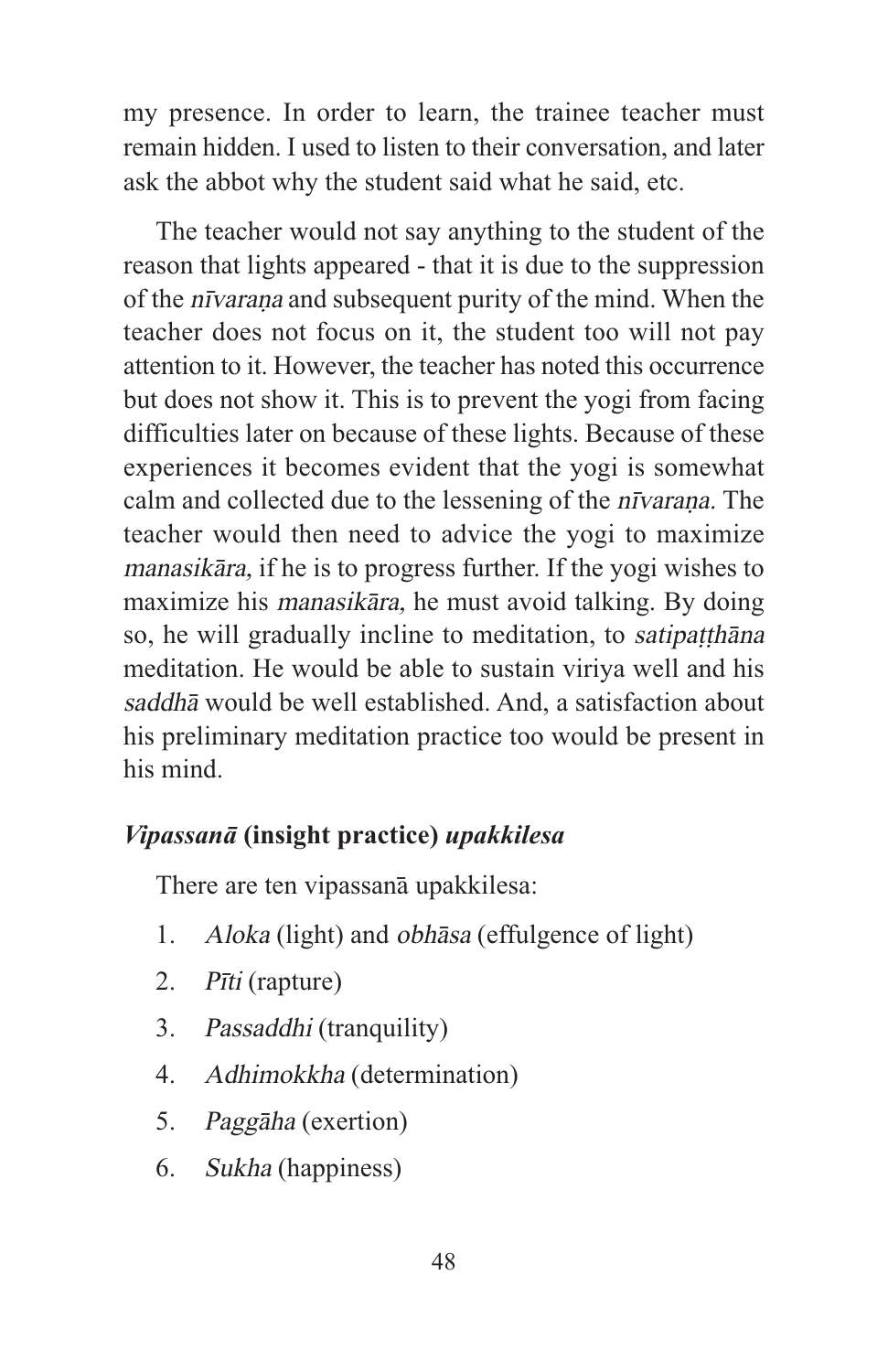my presence. In order to learn, the trainee teacher must remain hidden. I used to listen to their conversation, and later ask the abbot why the student said what he said, etc.

The teacher would not say anything to the student of the reason that lights appeared - that it is due to the suppression of the *nīvaraṇa* and subsequent purity of the mind. When the teacher does not focus on it, the student too will not pay attention to it. However, the teacher has noted this occurrence but does not show it. This is to prevent the yogi from facing difficulties later on because of these lights. Because of these experiences it becomes evident that the yogi is somewhat calm and collected due to the lessening of the *nīvaraṇa.* The teacher would then need to advice the yogi to maximize *manasikāra,* if he is to progress further. If the yogi wishes to maximize his *manasikāra,* he must avoid talking. By doing so, he will gradually incline to meditation, to *satipaṭṭhāna* meditation. He would be able to sustain viriya well and his *saddhā* would be well established. And, a satisfaction about his preliminary meditation practice too would be present in his mind.

### *Vipassanā* (insight practice) *upakkilesa*

There are ten vipassanā upakkilesa:

1. *Aloka* (light) and *obhāsa* (effulgence of light)
2. *Pīti* (rapture)
3. *Passaddhi* (tranquility)
4. *Adhimokkha* (determination)
5. *Paggāha* (exertion)
6. *Sukha* (happiness)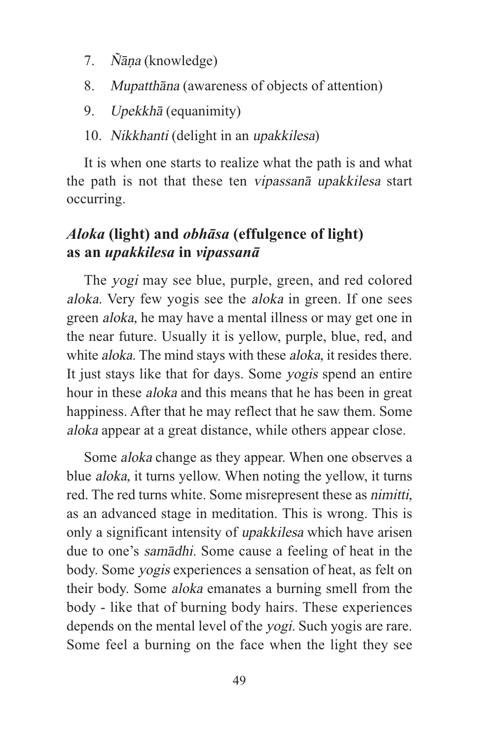7. *Ñāṇa* (knowledge)
8. *Mupatthāna* (awareness of objects of attention)
9. *Upekkhā* (equanimity)
10. *Nikkhanti* (delight in an *upakkilesa*)

It is when one starts to realize what the path is and what the path is not that these ten *vipassanā upakkilesa* start occurring.

### *Aloka* (light) and *obhāsa* (effulgence of light) as an *upakkilesa* in *vipassanā*

The *yogi* may see blue, purple, green, and red colored *aloka.* Very few yogis see the *aloka* in green. If one sees green *aloka,* he may have a mental illness or may get one in the near future. Usually it is yellow, purple, blue, red, and white *aloka.* The mind stays with these *aloka,* it resides there. It just stays like that for days. Some *yogis* spend an entire hour in these *aloka* and this means that he has been in great happiness. After that he may reflect that he saw them. Some *aloka* appear at a great distance, while others appear close.

Some *aloka* change as they appear. When one observes a blue *aloka,* it turns yellow. When noting the yellow, it turns red. The red turns white. Some misrepresent these as *nimitti,* as an advanced stage in meditation. This is wrong. This is only a significant intensity of *upakkilesa* which have arisen due to one's *samādhi.* Some cause a feeling of heat in the body. Some *yogis* experiences a sensation of heat, as felt on their body. Some *aloka* emanates a burning smell from the body - like that of burning body hairs. These experiences depends on the mental level of the *yogi.* Such yogis are rare. Some feel a burning on the face when the light they see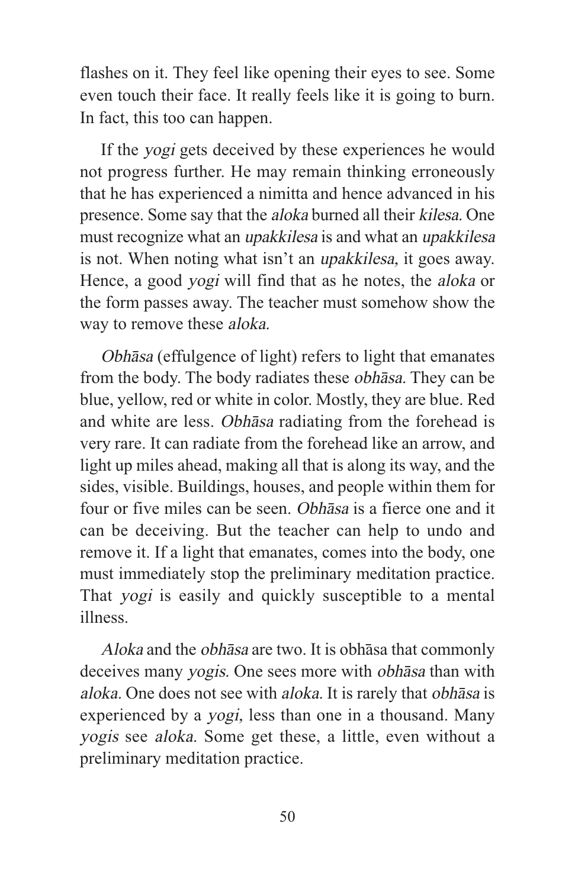flashes on it. They feel like opening their eyes to see. Some even touch their face. It really feels like it is going to burn. In fact, this too can happen.

If the *yogi* gets deceived by these experiences he would not progress further. He may remain thinking erroneously that he has experienced a nimitta and hence advanced in his presence. Some say that the *aloka* burned all their *kilesa.* One must recognize what an *upakkilesa* is and what an *upakkilesa* is not. When noting what isn't an *upakkilesa,* it goes away. Hence, a good *yogi* will find that as he notes, the *aloka* or the form passes away. The teacher must somehow show the way to remove these *aloka.*

*Obhāsa* (effulgence of light) refers to light that emanates from the body. The body radiates these *obhāsa.* They can be blue, yellow, red or white in color. Mostly, they are blue. Red and white are less. *Obhāsa* radiating from the forehead is very rare. It can radiate from the forehead like an arrow, and light up miles ahead, making all that is along its way, and the sides, visible. Buildings, houses, and people within them for four or five miles can be seen. *Obhāsa* is a fierce one and it can be deceiving. But the teacher can help to undo and remove it. If a light that emanates, comes into the body, one must immediately stop the preliminary meditation practice. That *yogi* is easily and quickly susceptible to a mental illness.

*Aloka* and the *obhāsa* are two. It is obhāsa that commonly deceives many *yogis.* One sees more with *obhāsa* than with *aloka.* One does not see with *aloka.* It is rarely that *obhāsa* is experienced by a *yogi,* less than one in a thousand. Many *yogis* see *aloka.* Some get these, a little, even without a preliminary meditation practice.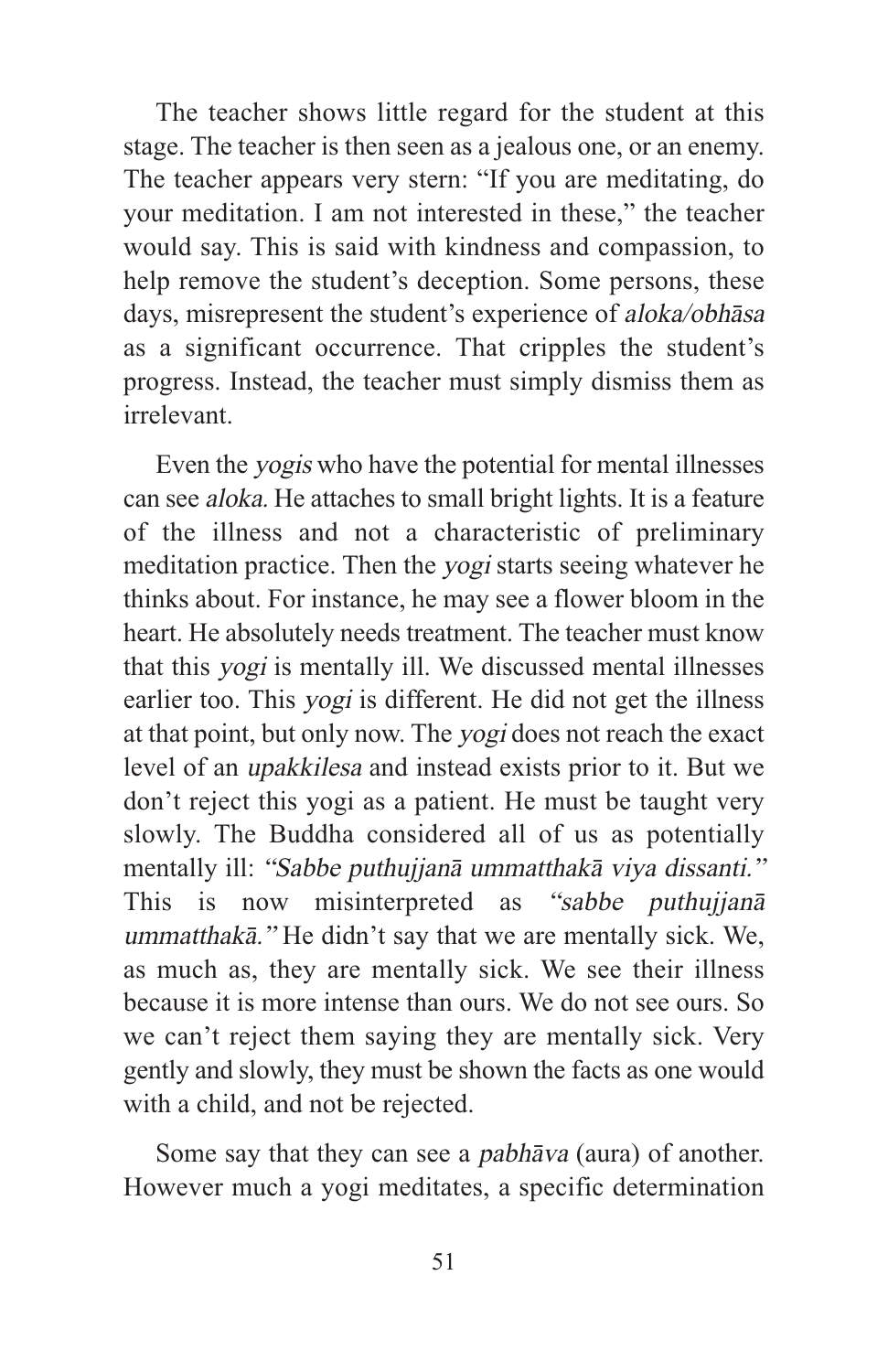The teacher shows little regard for the student at this stage. The teacher is then seen as a jealous one, or an enemy. The teacher appears very stern: "If you are meditating, do your meditation. I am not interested in these," the teacher would say. This is said with kindness and compassion, to help remove the student's deception. Some persons, these days, misrepresent the student's experience of *aloka/obhāsa* as a significant occurrence. That cripples the student's progress. Instead, the teacher must simply dismiss them as irrelevant.

Even the *yogis* who have the potential for mental illnesses can see *aloka.* He attaches to small bright lights. It is a feature of the illness and not a characteristic of preliminary meditation practice. Then the *yogi* starts seeing whatever he thinks about. For instance, he may see a flower bloom in the heart. He absolutely needs treatment. The teacher must know that this *yogi* is mentally ill. We discussed mental illnesses earlier too. This *yogi* is different. He did not get the illness at that point, but only now. The *yogi* does not reach the exact level of an *upakkilesa* and instead exists prior to it. But we don't reject this yogi as a patient. He must be taught very slowly. The Buddha considered all of us as potentially mentally ill: *"Sabbe puthujjanā ummatthakā viya dissanti."* This is now misinterpreted as *"sabbe puthujjanā ummatthakā."* He didn't say that we are mentally sick. We, as much as, they are mentally sick. We see their illness because it is more intense than ours. We do not see ours. So we can't reject them saying they are mentally sick. Very gently and slowly, they must be shown the facts as one would with a child, and not be rejected.

Some say that they can see a *pabhāva* (aura) of another. However much a yogi meditates, a specific determination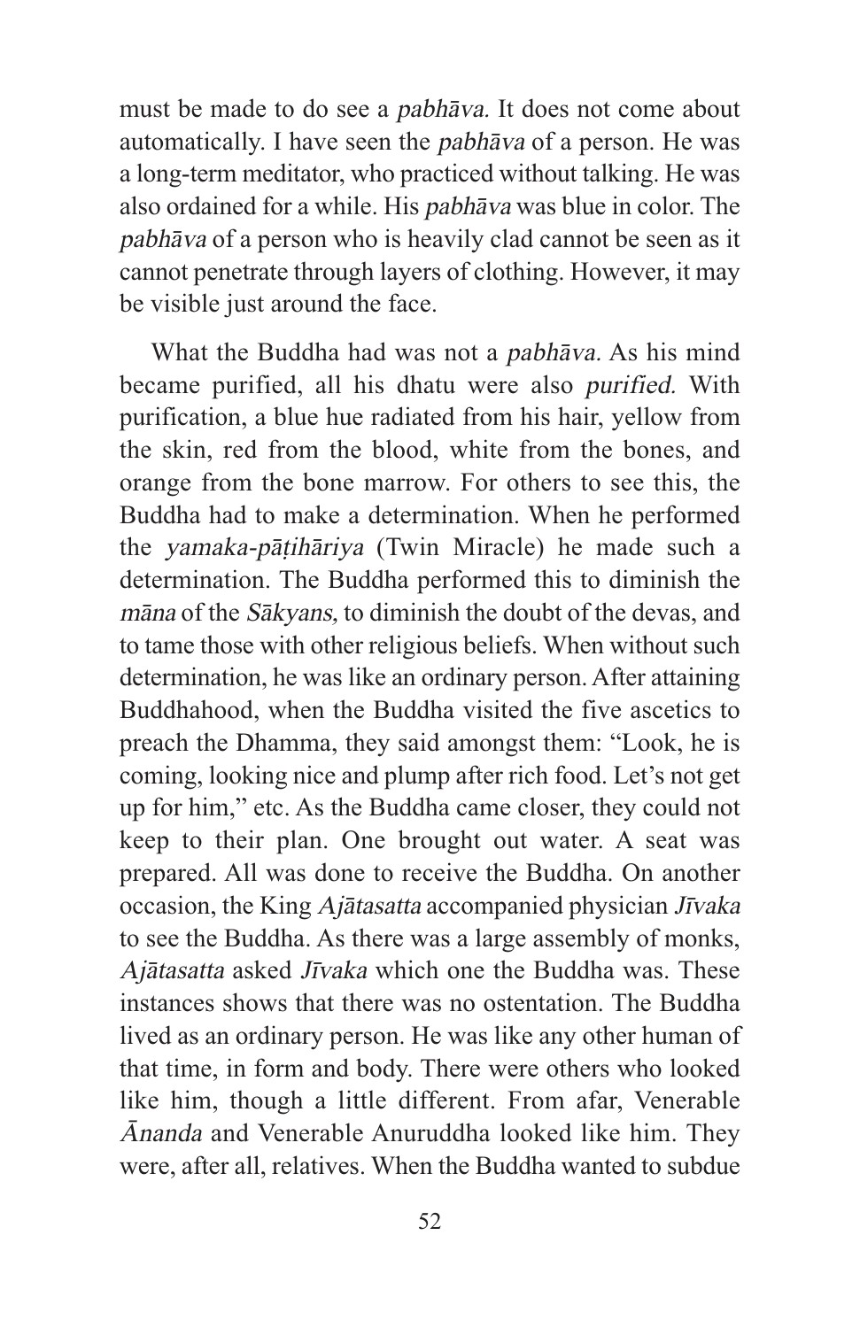must be made to do see a *pabhāva.* It does not come about automatically. I have seen the *pabhāva* of a person. He was a long-term meditator, who practiced without talking. He was also ordained for a while. His *pabhāva* was blue in color. The *pabhāva* of a person who is heavily clad cannot be seen as it cannot penetrate through layers of clothing. However, it may be visible just around the face.

What the Buddha had was not a *pabhāva.* As his mind became purified, all his dhatu were also *purified.* With purification, a blue hue radiated from his hair, yellow from the skin, red from the blood, white from the bones, and orange from the bone marrow. For others to see this, the Buddha had to make a determination. When he performed the *yamaka-pāṭihāriya* (Twin Miracle) he made such a determination. The Buddha performed this to diminish the *māna* of the *Sākyans,* to diminish the doubt of the devas, and to tame those with other religious beliefs. When without such determination, he was like an ordinary person. After attaining Buddhahood, when the Buddha visited the five ascetics to preach the Dhamma, they said amongst them: "Look, he is coming, looking nice and plump after rich food. Let's not get up for him," etc. As the Buddha came closer, they could not keep to their plan. One brought out water. A seat was prepared. All was done to receive the Buddha. On another occasion, the King *Ajātasatta* accompanied physician *Jīvaka* to see the Buddha. As there was a large assembly of monks, *Ajātasatta* asked *Jīvaka* which one the Buddha was. These instances shows that there was no ostentation. The Buddha lived as an ordinary person. He was like any other human of that time, in form and body. There were others who looked like him, though a little different. From afar, Venerable *Ānanda* and Venerable Anuruddha looked like him. They were, after all, relatives. When the Buddha wanted to subdue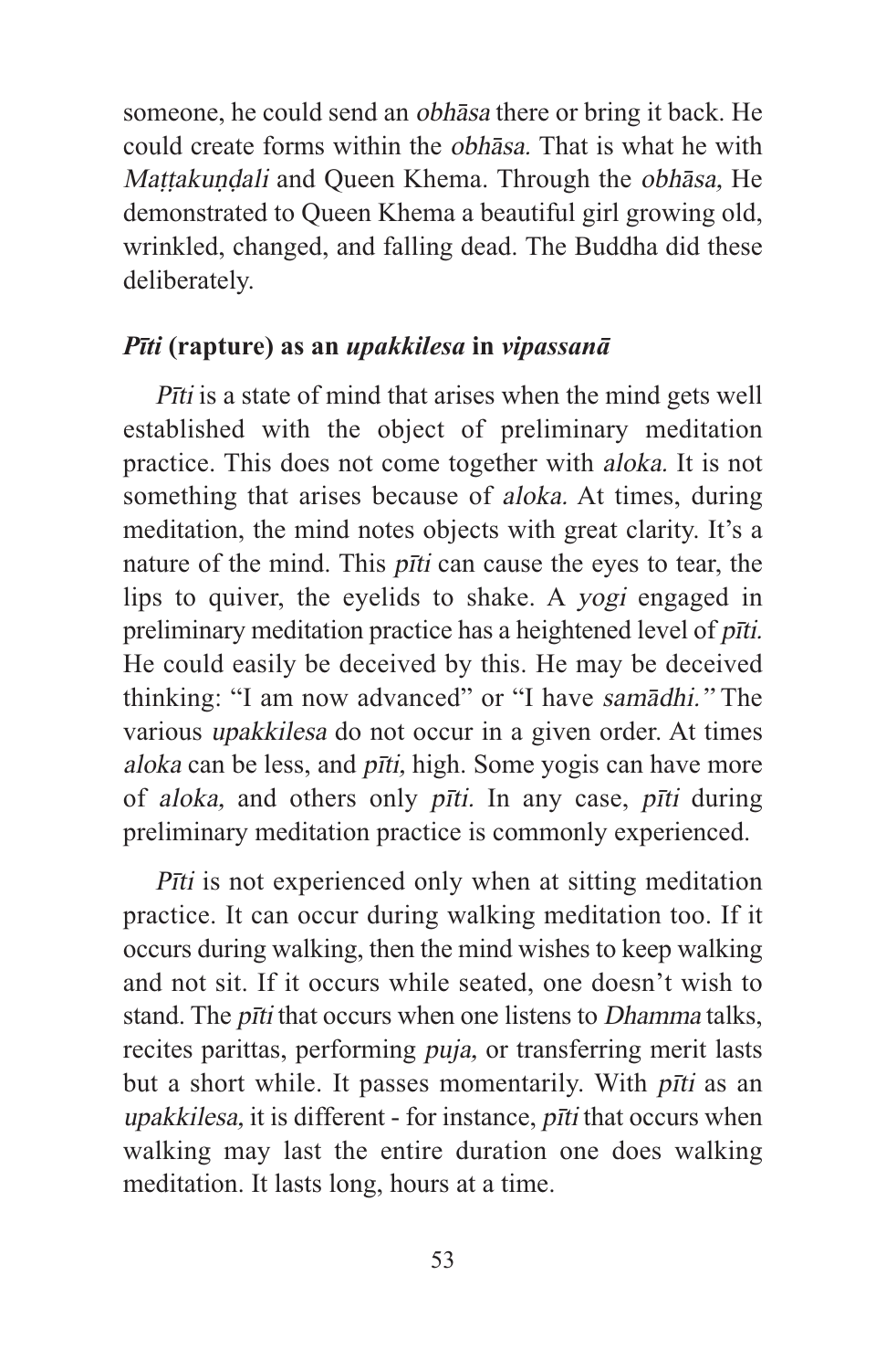someone, he could send an *obhāsa* there or bring it back. He could create forms within the *obhāsa.* That is what he with *Maṭṭakuṇḍali* and Queen Khema. Through the *obhāsa,* He demonstrated to Queen Khema a beautiful girl growing old, wrinkled, changed, and falling dead. The Buddha did these deliberately.

### *Pīti* (rapture) as an *upakkilesa* in *vipassanā*

*Pīti* is a state of mind that arises when the mind gets well established with the object of preliminary meditation practice. This does not come together with *aloka.* It is not something that arises because of *aloka.* At times, during meditation, the mind notes objects with great clarity. It's a nature of the mind. This *pīti* can cause the eyes to tear, the lips to quiver, the eyelids to shake. A *yogi* engaged in preliminary meditation practice has a heightened level of *pīti.* He could easily be deceived by this. He may be deceived thinking: "I am now advanced" or "I have *samādhi.*" The various *upakkilesa* do not occur in a given order. At times *aloka* can be less, and *pīti,* high. Some yogis can have more of *aloka,* and others only *pīti.* In any case, *pīti* during preliminary meditation practice is commonly experienced.

*Pīti* is not experienced only when at sitting meditation practice. It can occur during walking meditation too. If it occurs during walking, then the mind wishes to keep walking and not sit. If it occurs while seated, one doesn't wish to stand. The *pīti* that occurs when one listens to *Dhamma* talks, recites parittas, performing *puja,* or transferring merit lasts but a short while. It passes momentarily. With *pīti* as an *upakkilesa,* it is different - for instance, *pīti* that occurs when walking may last the entire duration one does walking meditation. It lasts long, hours at a time.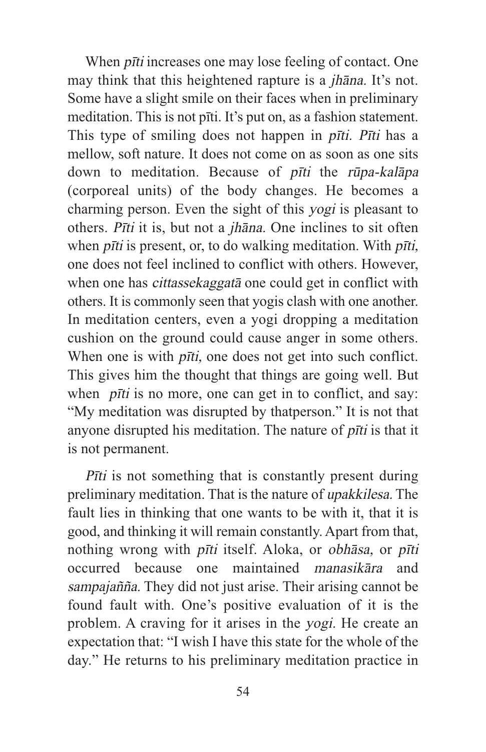When *pīti* increases one may lose feeling of contact. One may think that this heightened rapture is a *jhāna.* It's not. Some have a slight smile on their faces when in preliminary meditation. This is not pīti. It's put on, as a fashion statement. This type of smiling does not happen in *pīti. Pīti* has a mellow, soft nature. It does not come on as soon as one sits down to meditation. Because of *pīti* the *rūpa-kalāpa* (corporeal units) of the body changes. He becomes a charming person. Even the sight of this *yogi* is pleasant to others. *Pīti* it is, but not a *jhāna.* One inclines to sit often when *pīti* is present, or, to do walking meditation. With *pīti,* one does not feel inclined to conflict with others. However, when one has *cittassekaggatā* one could get in conflict with others. It is commonly seen that yogis clash with one another. In meditation centers, even a yogi dropping a meditation cushion on the ground could cause anger in some others. When one is with *pīti,* one does not get into such conflict. This gives him the thought that things are going well. But when *pīti* is no more, one can get in to conflict, and say: "My meditation was disrupted by thatperson." It is not that anyone disrupted his meditation. The nature of *pīti* is that it is not permanent.

*Pīti* is not something that is constantly present during preliminary meditation. That is the nature of *upakkilesa.* The fault lies in thinking that one wants to be with it, that it is good, and thinking it will remain constantly. Apart from that, nothing wrong with *pīti* itself. Aloka, or *obhāsa,* or *pīti* occurred because one maintained *manasikāra* and *sampajañña.* They did not just arise. Their arising cannot be found fault with. One's positive evaluation of it is the problem. A craving for it arises in the *yogi.* He create an expectation that: "I wish I have this state for the whole of the day." He returns to his preliminary meditation practice in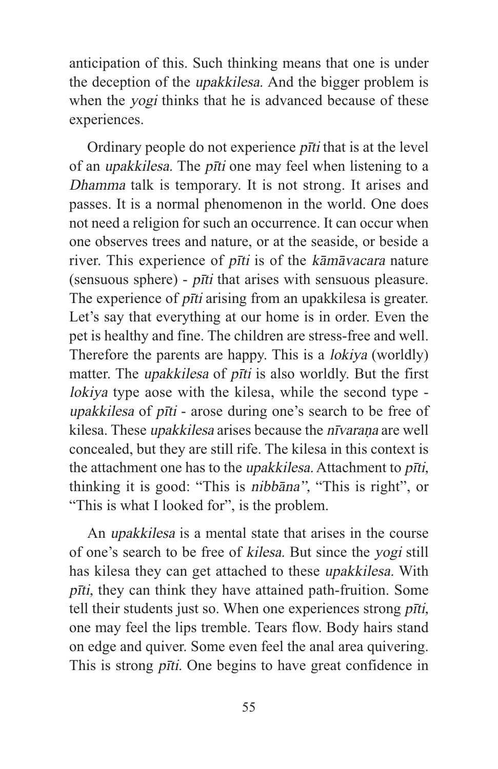anticipation of this. Such thinking means that one is under the deception of the *upakkilesa.* And the bigger problem is when the *yogi* thinks that he is advanced because of these experiences.

Ordinary people do not experience *pīti* that is at the level of an *upakkilesa.* The *pīti* one may feel when listening to a *Dhamma* talk is temporary. It is not strong. It arises and passes. It is a normal phenomenon in the world. One does not need a religion for such an occurrence. It can occur when one observes trees and nature, or at the seaside, or beside a river. This experience of *pīti* is of the *kāmāvacara* nature (sensuous sphere) - *pīti* that arises with sensuous pleasure. The experience of *pīti* arising from an upakkilesa is greater. Let's say that everything at our home is in order. Even the pet is healthy and fine. The children are stress-free and well. Therefore the parents are happy. This is a *lokiya* (worldly) matter. The *upakkilesa* of *pīti* is also worldly. But the first *lokiya* type aose with the kilesa, while the second type - *upakkilesa* of *pīti* - arose during one's search to be free of kilesa. These *upakkilesa* arises because the *nīvaraṇa* are well concealed, but they are still rife. The kilesa in this context is the attachment one has to the *upakkilesa.* Attachment to *pīti,* thinking it is good: "This is *nibbāna",* "This is right", or "This is what I looked for", is the problem.

An *upakkilesa* is a mental state that arises in the course of one's search to be free of *kilesa.* But since the *yogi* still has kilesa they can get attached to these *upakkilesa.* With *pīti,* they can think they have attained path-fruition. Some tell their students just so. When one experiences strong *pīti,* one may feel the lips tremble. Tears flow. Body hairs stand on edge and quiver. Some even feel the anal area quivering. This is strong *pīti.* One begins to have great confidence in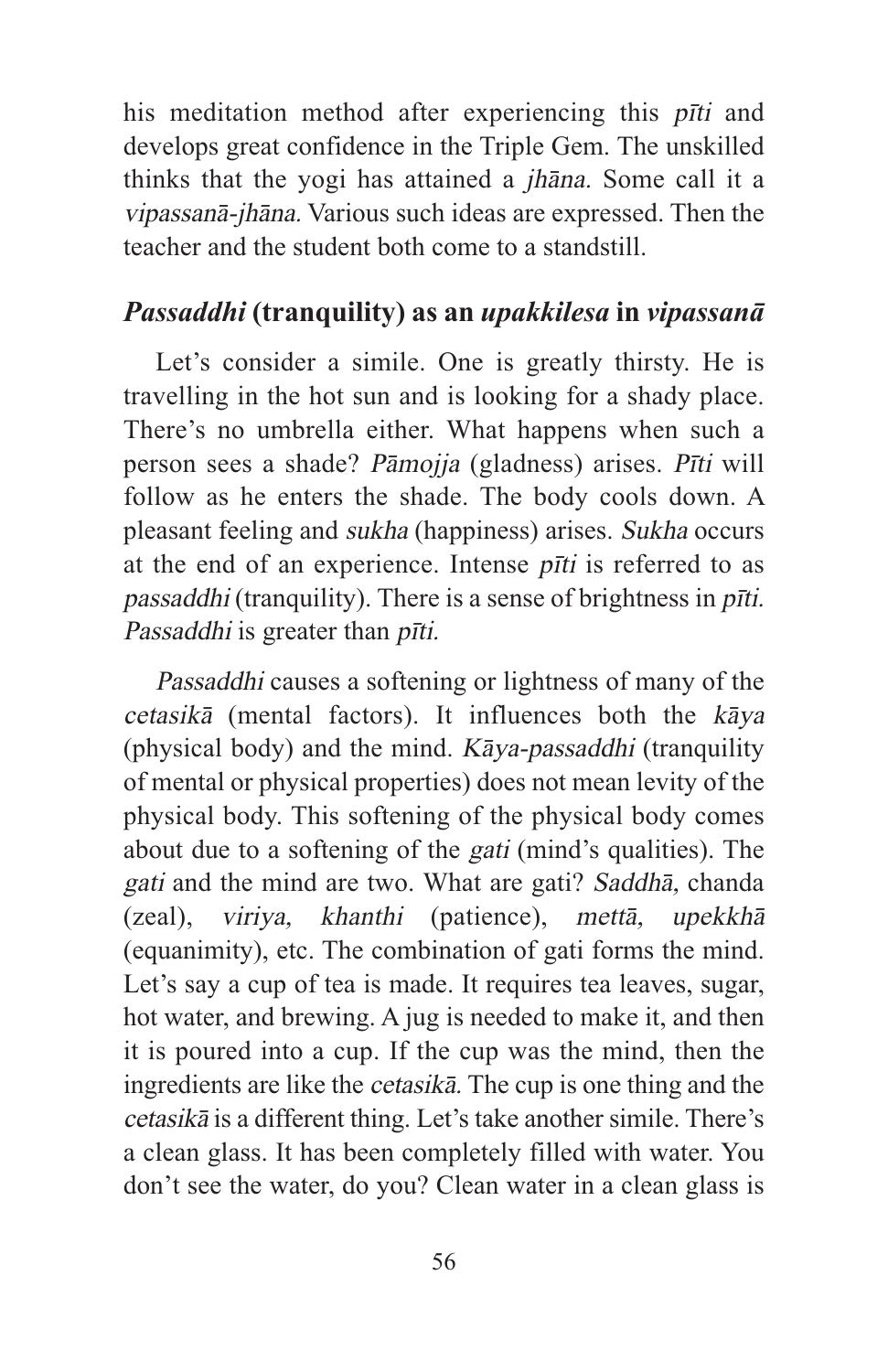his meditation method after experiencing this *pīti* and develops great confidence in the Triple Gem. The unskilled thinks that the yogi has attained a *jhāna.* Some call it a *vipassanā-jhāna.* Various such ideas are expressed. Then the teacher and the student both come to a standstill.

### *Passaddhi* (tranquility) as an *upakkilesa* in *vipassanā*

Let's consider a simile. One is greatly thirsty. He is travelling in the hot sun and is looking for a shady place. There's no umbrella either. What happens when such a person sees a shade? *Pāmojja* (gladness) arises. *Pīti* will follow as he enters the shade. The body cools down. A pleasant feeling and *sukha* (happiness) arises. *Sukha* occurs at the end of an experience. Intense *pīti* is referred to as *passaddhi* (tranquility). There is a sense of brightness in *pīti. Passaddhi* is greater than *pīti.*

*Passaddhi* causes a softening or lightness of many of the *cetasikā* (mental factors). It influences both the *kāya* (physical body) and the mind. *Kāya-passaddhi* (tranquility of mental or physical properties) does not mean levity of the physical body. This softening of the physical body comes about due to a softening of the *gati* (mind's qualities). The *gati* and the mind are two. What are gati? *Saddhā,* chanda (zeal), *viriya, khanthi* (patience), *mettā, upekkhā* (equanimity), etc. The combination of gati forms the mind. Let's say a cup of tea is made. It requires tea leaves, sugar, hot water, and brewing. A jug is needed to make it, and then it is poured into a cup. If the cup was the mind, then the ingredients are like the *cetasikā.* The cup is one thing and the *cetasikā* is a different thing. Let's take another simile. There's a clean glass. It has been completely filled with water. You don't see the water, do you? Clean water in a clean glass is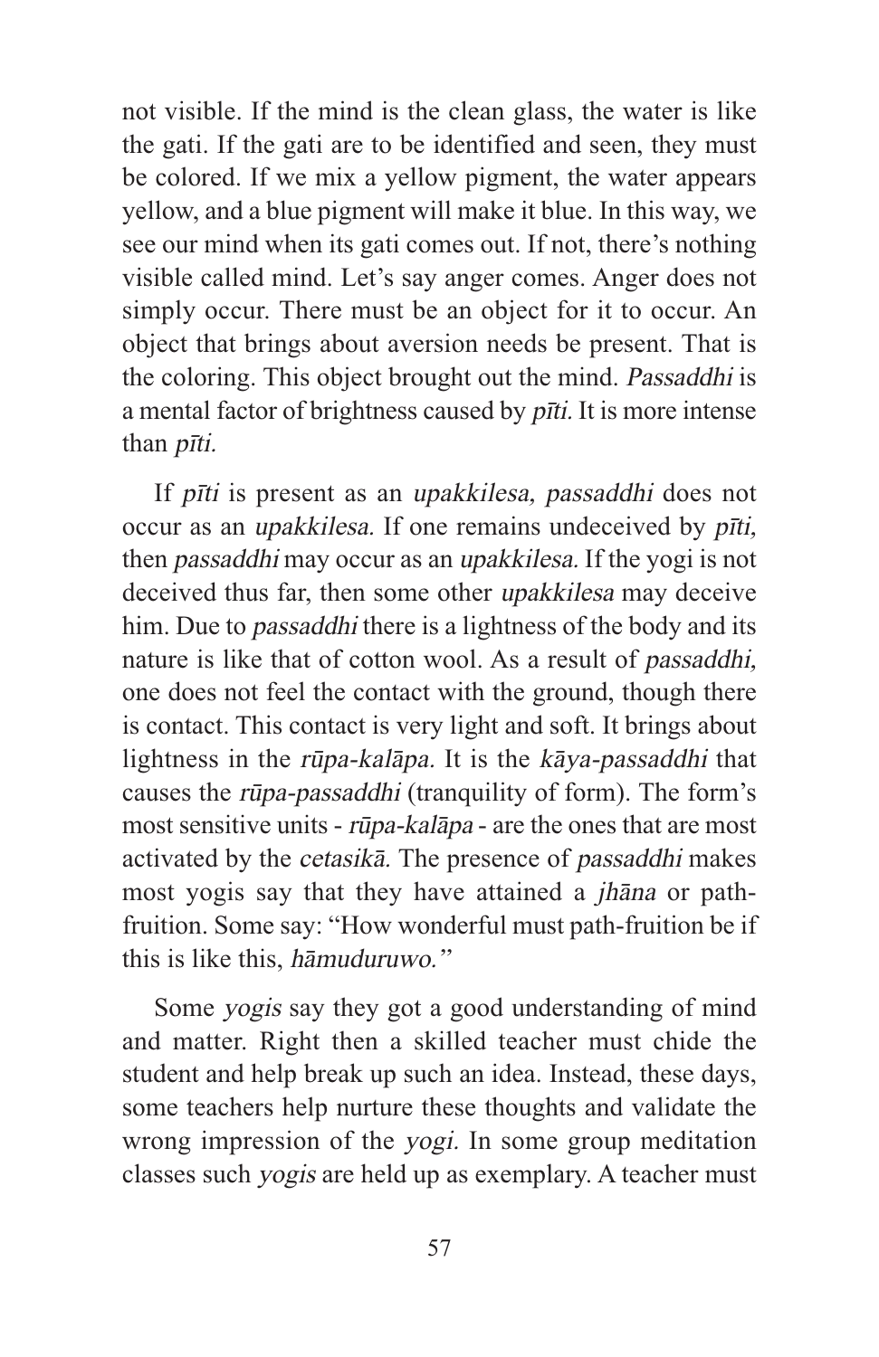not visible. If the mind is the clean glass, the water is like the gati. If the gati are to be identified and seen, they must be colored. If we mix a yellow pigment, the water appears yellow, and a blue pigment will make it blue. In this way, we see our mind when its gati comes out. If not, there's nothing visible called mind. Let's say anger comes. Anger does not simply occur. There must be an object for it to occur. An object that brings about aversion needs be present. That is the coloring. This object brought out the mind. *Passaddhi* is a mental factor of brightness caused by *pīti.* It is more intense than *pīti.*

If *pīti* is present as an *upakkilesa, passaddhi* does not occur as an *upakkilesa.* If one remains undeceived by *pīti,* then *passaddhi* may occur as an *upakkilesa.* If the yogi is not deceived thus far, then some other *upakkilesa* may deceive him. Due to *passaddhi* there is a lightness of the body and its nature is like that of cotton wool. As a result of *passaddhi,* one does not feel the contact with the ground, though there is contact. This contact is very light and soft. It brings about lightness in the *rūpa-kalāpa.* It is the *kāya-passaddhi* that causes the *rūpa-passaddhi* (tranquility of form). The form's most sensitive units - *rūpa-kalāpa* - are the ones that are most activated by the *cetasikā.* The presence of *passaddhi* makes most yogis say that they have attained a *jhāna* or path-fruition. Some say: "How wonderful must path-fruition be if this is like this, *hāmuduruwo.*"

Some *yogis* say they got a good understanding of mind and matter. Right then a skilled teacher must chide the student and help break up such an idea. Instead, these days, some teachers help nurture these thoughts and validate the wrong impression of the *yogi.* In some group meditation classes such *yogis* are held up as exemplary. A teacher must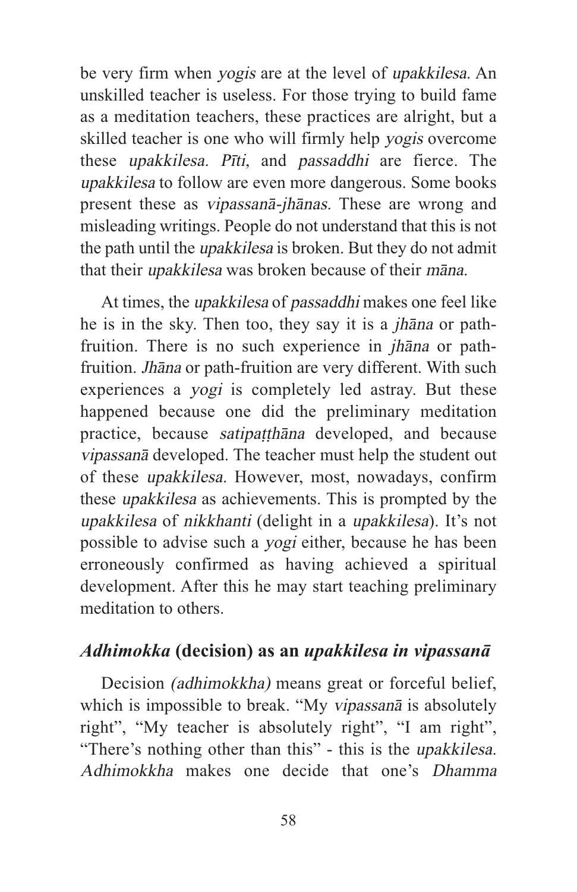be very firm when *yogis* are at the level of *upakkilesa.* An unskilled teacher is useless. For those trying to build fame as a meditation teachers, these practices are alright, but a skilled teacher is one who will firmly help *yogis* overcome these *upakkilesa. Pīti,* and *passaddhi* are fierce. The *upakkilesa* to follow are even more dangerous. Some books present these as *vipassanā-jhānas.* These are wrong and misleading writings. People do not understand that this is not the path until the *upakkilesa* is broken. But they do not admit that their *upakkilesa* was broken because of their *māna.*

At times, the *upakkilesa* of *passaddhi* makes one feel like he is in the sky. Then too, they say it is a *jhāna* or path-fruition. There is no such experience in *jhāna* or path-fruition. *Jhāna* or path-fruition are very different. With such experiences a *yogi* is completely led astray. But these happened because one did the preliminary meditation practice, because *satipaṭṭhāna* developed, and because *vipassanā* developed. The teacher must help the student out of these *upakkilesa.* However, most, nowadays, confirm these *upakkilesa* as achievements. This is prompted by the *upakkilesa* of *nikkhanti* (delight in a *upakkilesa*). It's not possible to advise such a *yogi* either, because he has been erroneously confirmed as having achieved a spiritual development. After this he may start teaching preliminary meditation to others.

## *Adhimokka* (decision) as an *upakkilesa in vipassanā*

Decision *(adhimokkha)* means great or forceful belief, which is impossible to break. "My *vipassanā* is absolutely right", "My teacher is absolutely right", "I am right", "There's nothing other than this" - this is the *upakkilesa. Adhimokkha* makes one decide that one's *Dhamma*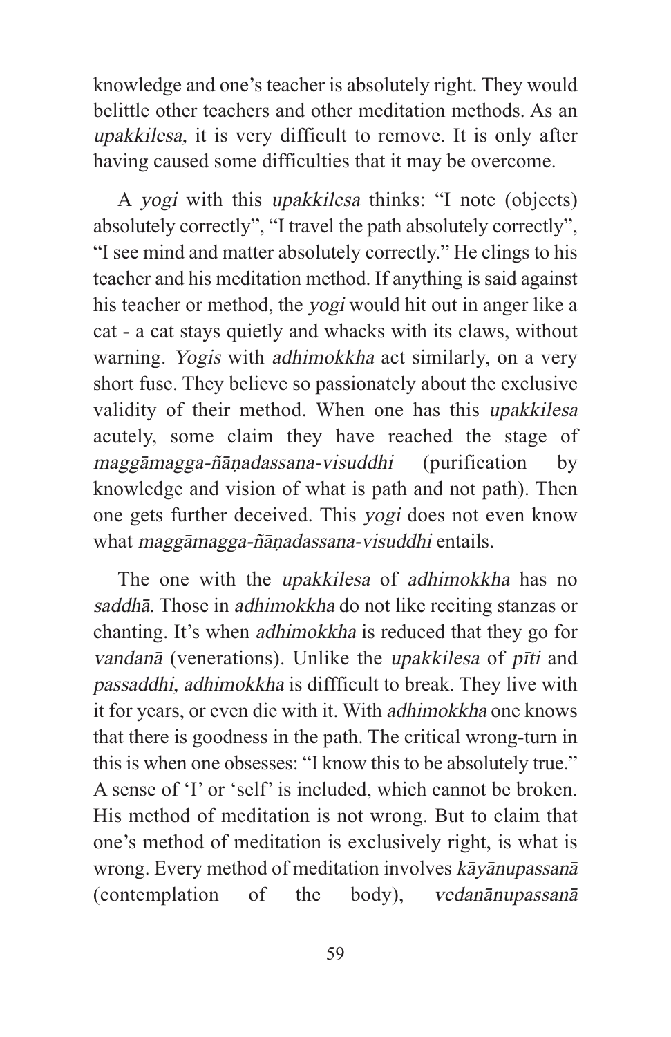knowledge and one's teacher is absolutely right. They would belittle other teachers and other meditation methods. As an *upakkilesa*, it is very difficult to remove. It is only after having caused some difficulties that it may be overcome.

A *yogi* with this *upakkilesa* thinks: "I note (objects) absolutely correctly", "I travel the path absolutely correctly", "I see mind and matter absolutely correctly." He clings to his teacher and his meditation method. If anything is said against his teacher or method, the *yogi* would hit out in anger like a cat - a cat stays quietly and whacks with its claws, without warning. *Yogis* with *adhimokkha* act similarly, on a very short fuse. They believe so passionately about the exclusive validity of their method. When one has this *upakkilesa* acutely, some claim they have reached the stage of *maggāmagga-ñāṇadassana-visuddhi* (purification by knowledge and vision of what is path and not path). Then one gets further deceived. This *yogi* does not even know what *maggāmagga-ñāṇadassana-visuddhi* entails.

The one with the *upakkilesa* of *adhimokkha* has no *saddhā*. Those in *adhimokkha* do not like reciting stanzas or chanting. It's when *adhimokkha* is reduced that they go for *vandanā* (venerations). Unlike the *upakkilesa* of *pīti* and *passaddhi*, *adhimokkha* is diffficult to break. They live with it for years, or even die with it. With *adhimokkha* one knows that there is goodness in the path. The critical wrong-turn in this is when one obsesses: "I know this to be absolutely true." A sense of 'I' or 'self' is included, which cannot be broken. His method of meditation is not wrong. But to claim that one's method of meditation is exclusively right, is what is wrong. Every method of meditation involves *kāyānupassanā* (contemplation of the body), *vedanānupassanā*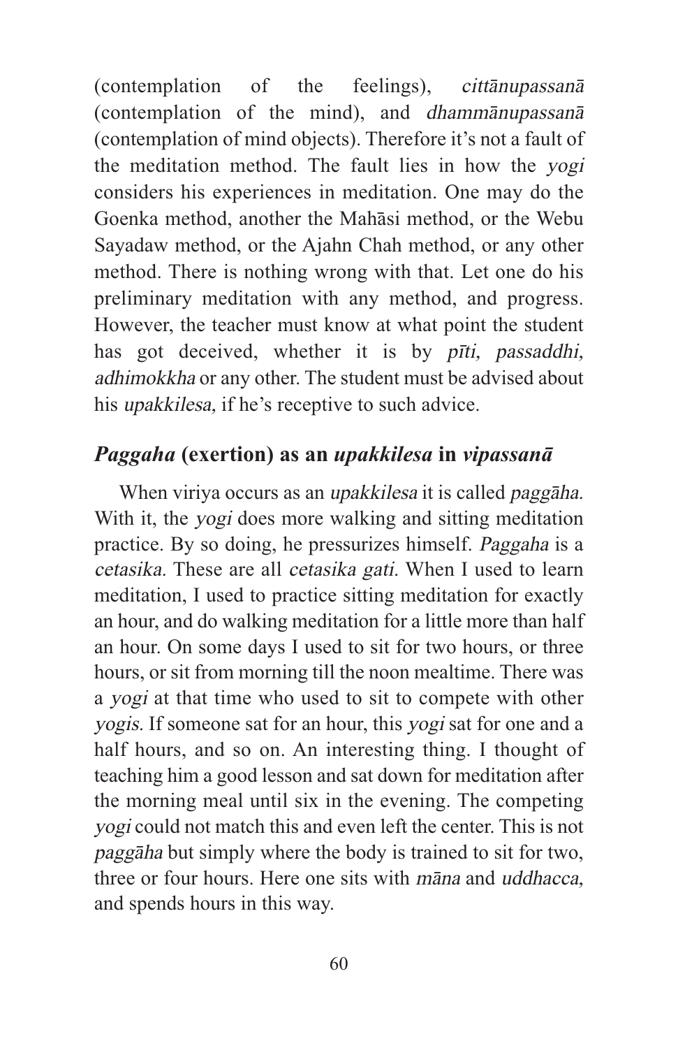(contemplation of the feelings), *cittānupassanā* (contemplation of the mind), and *dhammānupassanā* (contemplation of mind objects). Therefore it's not a fault of the meditation method. The fault lies in how the *yogi* considers his experiences in meditation. One may do the Goenka method, another the Mahāsi method, or the Webu Sayadaw method, or the Ajahn Chah method, or any other method. There is nothing wrong with that. Let one do his preliminary meditation with any method, and progress. However, the teacher must know at what point the student has got deceived, whether it is by *pīti, passaddhi, adhimokkha* or any other. The student must be advised about his *upakkilesa,* if he's receptive to such advice.

## *Paggaha* (exertion) as an *upakkilesa* in *vipassanā*

When viriya occurs as an *upakkilesa* it is called *paggāha.* With it, the *yogi* does more walking and sitting meditation practice. By so doing, he pressurizes himself. *Paggaha* is a *cetasika.* These are all *cetasika gati.* When I used to learn meditation, I used to practice sitting meditation for exactly an hour, and do walking meditation for a little more than half an hour. On some days I used to sit for two hours, or three hours, or sit from morning till the noon mealtime. There was a *yogi* at that time who used to sit to compete with other *yogis.* If someone sat for an hour, this *yogi* sat for one and a half hours, and so on. An interesting thing. I thought of teaching him a good lesson and sat down for meditation after the morning meal until six in the evening. The competing *yogi* could not match this and even left the center. This is not *paggāha* but simply where the body is trained to sit for two, three or four hours. Here one sits with *māna* and *uddhacca,* and spends hours in this way.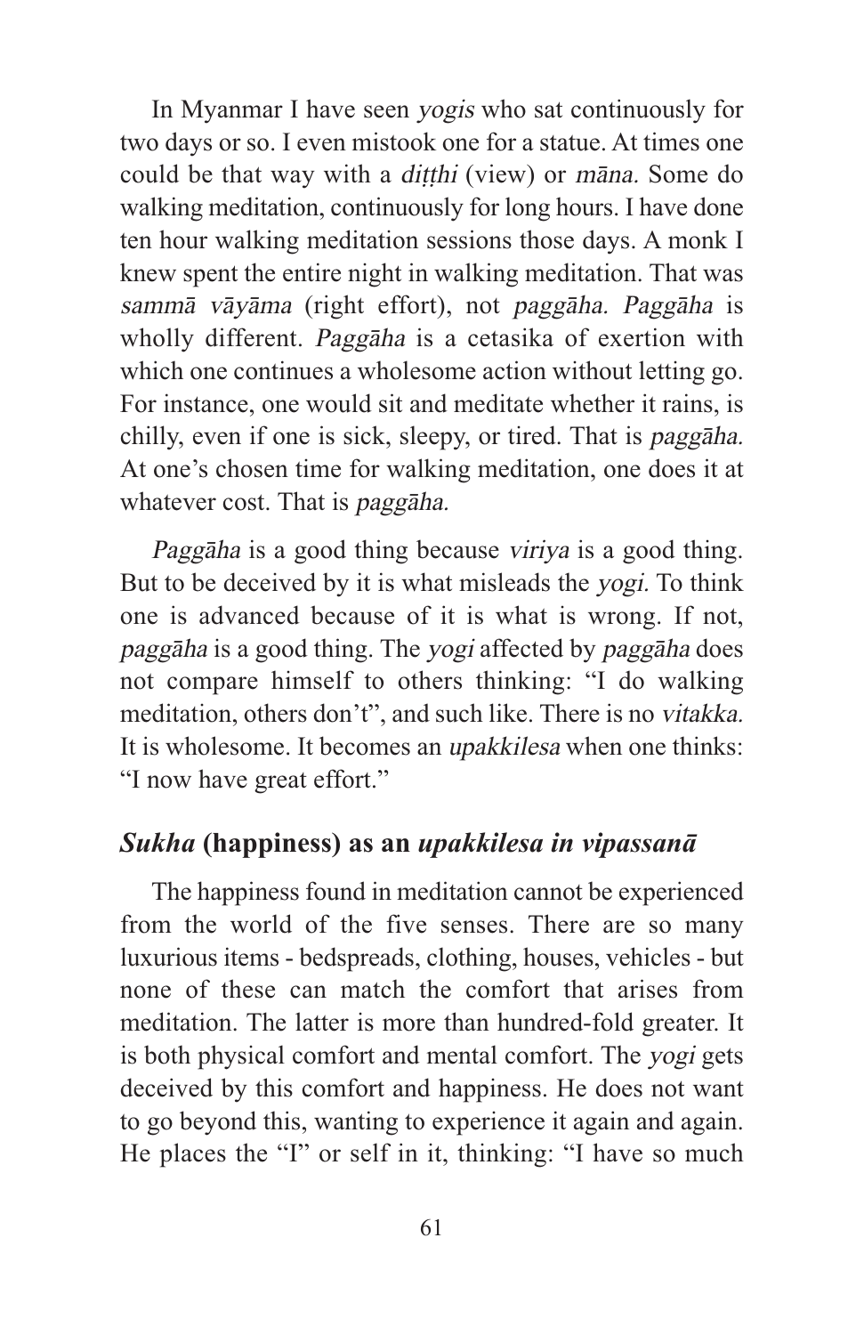In Myanmar I have seen *yogis* who sat continuously for two days or so. I even mistook one for a statue. At times one could be that way with a *diṭṭhi* (view) or *māna.* Some do walking meditation, continuously for long hours. I have done ten hour walking meditation sessions those days. A monk I knew spent the entire night in walking meditation. That was *sammā vāyāma* (right effort), not *paggāha. Paggāha* is wholly different. *Paggāha* is a cetasika of exertion with which one continues a wholesome action without letting go. For instance, one would sit and meditate whether it rains, is chilly, even if one is sick, sleepy, or tired. That is *paggāha.* At one's chosen time for walking meditation, one does it at whatever cost. That is *paggāha.*

*Paggāha* is a good thing because *viriya* is a good thing. But to be deceived by it is what misleads the *yogi.* To think one is advanced because of it is what is wrong. If not, *paggāha* is a good thing. The *yogi* affected by *paggāha* does not compare himself to others thinking: "I do walking meditation, others don't", and such like. There is no *vitakka.* It is wholesome. It becomes an *upakkilesa* when one thinks: "I now have great effort."

### *Sukha* (happiness) as an *upakkilesa in vipassanā*

The happiness found in meditation cannot be experienced from the world of the five senses. There are so many luxurious items - bedspreads, clothing, houses, vehicles - but none of these can match the comfort that arises from meditation. The latter is more than hundred-fold greater. It is both physical comfort and mental comfort. The *yogi* gets deceived by this comfort and happiness. He does not want to go beyond this, wanting to experience it again and again. He places the "I" or self in it, thinking: "I have so much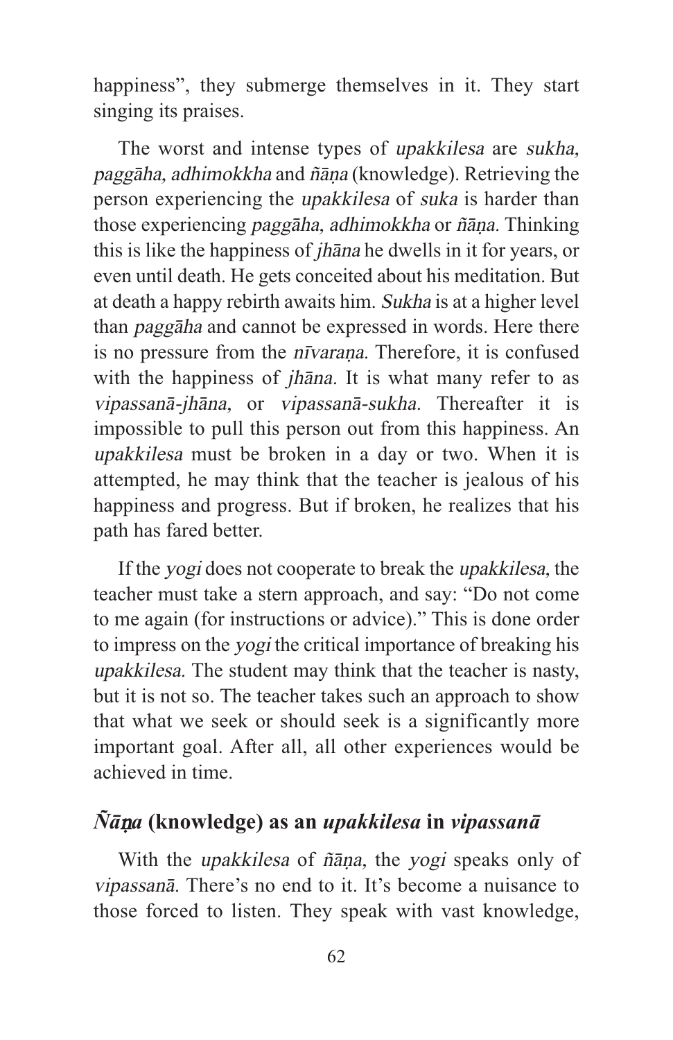happiness", they submerge themselves in it. They start singing its praises.

The worst and intense types of *upakkilesa* are *sukha, paggāha, adhimokkha* and *ñāṇa* (knowledge). Retrieving the person experiencing the *upakkilesa* of *suka* is harder than those experiencing *paggāha, adhimokkha* or *ñāṇa.* Thinking this is like the happiness of *jhāna* he dwells in it for years, or even until death. He gets conceited about his meditation. But at death a happy rebirth awaits him. *Sukha* is at a higher level than *paggāha* and cannot be expressed in words. Here there is no pressure from the *nīvaraṇa.* Therefore, it is confused with the happiness of *jhāna.* It is what many refer to as *vipassanā-jhāna,* or *vipassanā-sukha.* Thereafter it is impossible to pull this person out from this happiness. An *upakkilesa* must be broken in a day or two. When it is attempted, he may think that the teacher is jealous of his happiness and progress. But if broken, he realizes that his path has fared better.

If the *yogi* does not cooperate to break the *upakkilesa,* the teacher must take a stern approach, and say: "Do not come to me again (for instructions or advice)." This is done order to impress on the *yogi* the critical importance of breaking his *upakkilesa.* The student may think that the teacher is nasty, but it is not so. The teacher takes such an approach to show that what we seek or should seek is a significantly more important goal. After all, all other experiences would be achieved in time.

## *Ñāṇa* (knowledge) as an *upakkilesa* in *vipassanā*

With the *upakkilesa* of *ñāṇa,* the *yogi* speaks only of *vipassanā.* There's no end to it. It's become a nuisance to those forced to listen. They speak with vast knowledge,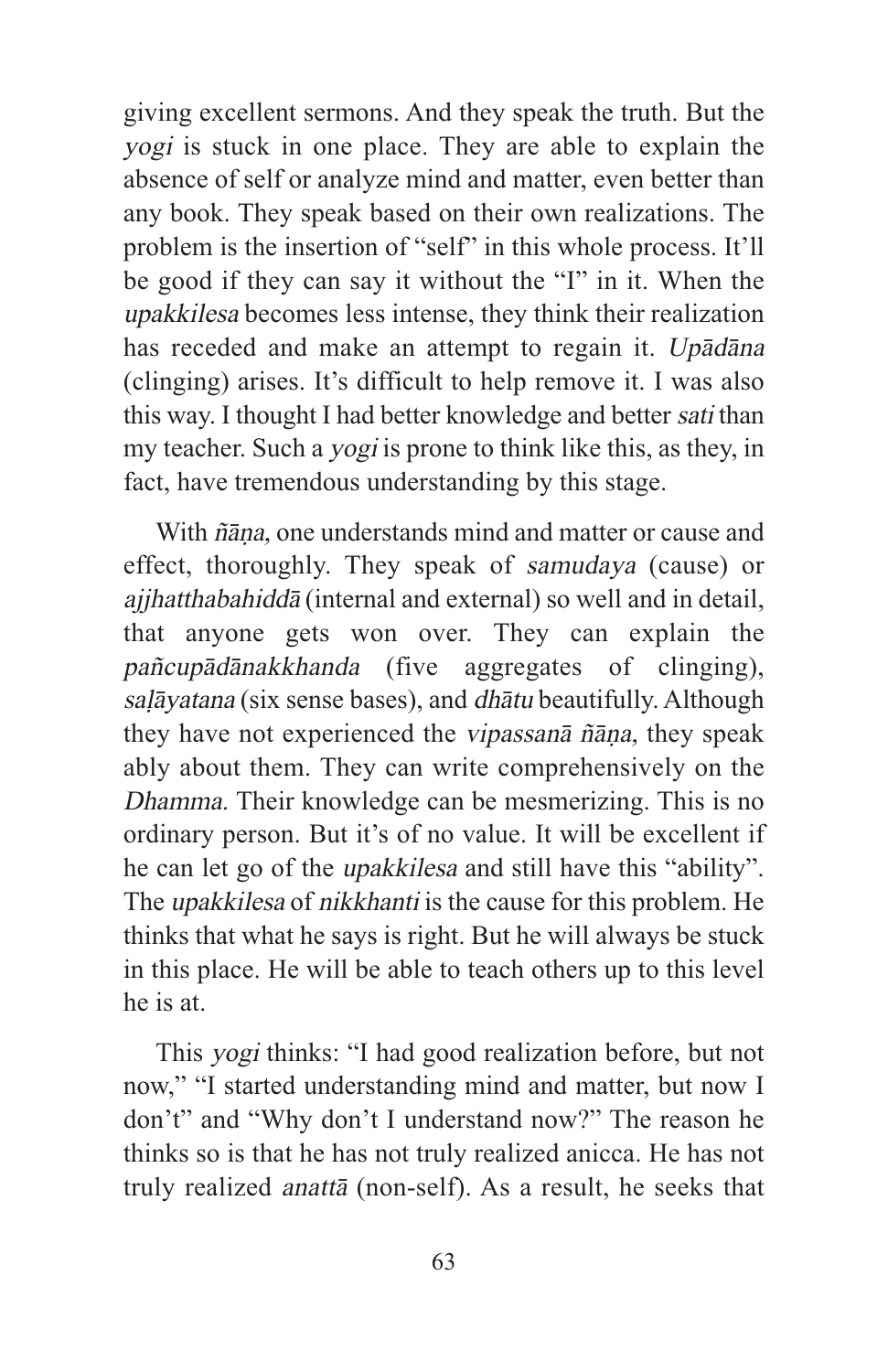giving excellent sermons. And they speak the truth. But the *yogi* is stuck in one place. They are able to explain the absence of self or analyze mind and matter, even better than any book. They speak based on their own realizations. The problem is the insertion of "self" in this whole process. It'll be good if they can say it without the "I" in it. When the *upakkilesa* becomes less intense, they think their realization has receded and make an attempt to regain it. *Upādāna* (clinging) arises. It's difficult to help remove it. I was also this way. I thought I had better knowledge and better *sati* than my teacher. Such a *yogi* is prone to think like this, as they, in fact, have tremendous understanding by this stage.

With *ñāṇa,* one understands mind and matter or cause and effect, thoroughly. They speak of *samudaya* (cause) or *ajjhatthabahiddā* (internal and external) so well and in detail, that anyone gets won over. They can explain the *pañcupādānakkhanda* (five aggregates of clinging), *saḷāyatana* (six sense bases), and *dhātu* beautifully. Although they have not experienced the *vipassanā ñāṇa,* they speak ably about them. They can write comprehensively on the *Dhamma.* Their knowledge can be mesmerizing. This is no ordinary person. But it's of no value. It will be excellent if he can let go of the *upakkilesa* and still have this "ability". The *upakkilesa* of *nikkhanti* is the cause for this problem. He thinks that what he says is right. But he will always be stuck in this place. He will be able to teach others up to this level he is at.

This *yogi* thinks: "I had good realization before, but not now," "I started understanding mind and matter, but now I don't" and "Why don't I understand now?" The reason he thinks so is that he has not truly realized anicca. He has not truly realized *anattā* (non-self). As a result, he seeks that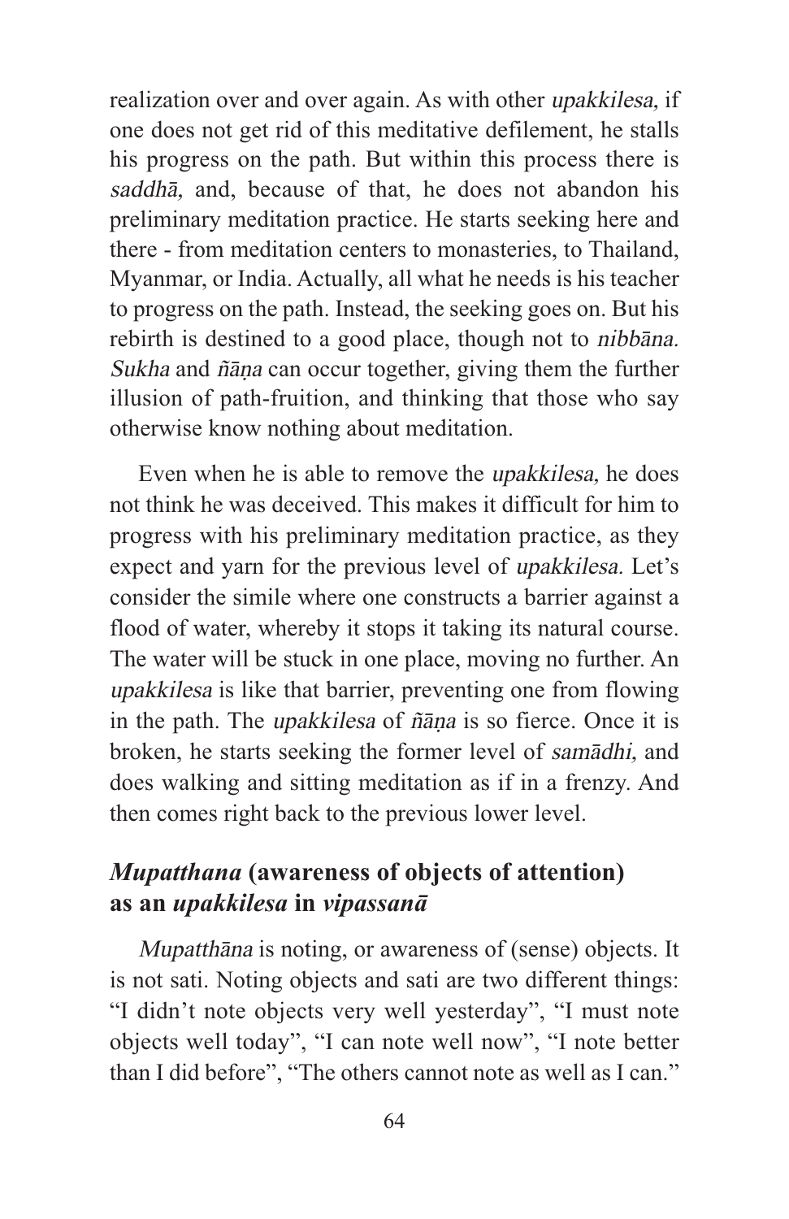realization over and over again. As with other *upakkilesa,* if one does not get rid of this meditative defilement, he stalls his progress on the path. But within this process there is *saddhā,* and, because of that, he does not abandon his preliminary meditation practice. He starts seeking here and there - from meditation centers to monasteries, to Thailand, Myanmar, or India. Actually, all what he needs is his teacher to progress on the path. Instead, the seeking goes on. But his rebirth is destined to a good place, though not to *nibbāna. Sukha* and *ñāṇa* can occur together, giving them the further illusion of path-fruition, and thinking that those who say otherwise know nothing about meditation.

Even when he is able to remove the *upakkilesa,* he does not think he was deceived. This makes it difficult for him to progress with his preliminary meditation practice, as they expect and yarn for the previous level of *upakkilesa.* Let's consider the simile where one constructs a barrier against a flood of water, whereby it stops it taking its natural course. The water will be stuck in one place, moving no further. An *upakkilesa* is like that barrier, preventing one from flowing in the path. The *upakkilesa* of *ñāṇa* is so fierce. Once it is broken, he starts seeking the former level of *samādhi,* and does walking and sitting meditation as if in a frenzy. And then comes right back to the previous lower level.

## *Mupatthana* (awareness of objects of attention) as an *upakkilesa* in *vipassanā*

*Mupatthāna* is noting, or awareness of (sense) objects. It is not sati. Noting objects and sati are two different things: "I didn't note objects very well yesterday", "I must note objects well today", "I can note well now", "I note better than I did before", "The others cannot note as well as I can."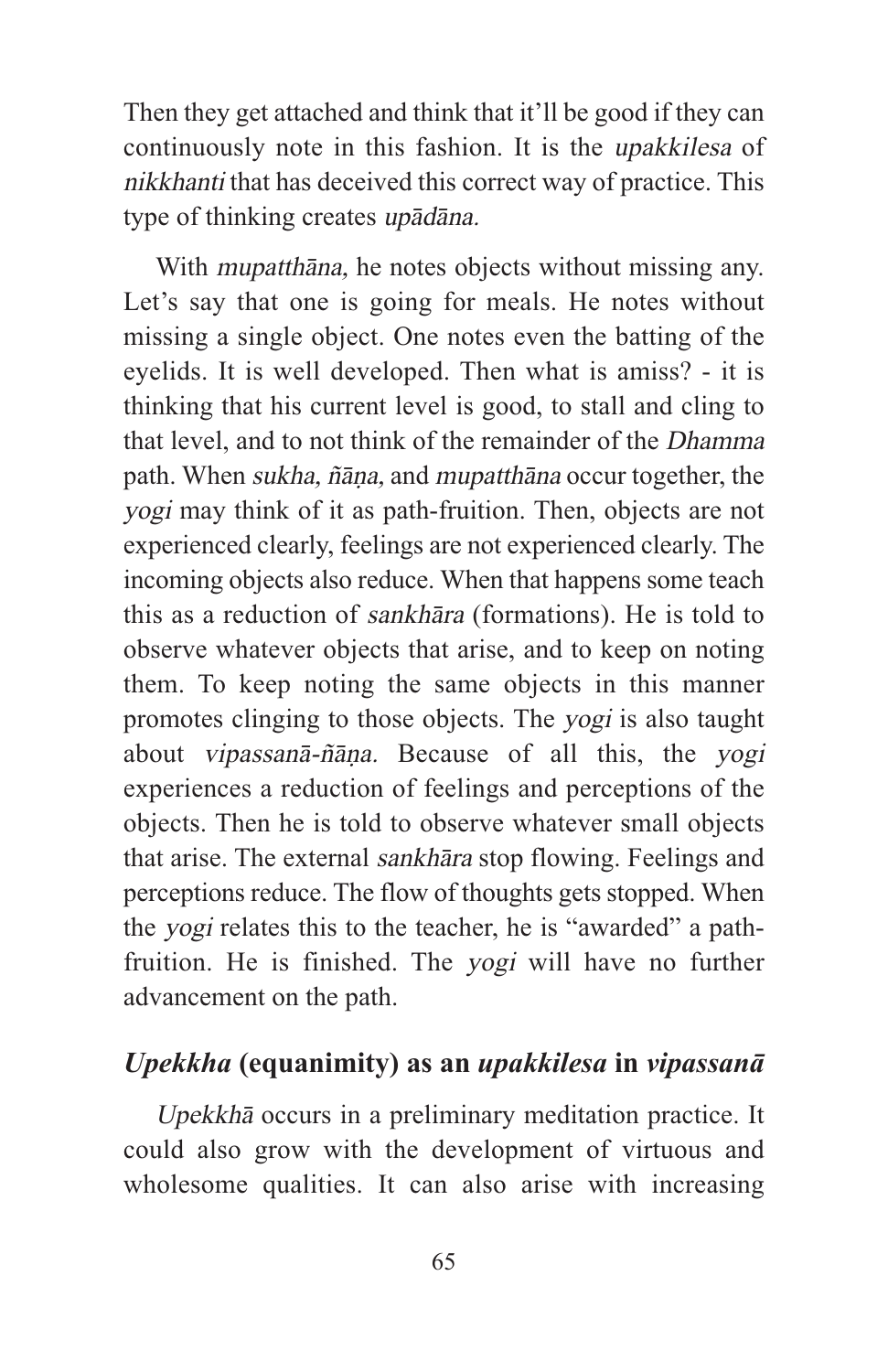Then they get attached and think that it'll be good if they can continuously note in this fashion. It is the *upakkilesa* of *nikkhanti* that has deceived this correct way of practice. This type of thinking creates *upādāna.*

With *mupatthāna,* he notes objects without missing any. Let's say that one is going for meals. He notes without missing a single object. One notes even the batting of the eyelids. It is well developed. Then what is amiss? - it is thinking that his current level is good, to stall and cling to that level, and to not think of the remainder of the *Dhamma* path. When *sukha, ñāṇa,* and *mupatthāna* occur together, the *yogi* may think of it as path-fruition. Then, objects are not experienced clearly, feelings are not experienced clearly. The incoming objects also reduce. When that happens some teach this as a reduction of *sankhāra* (formations). He is told to observe whatever objects that arise, and to keep on noting them. To keep noting the same objects in this manner promotes clinging to those objects. The *yogi* is also taught about *vipassanā-ñāṇa.* Because of all this, the *yogi* experiences a reduction of feelings and perceptions of the objects. Then he is told to observe whatever small objects that arise. The external *sankhāra* stop flowing. Feelings and perceptions reduce. The flow of thoughts gets stopped. When the *yogi* relates this to the teacher, he is "awarded" a path-fruition. He is finished. The *yogi* will have no further advancement on the path.

## ***Upekkha*** **(equanimity) as an** ***upakkilesa*** **in** ***vipassanā***

*Upekkhā* occurs in a preliminary meditation practice. It could also grow with the development of virtuous and wholesome qualities. It can also arise with increasing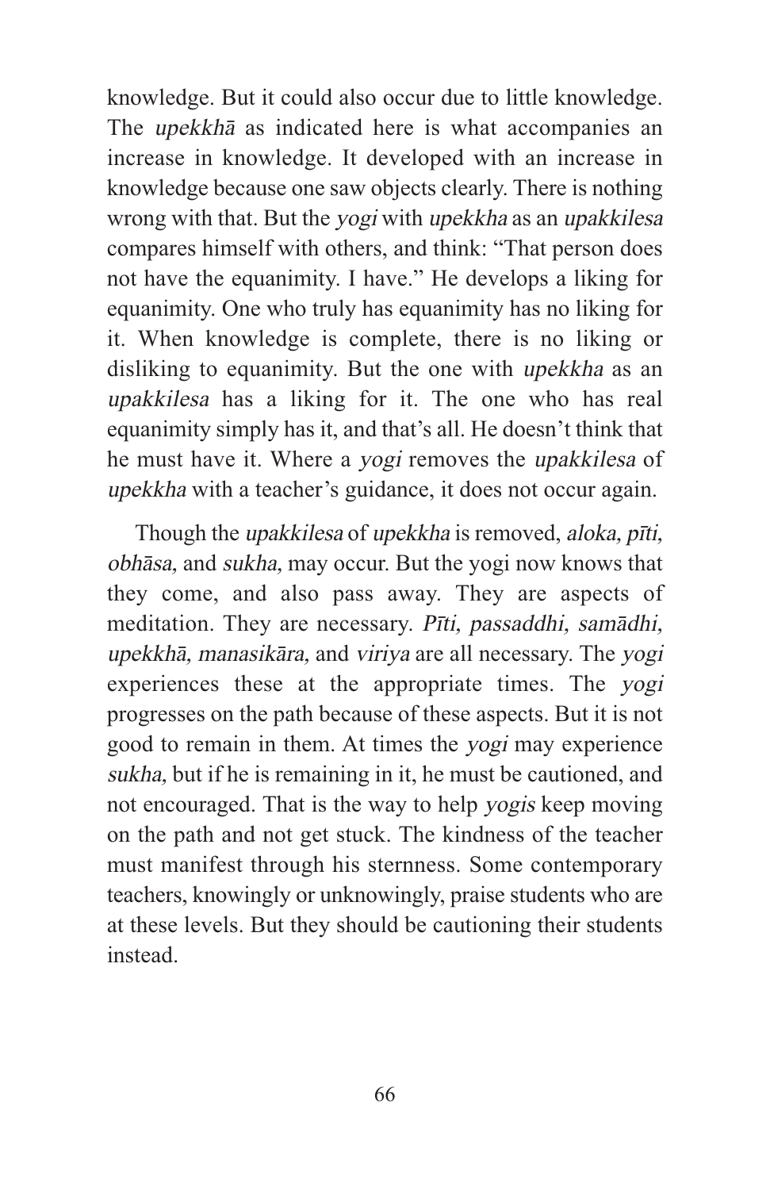knowledge. But it could also occur due to little knowledge. The *upekkhā* as indicated here is what accompanies an increase in knowledge. It developed with an increase in knowledge because one saw objects clearly. There is nothing wrong with that. But the *yogi* with *upekkha* as an *upakkilesa* compares himself with others, and think: “That person does not have the equanimity. I have.” He develops a liking for equanimity. One who truly has equanimity has no liking for it. When knowledge is complete, there is no liking or disliking to equanimity. But the one with *upekkha* as an *upakkilesa* has a liking for it. The one who has real equanimity simply has it, and that’s all. He doesn’t think that he must have it. Where a *yogi* removes the *upakkilesa* of *upekkha* with a teacher’s guidance, it does not occur again.

Though the *upakkilesa* of *upekkha* is removed, *aloka, pīti, obhāsa,* and *sukha,* may occur. But the yogi now knows that they come, and also pass away. They are aspects of meditation. They are necessary. *Pīti, passaddhi, samādhi, upekkhā, manasikāra,* and *viriya* are all necessary. The *yogi* experiences these at the appropriate times. The *yogi* progresses on the path because of these aspects. But it is not good to remain in them. At times the *yogi* may experience *sukha,* but if he is remaining in it, he must be cautioned, and not encouraged. That is the way to help *yogis* keep moving on the path and not get stuck. The kindness of the teacher must manifest through his sternness. Some contemporary teachers, knowingly or unknowingly, praise students who are at these levels. But they should be cautioning their students instead.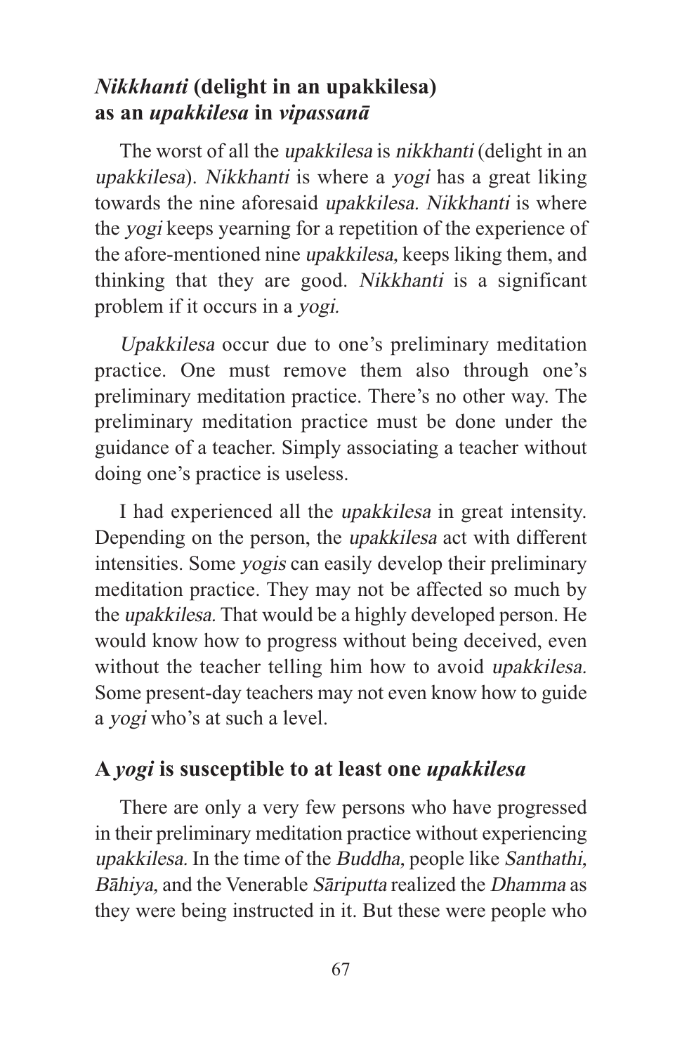## *Nikkhanti* (delight in an upakkilesa) as an *upakkilesa* in *vipassanā*

The worst of all the *upakkilesa* is *nikkhanti* (delight in an *upakkilesa*). *Nikkhanti* is where a *yogi* has a great liking towards the nine aforesaid *upakkilesa. Nikkhanti* is where the *yogi* keeps yearning for a repetition of the experience of the afore-mentioned nine *upakkilesa*, keeps liking them, and thinking that they are good. *Nikkhanti* is a significant problem if it occurs in a *yogi.*

*Upakkilesa* occur due to one's preliminary meditation practice. One must remove them also through one's preliminary meditation practice. There's no other way. The preliminary meditation practice must be done under the guidance of a teacher. Simply associating a teacher without doing one's practice is useless.

I had experienced all the *upakkilesa* in great intensity. Depending on the person, the *upakkilesa* act with different intensities. Some *yogis* can easily develop their preliminary meditation practice. They may not be affected so much by the *upakkilesa.* That would be a highly developed person. He would know how to progress without being deceived, even without the teacher telling him how to avoid *upakkilesa.* Some present-day teachers may not even know how to guide a *yogi* who's at such a level.

## A *yogi* is susceptible to at least one *upakkilesa*

There are only a very few persons who have progressed in their preliminary meditation practice without experiencing *upakkilesa.* In the time of the *Buddha*, people like *Santhathi*, *Bāhiya*, and the Venerable *Sāriputta* realized the *Dhamma* as they were being instructed in it. But these were people who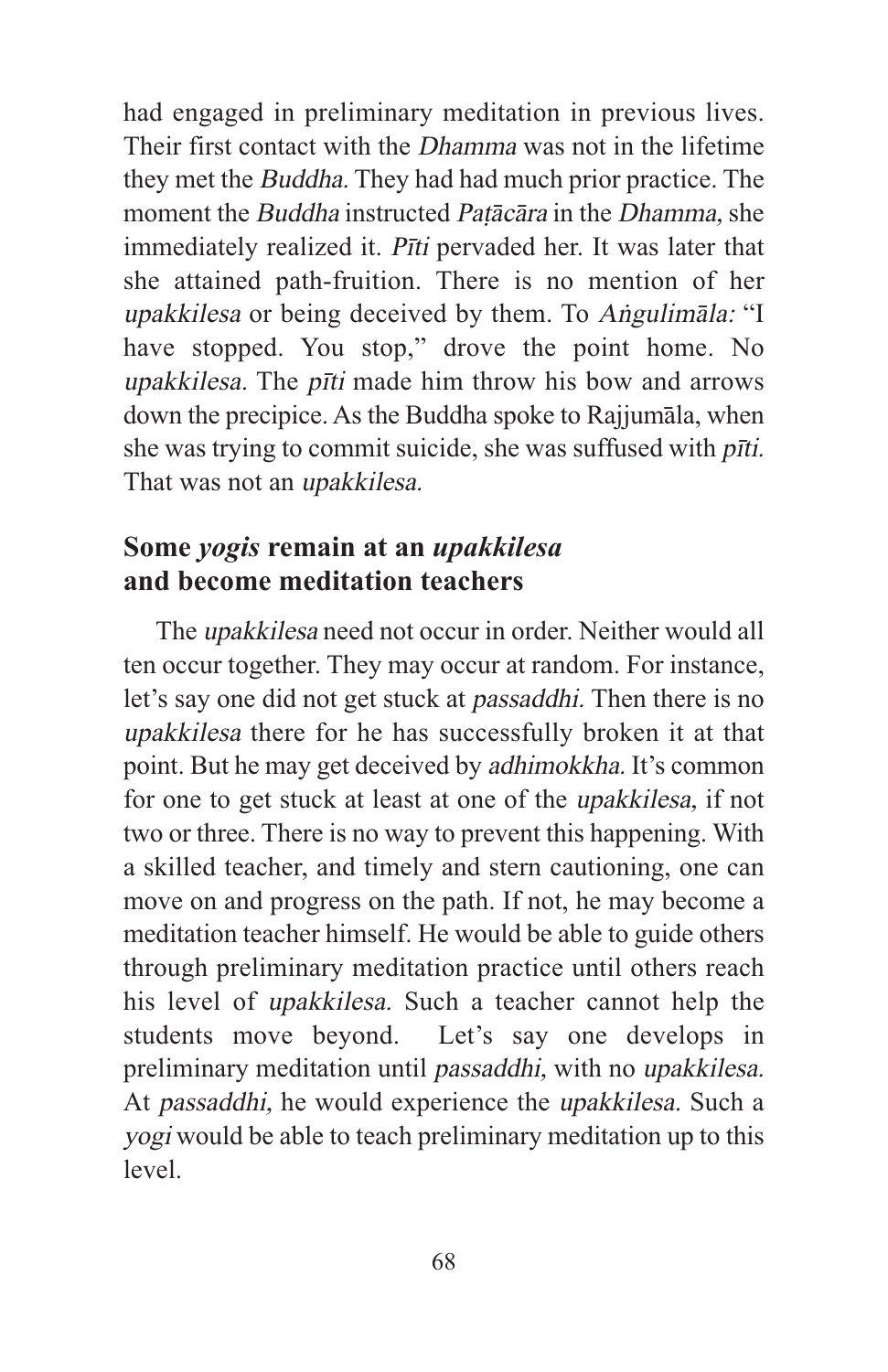had engaged in preliminary meditation in previous lives. Their first contact with the *Dhamma* was not in the lifetime they met the *Buddha.* They had had much prior practice. The moment the *Buddha* instructed *Paṭācāra* in the *Dhamma,* she immediately realized it. *Pīti* pervaded her. It was later that she attained path-fruition. There is no mention of her *upakkilesa* or being deceived by them. To *Aṅgulimāla:* "I have stopped. You stop," drove the point home. No *upakkilesa.* The *pīti* made him throw his bow and arrows down the precipice. As the Buddha spoke to Rajjumāla, when she was trying to commit suicide, she was suffused with *pīti.* That was not an *upakkilesa.*

## Some *yogis* remain at an *upakkilesa* and become meditation teachers

The *upakkilesa* need not occur in order. Neither would all ten occur together. They may occur at random. For instance, let's say one did not get stuck at *passaddhi.* Then there is no *upakkilesa* there for he has successfully broken it at that point. But he may get deceived by *adhimokkha.* It's common for one to get stuck at least at one of the *upakkilesa,* if not two or three. There is no way to prevent this happening. With a skilled teacher, and timely and stern cautioning, one can move on and progress on the path. If not, he may become a meditation teacher himself. He would be able to guide others through preliminary meditation practice until others reach his level of *upakkilesa.* Such a teacher cannot help the students move beyond. Let's say one develops in preliminary meditation until *passaddhi,* with no *upakkilesa.* At *passaddhi,* he would experience the *upakkilesa.* Such a *yogi* would be able to teach preliminary meditation up to this level.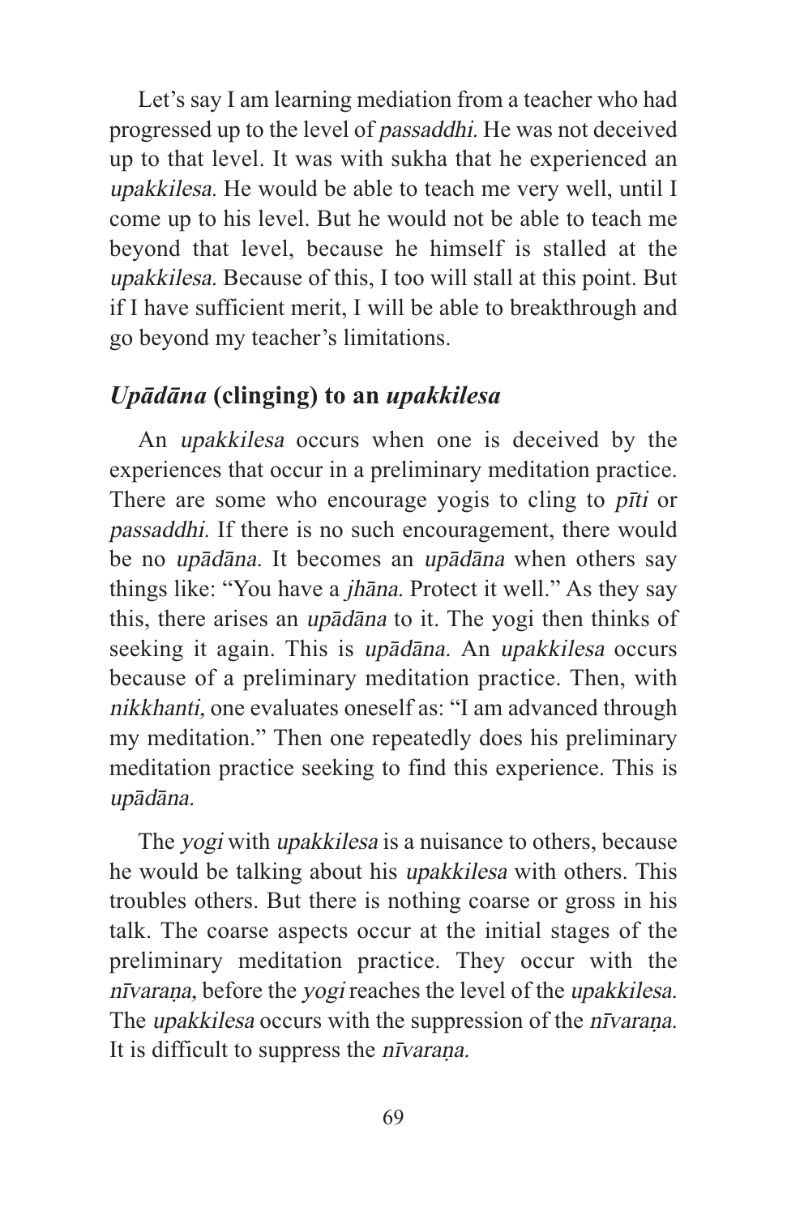Let's say I am learning mediation from a teacher who had progressed up to the level of *passaddhi.* He was not deceived up to that level. It was with sukha that he experienced an *upakkilesa.* He would be able to teach me very well, until I come up to his level. But he would not be able to teach me beyond that level, because he himself is stalled at the *upakkilesa.* Because of this, I too will stall at this point. But if I have sufficient merit, I will be able to breakthrough and go beyond my teacher's limitations.

## *Upādāna* (clinging) to an *upakkilesa*

An *upakkilesa* occurs when one is deceived by the experiences that occur in a preliminary meditation practice. There are some who encourage yogis to cling to *pīti* or *passaddhi.* If there is no such encouragement, there would be no *upādāna.* It becomes an *upādāna* when others say things like: "You have a *jhāna.* Protect it well." As they say this, there arises an *upādāna* to it. The yogi then thinks of seeking it again. This is *upādāna.* An *upakkilesa* occurs because of a preliminary meditation practice. Then, with *nikkhanti,* one evaluates oneself as: "I am advanced through my meditation." Then one repeatedly does his preliminary meditation practice seeking to find this experience. This is *upādāna.*

The *yogi* with *upakkilesa* is a nuisance to others, because he would be talking about his *upakkilesa* with others. This troubles others. But there is nothing coarse or gross in his talk. The coarse aspects occur at the initial stages of the preliminary meditation practice. They occur with the *nīvaraṇa,* before the *yogi* reaches the level of the *upakkilesa.* The *upakkilesa* occurs with the suppression of the *nīvaraṇa.* It is difficult to suppress the *nīvaraṇa.*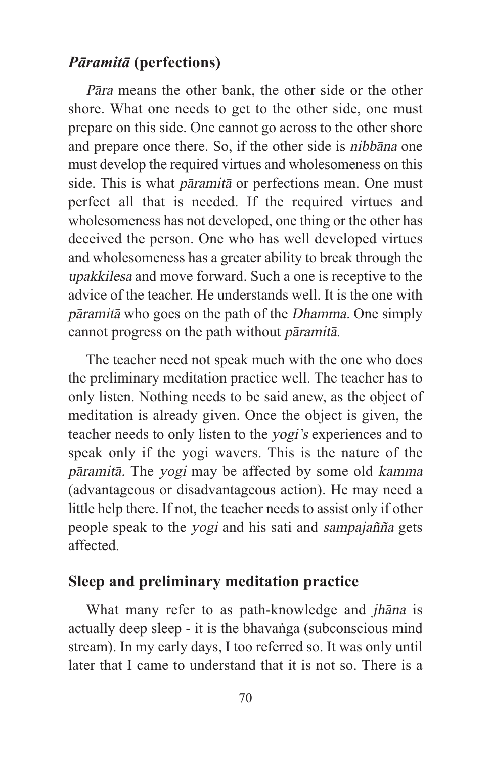### *Pāramitā* (perfections)

*Pāra* means the other bank, the other side or the other shore. What one needs to get to the other side, one must prepare on this side. One cannot go across to the other shore and prepare once there. So, if the other side is *nibbāna* one must develop the required virtues and wholesomeness on this side. This is what *pāramitā* or perfections mean. One must perfect all that is needed. If the required virtues and wholesomeness has not developed, one thing or the other has deceived the person. One who has well developed virtues and wholesomeness has a greater ability to break through the *upakkilesa* and move forward. Such a one is receptive to the advice of the teacher. He understands well. It is the one with *pāramitā* who goes on the path of the *Dhamma.* One simply cannot progress on the path without *pāramitā.*

The teacher need not speak much with the one who does the preliminary meditation practice well. The teacher has to only listen. Nothing needs to be said anew, as the object of meditation is already given. Once the object is given, the teacher needs to only listen to the *yogi's* experiences and to speak only if the yogi wavers. This is the nature of the *pāramitā.* The *yogi* may be affected by some old *kamma* (advantageous or disadvantageous action). He may need a little help there. If not, the teacher needs to assist only if other people speak to the *yogi* and his sati and *sampajañña* gets affected.

### Sleep and preliminary meditation practice

What many refer to as path-knowledge and *jhāna* is actually deep sleep - it is the bhavaṅga (subconscious mind stream). In my early days, I too referred so. It was only until later that I came to understand that it is not so. There is a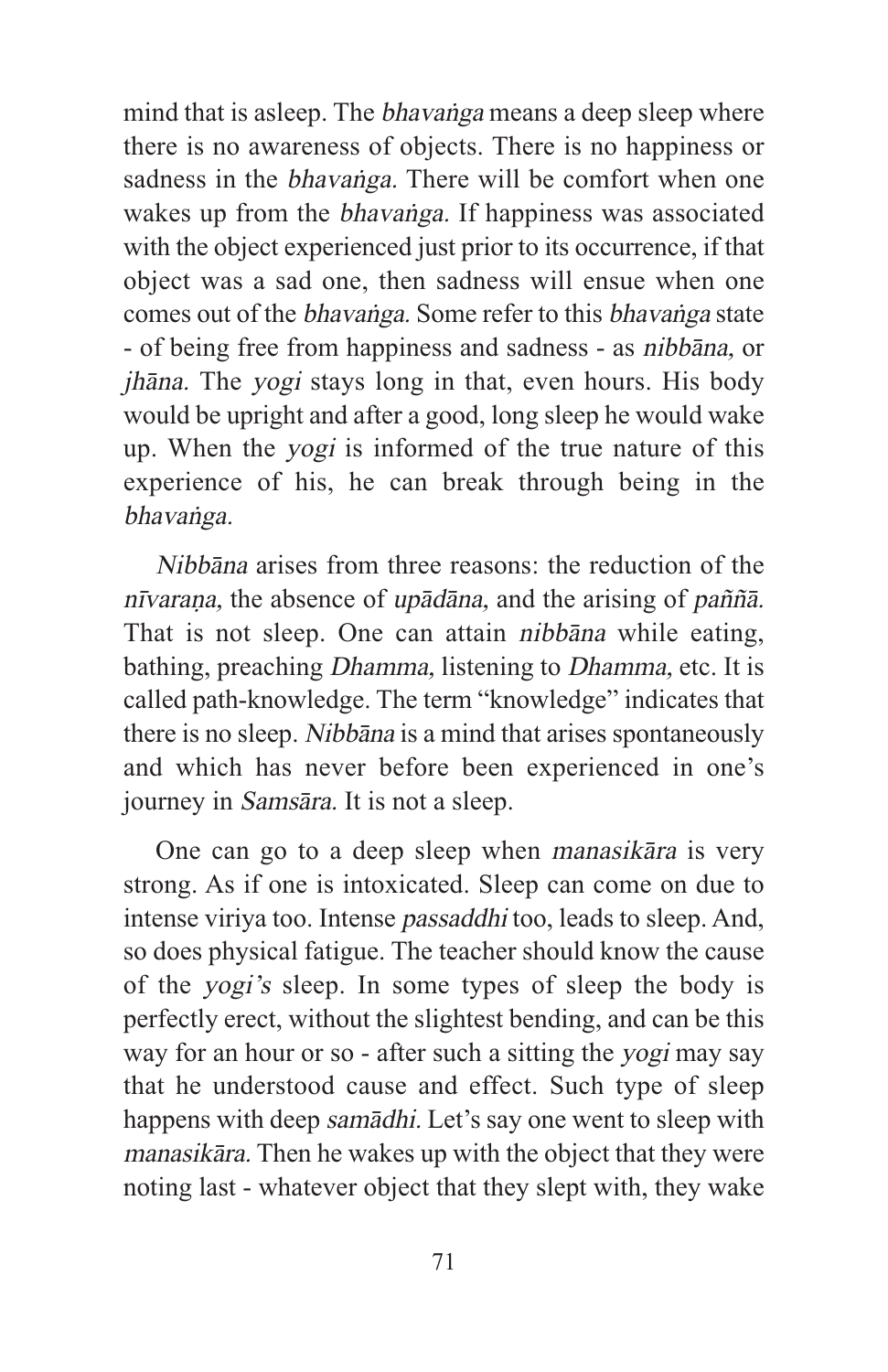mind that is asleep. The *bhavaṅga* means a deep sleep where there is no awareness of objects. There is no happiness or sadness in the *bhavaṅga.* There will be comfort when one wakes up from the *bhavaṅga.* If happiness was associated with the object experienced just prior to its occurrence, if that object was a sad one, then sadness will ensue when one comes out of the *bhavaṅga.* Some refer to this *bhavaṅga* state - of being free from happiness and sadness - as *nibbāna,* or *jhāna.* The *yogi* stays long in that, even hours. His body would be upright and after a good, long sleep he would wake up. When the *yogi* is informed of the true nature of this experience of his, he can break through being in the *bhavaṅga.*

*Nibbāna* arises from three reasons: the reduction of the *nīvaraṇa,* the absence of *upādāna,* and the arising of *paññā.* That is not sleep. One can attain *nibbāna* while eating, bathing, preaching *Dhamma,* listening to *Dhamma,* etc. It is called path-knowledge. The term "knowledge" indicates that there is no sleep. *Nibbāna* is a mind that arises spontaneously and which has never before been experienced in one's journey in *Samsāra.* It is not a sleep.

One can go to a deep sleep when *manasikāra* is very strong. As if one is intoxicated. Sleep can come on due to intense viriya too. Intense *passaddhi* too, leads to sleep. And, so does physical fatigue. The teacher should know the cause of the *yogi's* sleep. In some types of sleep the body is perfectly erect, without the slightest bending, and can be this way for an hour or so - after such a sitting the *yogi* may say that he understood cause and effect. Such type of sleep happens with deep *samādhi.* Let's say one went to sleep with *manasikāra.* Then he wakes up with the object that they were noting last - whatever object that they slept with, they wake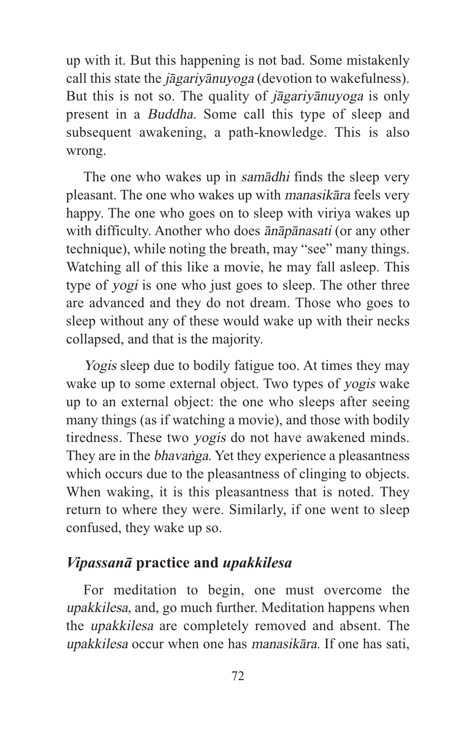up with it. But this happening is not bad. Some mistakenly call this state the *jāgariyānuyoga* (devotion to wakefulness). But this is not so. The quality of *jāgariyānuyoga* is only present in a *Buddha.* Some call this type of sleep and subsequent awakening, a path-knowledge. This is also wrong.

The one who wakes up in *samādhi* finds the sleep very pleasant. The one who wakes up with *manasikāra* feels very happy. The one who goes on to sleep with viriya wakes up with difficulty. Another who does *ānāpānasati* (or any other technique), while noting the breath, may "see" many things. Watching all of this like a movie, he may fall asleep. This type of *yogi* is one who just goes to sleep. The other three are advanced and they do not dream. Those who goes to sleep without any of these would wake up with their necks collapsed, and that is the majority.

*Yogis* sleep due to bodily fatigue too. At times they may wake up to some external object. Two types of *yogis* wake up to an external object: the one who sleeps after seeing many things (as if watching a movie), and those with bodily tiredness. These two *yogis* do not have awakened minds. They are in the *bhavaṅga.* Yet they experience a pleasantness which occurs due to the pleasantness of clinging to objects. When waking, it is this pleasantness that is noted. They return to where they were. Similarly, if one went to sleep confused, they wake up so.

### *Vipassanā* practice and *upakkilesa*

For meditation to begin, one must overcome the *upakkilesa,* and, go much further. Meditation happens when the *upakkilesa* are completely removed and absent. The *upakkilesa* occur when one has *manasikāra.* If one has sati,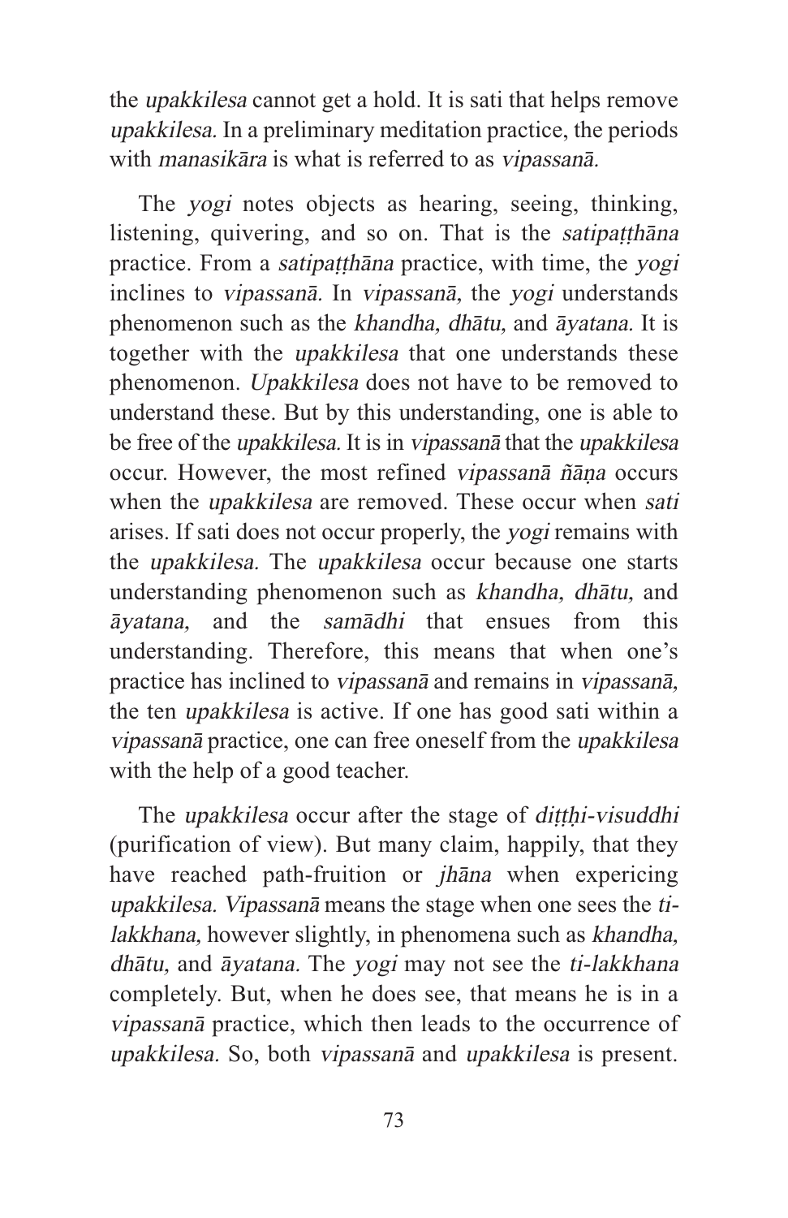the *upakkilesa* cannot get a hold. It is sati that helps remove *upakkilesa.* In a preliminary meditation practice, the periods with *manasikāra* is what is referred to as *vipassanā.*

The *yogi* notes objects as hearing, seeing, thinking, listening, quivering, and so on. That is the *satipaṭṭhāna* practice. From a *satipaṭṭhāna* practice, with time, the *yogi* inclines to *vipassanā.* In *vipassanā,* the *yogi* understands phenomenon such as the *khandha, dhātu,* and *āyatana.* It is together with the *upakkilesa* that one understands these phenomenon. *Upakkilesa* does not have to be removed to understand these. But by this understanding, one is able to be free of the *upakkilesa.* It is in *vipassanā* that the *upakkilesa* occur. However, the most refined *vipassanā ñāṇa* occurs when the *upakkilesa* are removed. These occur when *sati* arises. If sati does not occur properly, the *yogi* remains with the *upakkilesa.* The *upakkilesa* occur because one starts understanding phenomenon such as *khandha, dhātu,* and *āyatana,* and the *samādhi* that ensues from this understanding. Therefore, this means that when one's practice has inclined to *vipassanā* and remains in *vipassanā,* the ten *upakkilesa* is active. If one has good sati within a *vipassanā* practice, one can free oneself from the *upakkilesa* with the help of a good teacher.

The *upakkilesa* occur after the stage of *diṭṭhi-visuddhi* (purification of view). But many claim, happily, that they have reached path-fruition or *jhāna* when expericing *upakkilesa. Vipassanā* means the stage when one sees the *ti-lakkhana,* however slightly, in phenomena such as *khandha, dhātu,* and *āyatana.* The *yogi* may not see the *ti-lakkhana* completely. But, when he does see, that means he is in a *vipassanā* practice, which then leads to the occurrence of *upakkilesa.* So, both *vipassanā* and *upakkilesa* is present.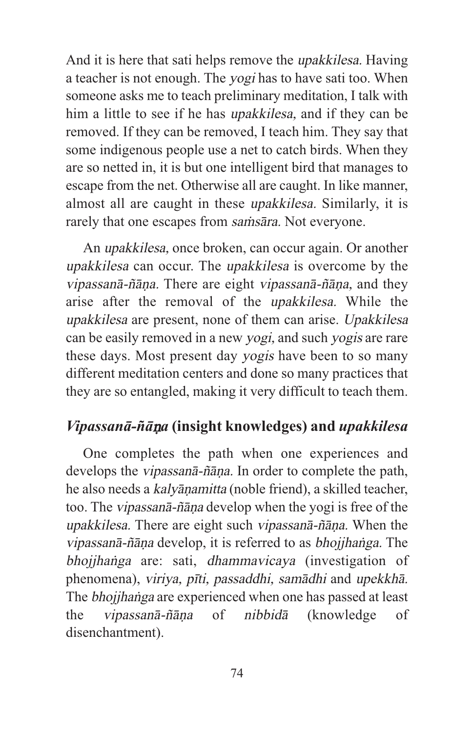And it is here that sati helps remove the *upakkilesa.* Having a teacher is not enough. The *yogi* has to have sati too. When someone asks me to teach preliminary meditation, I talk with him a little to see if he has *upakkilesa,* and if they can be removed. If they can be removed, I teach him. They say that some indigenous people use a net to catch birds. When they are so netted in, it is but one intelligent bird that manages to escape from the net. Otherwise all are caught. In like manner, almost all are caught in these *upakkilesa.* Similarly, it is rarely that one escapes from *saṁsāra.* Not everyone.

An *upakkilesa,* once broken, can occur again. Or another *upakkilesa* can occur. The *upakkilesa* is overcome by the *vipassanā-ñāṇa.* There are eight *vipassanā-ñāṇa,* and they arise after the removal of the *upakkilesa.* While the *upakkilesa* are present, none of them can arise. *Upakkilesa* can be easily removed in a new *yogi,* and such *yogis* are rare these days. Most present day *yogis* have been to so many different meditation centers and done so many practices that they are so entangled, making it very difficult to teach them.

### *Vipassanā-ñāṇa* (insight knowledges) and *upakkilesa*

One completes the path when one experiences and develops the *vipassanā-ñāṇa.* In order to complete the path, he also needs a *kalyāṇamitta* (noble friend), a skilled teacher, too. The *vipassanā-ñāṇa* develop when the yogi is free of the *upakkilesa.* There are eight such *vipassanā-ñāṇa.* When the *vipassanā-ñāṇa* develop, it is referred to as *bhojjhaṅga.* The *bhojjhaṅga* are: sati, *dhammavicaya* (investigation of phenomena), *viriya, pīti, passaddhi, samādhi* and *upekkhā.* The *bhojjhaṅga* are experienced when one has passed at least the *vipassanā-ñāṇa* of *nibbidā* (knowledge of disenchantment).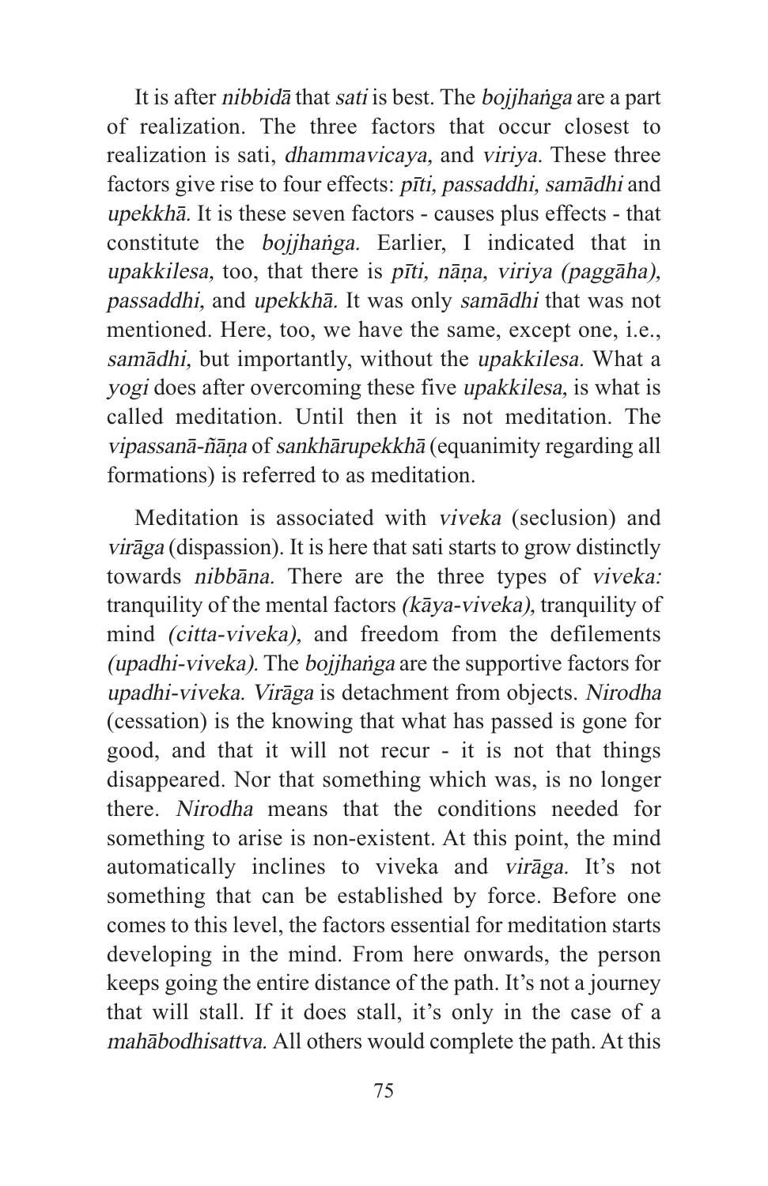It is after *nibbidā* that *sati* is best. The *bojjhaṅga* are a part of realization. The three factors that occur closest to realization is sati, *dhammavicaya,* and *viriya.* These three factors give rise to four effects: *pīti, passaddhi, samādhi* and *upekkhā.* It is these seven factors - causes plus effects - that constitute the *bojjhaṅga.* Earlier, I indicated that in *upakkilesa,* too, that there is *pīti, nāṇa, viriya (paggāha), passaddhi,* and *upekkhā.* It was only *samādhi* that was not mentioned. Here, too, we have the same, except one, i.e., *samādhi,* but importantly, without the *upakkilesa.* What a *yogi* does after overcoming these five *upakkilesa*, is what is called meditation. Until then it is not meditation. The *vipassanā-ñāṇa* of *sankhārupekkhā* (equanimity regarding all formations) is referred to as meditation.

Meditation is associated with *viveka* (seclusion) and *virāga* (dispassion). It is here that sati starts to grow distinctly towards *nibbāna.* There are the three types of *viveka:* tranquility of the mental factors *(kāya-viveka)*, tranquility of mind *(citta-viveka),* and freedom from the defilements *(upadhi-viveka).* The *bojjhaṅga* are the supportive factors for *upadhi-viveka. Virāga* is detachment from objects. *Nirodha* (cessation) is the knowing that what has passed is gone for good, and that it will not recur - it is not that things disappeared. Nor that something which was, is no longer there. *Nirodha* means that the conditions needed for something to arise is non-existent. At this point, the mind automatically inclines to viveka and *virāga.* It's not something that can be established by force. Before one comes to this level, the factors essential for meditation starts developing in the mind. From here onwards, the person keeps going the entire distance of the path. It's not a journey that will stall. If it does stall, it's only in the case of a *mahābodhisattva.* All others would complete the path. At this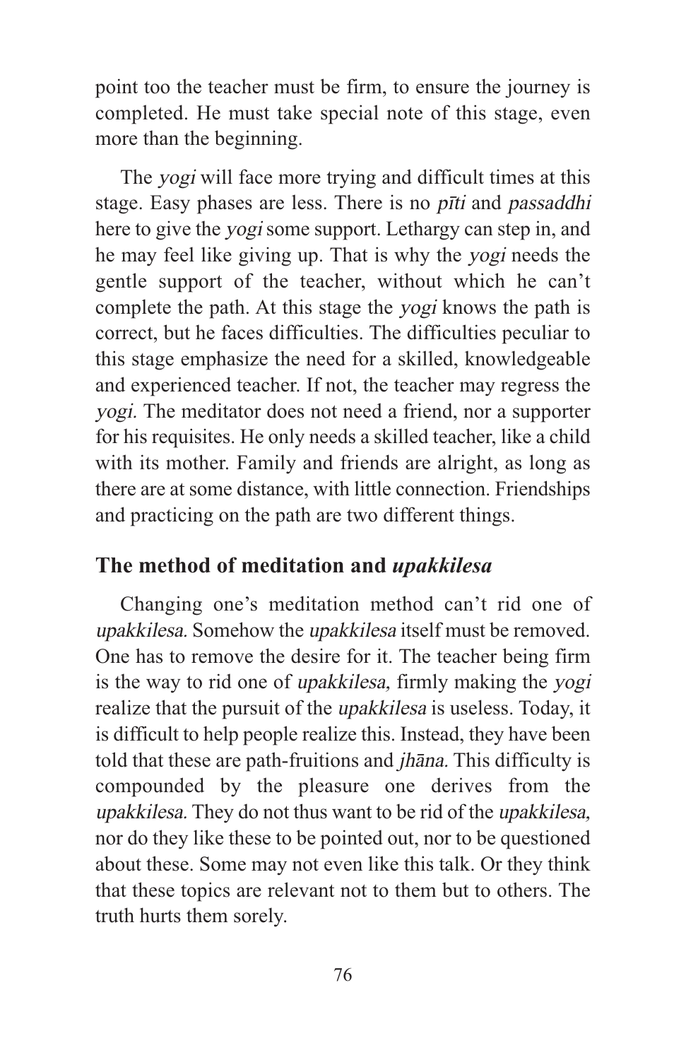point too the teacher must be firm, to ensure the journey is completed. He must take special note of this stage, even more than the beginning.

The *yogi* will face more trying and difficult times at this stage. Easy phases are less. There is no *pīti* and *passaddhi* here to give the *yogi* some support. Lethargy can step in, and he may feel like giving up. That is why the *yogi* needs the gentle support of the teacher, without which he can't complete the path. At this stage the *yogi* knows the path is correct, but he faces difficulties. The difficulties peculiar to this stage emphasize the need for a skilled, knowledgeable and experienced teacher. If not, the teacher may regress the *yogi.* The meditator does not need a friend, nor a supporter for his requisites. He only needs a skilled teacher, like a child with its mother. Family and friends are alright, as long as there are at some distance, with little connection. Friendships and practicing on the path are two different things.

## The method of meditation and *upakkilesa*

Changing one's meditation method can't rid one of *upakkilesa.* Somehow the *upakkilesa* itself must be removed. One has to remove the desire for it. The teacher being firm is the way to rid one of *upakkilesa,* firmly making the *yogi* realize that the pursuit of the *upakkilesa* is useless. Today, it is difficult to help people realize this. Instead, they have been told that these are path-fruitions and *jhāna.* This difficulty is compounded by the pleasure one derives from the *upakkilesa.* They do not thus want to be rid of the *upakkilesa,* nor do they like these to be pointed out, nor to be questioned about these. Some may not even like this talk. Or they think that these topics are relevant not to them but to others. The truth hurts them sorely.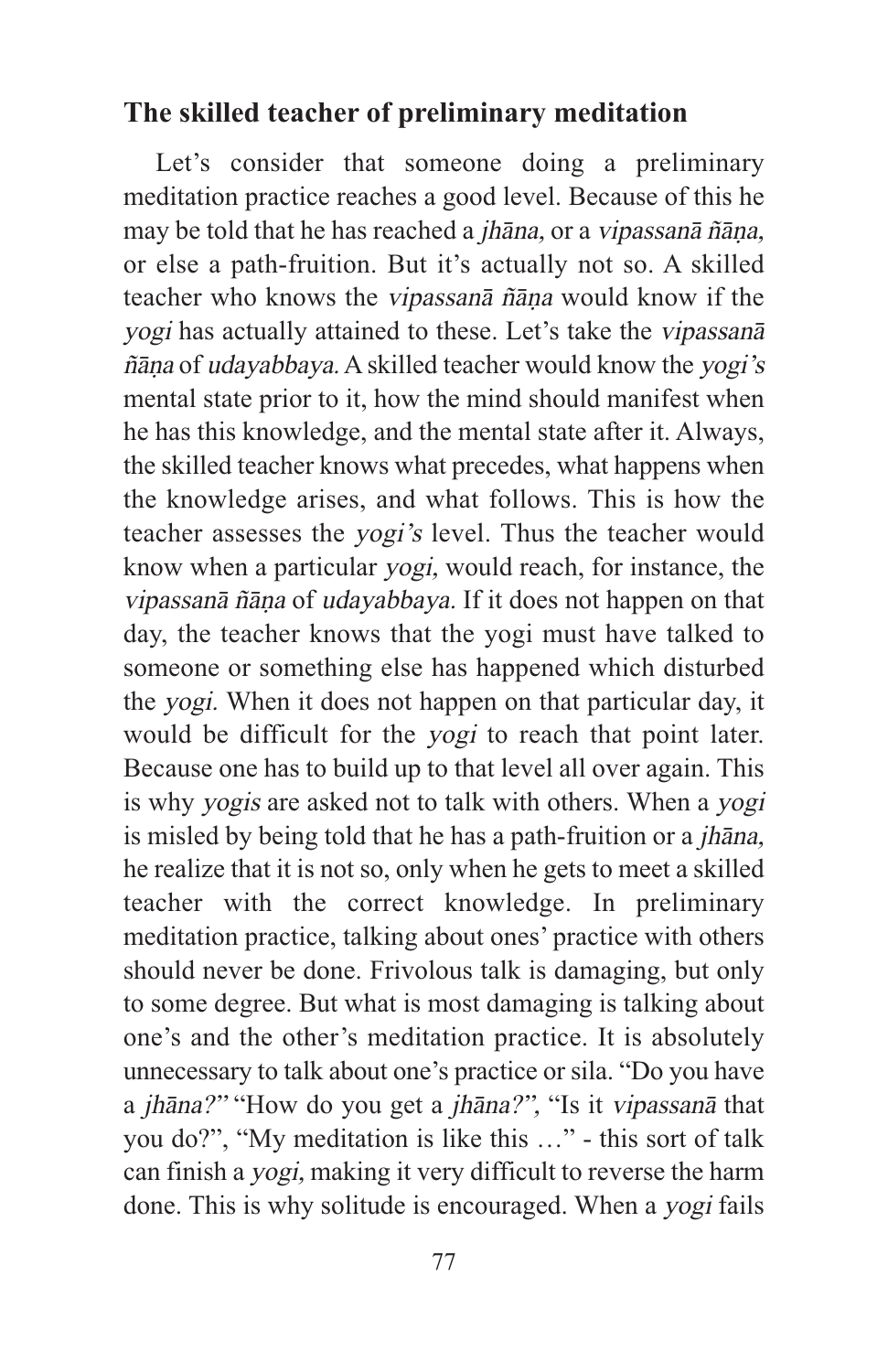### The skilled teacher of preliminary meditation

Let's consider that someone doing a preliminary meditation practice reaches a good level. Because of this he may be told that he has reached a *jhāna*, or a *vipassanā ñāṇa*, or else a path-fruition. But it's actually not so. A skilled teacher who knows the *vipassanā ñāṇa* would know if the *yogi* has actually attained to these. Let's take the *vipassanā ñāṇa* of *udayabbaya*. A skilled teacher would know the *yogi's* mental state prior to it, how the mind should manifest when he has this knowledge, and the mental state after it. Always, the skilled teacher knows what precedes, what happens when the knowledge arises, and what follows. This is how the teacher assesses the *yogi's* level. Thus the teacher would know when a particular *yogi*, would reach, for instance, the *vipassanā ñāṇa* of *udayabbaya*. If it does not happen on that day, the teacher knows that the yogi must have talked to someone or something else has happened which disturbed the *yogi*. When it does not happen on that particular day, it would be difficult for the *yogi* to reach that point later. Because one has to build up to that level all over again. This is why *yogis* are asked not to talk with others. When a *yogi* is misled by being told that he has a path-fruition or a *jhāna*, he realize that it is not so, only when he gets to meet a skilled teacher with the correct knowledge. In preliminary meditation practice, talking about ones' practice with others should never be done. Frivolous talk is damaging, but only to some degree. But what is most damaging is talking about one's and the other's meditation practice. It is absolutely unnecessary to talk about one's practice or sila. "Do you have a *jhāna?*" "How do you get a *jhāna?*", "Is it *vipassanā* that you do?", "My meditation is like this …" - this sort of talk can finish a *yogi*, making it very difficult to reverse the harm done. This is why solitude is encouraged. When a *yogi* fails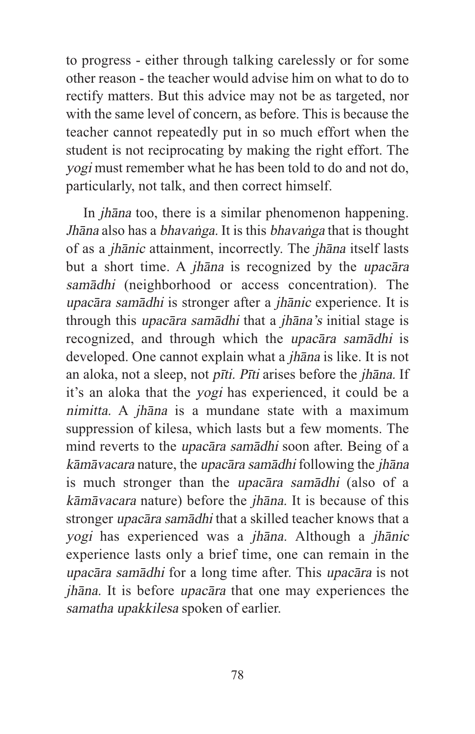to progress - either through talking carelessly or for some other reason - the teacher would advise him on what to do to rectify matters. But this advice may not be as targeted, nor with the same level of concern, as before. This is because the teacher cannot repeatedly put in so much effort when the student is not reciprocating by making the right effort. The *yogi* must remember what he has been told to do and not do, particularly, not talk, and then correct himself.

In *jhāna* too, there is a similar phenomenon happening. *Jhāna* also has a *bhavaṅga.* It is this *bhavaṅga* that is thought of as a *jhānic* attainment, incorrectly. The *jhāna* itself lasts but a short time. A *jhāna* is recognized by the *upacāra samādhi* (neighborhood or access concentration). The *upacāra samādhi* is stronger after a *jhānic* experience. It is through this *upacāra samādhi* that a *jhāna's* initial stage is recognized, and through which the *upacāra samādhi* is developed. One cannot explain what a *jhāna* is like. It is not an aloka, not a sleep, not *pīti. Pīti* arises before the *jhāna.* If it's an aloka that the *yogi* has experienced, it could be a *nimitta.* A *jhāna* is a mundane state with a maximum suppression of kilesa, which lasts but a few moments. The mind reverts to the *upacāra samādhi* soon after. Being of a *kāmāvacara* nature, the *upacāra samādhi* following the *jhāna* is much stronger than the *upacāra samādhi* (also of a *kāmāvacara* nature) before the *jhāna.* It is because of this stronger *upacāra samādhi* that a skilled teacher knows that a *yogi* has experienced was a *jhāna.* Although a *jhānic* experience lasts only a brief time, one can remain in the *upacāra samādhi* for a long time after. This *upacāra* is not *jhāna.* It is before *upacāra* that one may experiences the *samatha upakkilesa* spoken of earlier.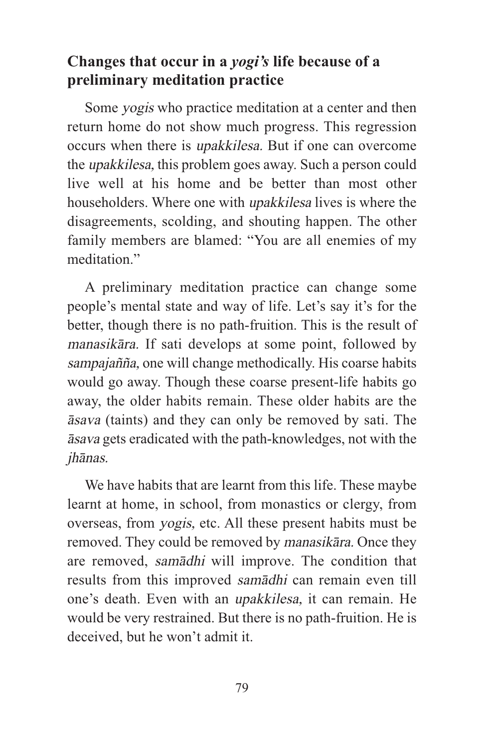## Changes that occur in a *yogi's* life because of a preliminary meditation practice

Some *yogis* who practice meditation at a center and then return home do not show much progress. This regression occurs when there is *upakkilesa.* But if one can overcome the *upakkilesa,* this problem goes away. Such a person could live well at his home and be better than most other householders. Where one with *upakkilesa* lives is where the disagreements, scolding, and shouting happen. The other family members are blamed: "You are all enemies of my meditation."

A preliminary meditation practice can change some people's mental state and way of life. Let's say it's for the better, though there is no path-fruition. This is the result of *manasikāra.* If sati develops at some point, followed by *sampajañña,* one will change methodically. His coarse habits would go away. Though these coarse present-life habits go away, the older habits remain. These older habits are the *āsava* (taints) and they can only be removed by sati. The *āsava* gets eradicated with the path-knowledges, not with the *jhānas.*

We have habits that are learnt from this life. These maybe learnt at home, in school, from monastics or clergy, from overseas, from *yogis,* etc. All these present habits must be removed. They could be removed by *manasikāra.* Once they are removed, *samādhi* will improve. The condition that results from this improved *samādhi* can remain even till one's death. Even with an *upakkilesa,* it can remain. He would be very restrained. But there is no path-fruition. He is deceived, but he won't admit it.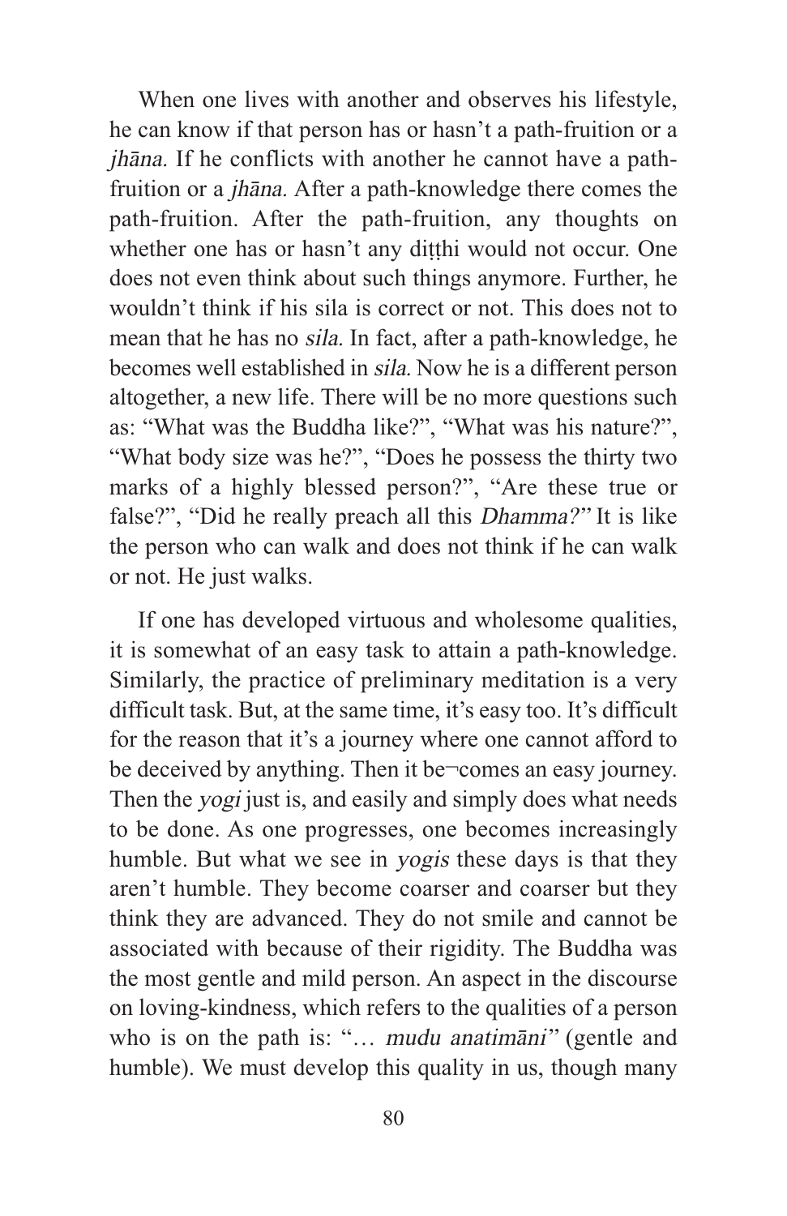When one lives with another and observes his lifestyle, he can know if that person has or hasn't a path-fruition or a *jhāna.* If he conflicts with another he cannot have a path-fruition or a *jhāna.* After a path-knowledge there comes the path-fruition. After the path-fruition, any thoughts on whether one has or hasn't any diṭṭhi would not occur. One does not even think about such things anymore. Further, he wouldn't think if his sila is correct or not. This does not to mean that he has no *sila.* In fact, after a path-knowledge, he becomes well established in *sila.* Now he is a different person altogether, a new life. There will be no more questions such as: "What was the Buddha like?", "What was his nature?", "What body size was he?", "Does he possess the thirty two marks of a highly blessed person?", "Are these true or false?", "Did he really preach all this *Dhamma?*" It is like the person who can walk and does not think if he can walk or not. He just walks.

If one has developed virtuous and wholesome qualities, it is somewhat of an easy task to attain a path-knowledge. Similarly, the practice of preliminary meditation is a very difficult task. But, at the same time, it's easy too. It's difficult for the reason that it's a journey where one cannot afford to be deceived by anything. Then it be¬comes an easy journey. Then the *yogi* just is, and easily and simply does what needs to be done. As one progresses, one becomes increasingly humble. But what we see in *yogis* these days is that they aren't humble. They become coarser and coarser but they think they are advanced. They do not smile and cannot be associated with because of their rigidity. The Buddha was the most gentle and mild person. An aspect in the discourse on loving-kindness, which refers to the qualities of a person who is on the path is: "… *mudu anatimāni*" (gentle and humble). We must develop this quality in us, though many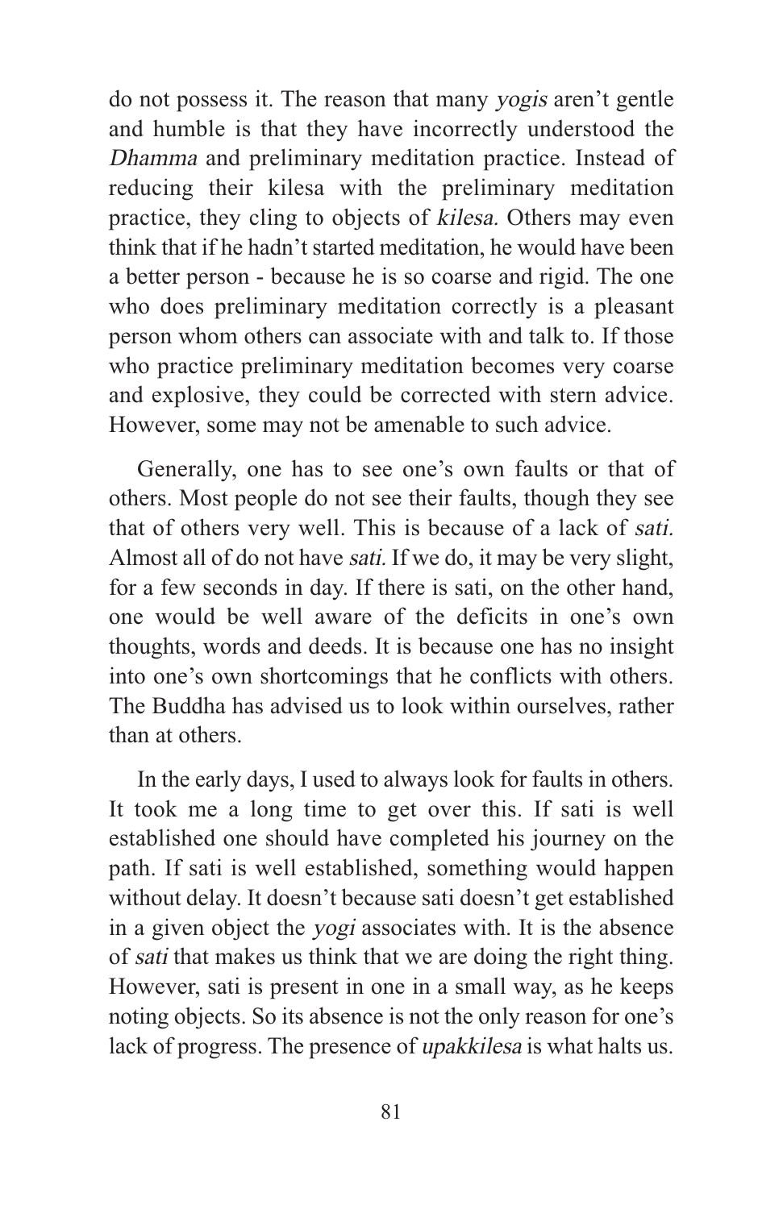do not possess it. The reason that many *yogis* aren't gentle and humble is that they have incorrectly understood the *Dhamma* and preliminary meditation practice. Instead of reducing their kilesa with the preliminary meditation practice, they cling to objects of *kilesa.* Others may even think that if he hadn't started meditation, he would have been a better person - because he is so coarse and rigid. The one who does preliminary meditation correctly is a pleasant person whom others can associate with and talk to. If those who practice preliminary meditation becomes very coarse and explosive, they could be corrected with stern advice. However, some may not be amenable to such advice.

Generally, one has to see one's own faults or that of others. Most people do not see their faults, though they see that of others very well. This is because of a lack of *sati.* Almost all of do not have *sati.* If we do, it may be very slight, for a few seconds in day. If there is sati, on the other hand, one would be well aware of the deficits in one's own thoughts, words and deeds. It is because one has no insight into one's own shortcomings that he conflicts with others. The Buddha has advised us to look within ourselves, rather than at others.

In the early days, I used to always look for faults in others. It took me a long time to get over this. If sati is well established one should have completed his journey on the path. If sati is well established, something would happen without delay. It doesn't because sati doesn't get established in a given object the *yogi* associates with. It is the absence of *sati* that makes us think that we are doing the right thing. However, sati is present in one in a small way, as he keeps noting objects. So its absence is not the only reason for one's lack of progress. The presence of *upakkilesa* is what halts us.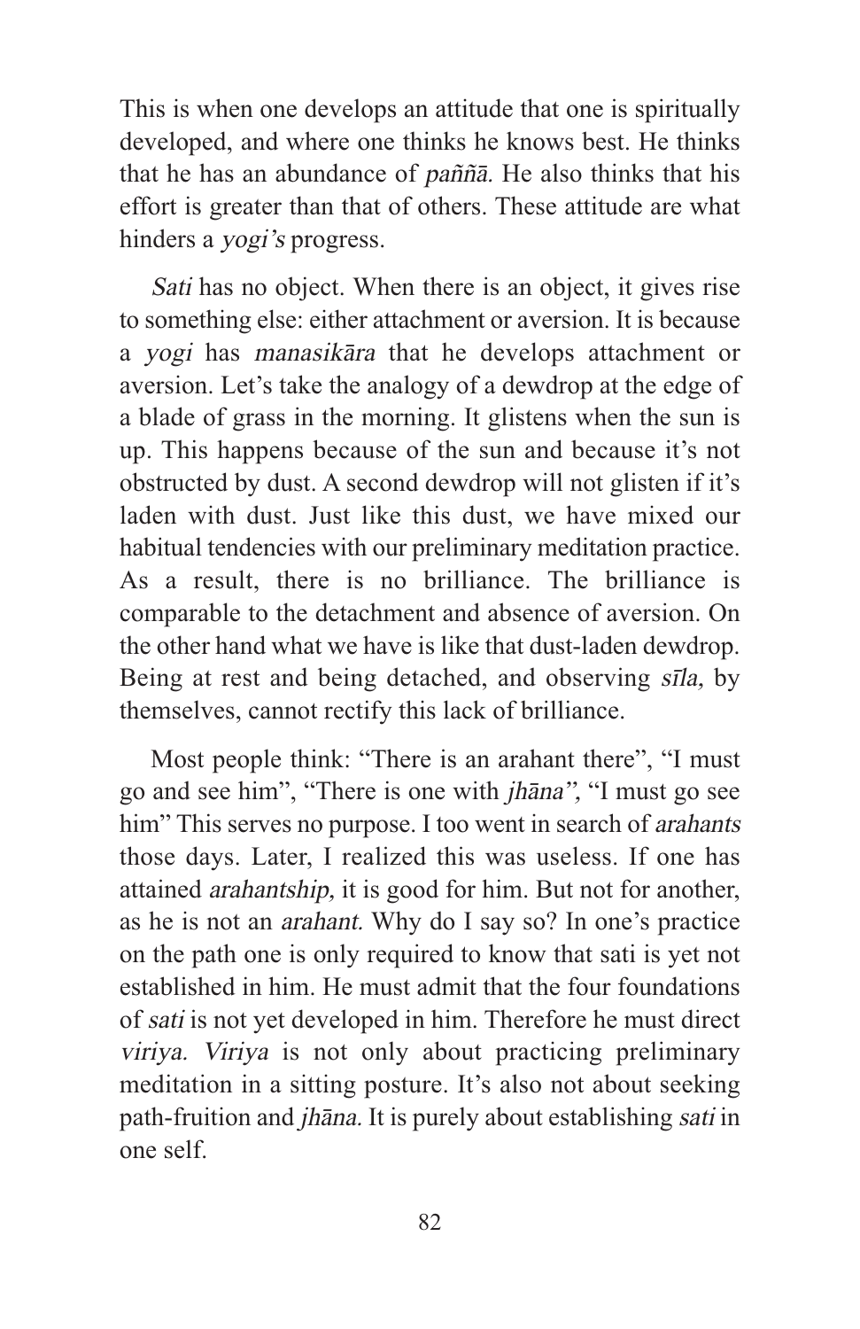This is when one develops an attitude that one is spiritually developed, and where one thinks he knows best. He thinks that he has an abundance of *paññā.* He also thinks that his effort is greater than that of others. These attitude are what hinders a *yogi's* progress.

*Sati* has no object. When there is an object, it gives rise to something else: either attachment or aversion. It is because a *yogi* has *manasikāra* that he develops attachment or aversion. Let's take the analogy of a dewdrop at the edge of a blade of grass in the morning. It glistens when the sun is up. This happens because of the sun and because it's not obstructed by dust. A second dewdrop will not glisten if it's laden with dust. Just like this dust, we have mixed our habitual tendencies with our preliminary meditation practice. As a result, there is no brilliance. The brilliance is comparable to the detachment and absence of aversion. On the other hand what we have is like that dust-laden dewdrop. Being at rest and being detached, and observing *sīla,* by themselves, cannot rectify this lack of brilliance.

Most people think: "There is an arahant there", "I must go and see him", "There is one with *jhāna",* "I must go see him" This serves no purpose. I too went in search of *arahants* those days. Later, I realized this was useless. If one has attained *arahantship,* it is good for him. But not for another, as he is not an *arahant.* Why do I say so? In one's practice on the path one is only required to know that sati is yet not established in him. He must admit that the four foundations of *sati* is not yet developed in him. Therefore he must direct *viriya. Viriya* is not only about practicing preliminary meditation in a sitting posture. It's also not about seeking path-fruition and *jhāna.* It is purely about establishing *sati* in one self.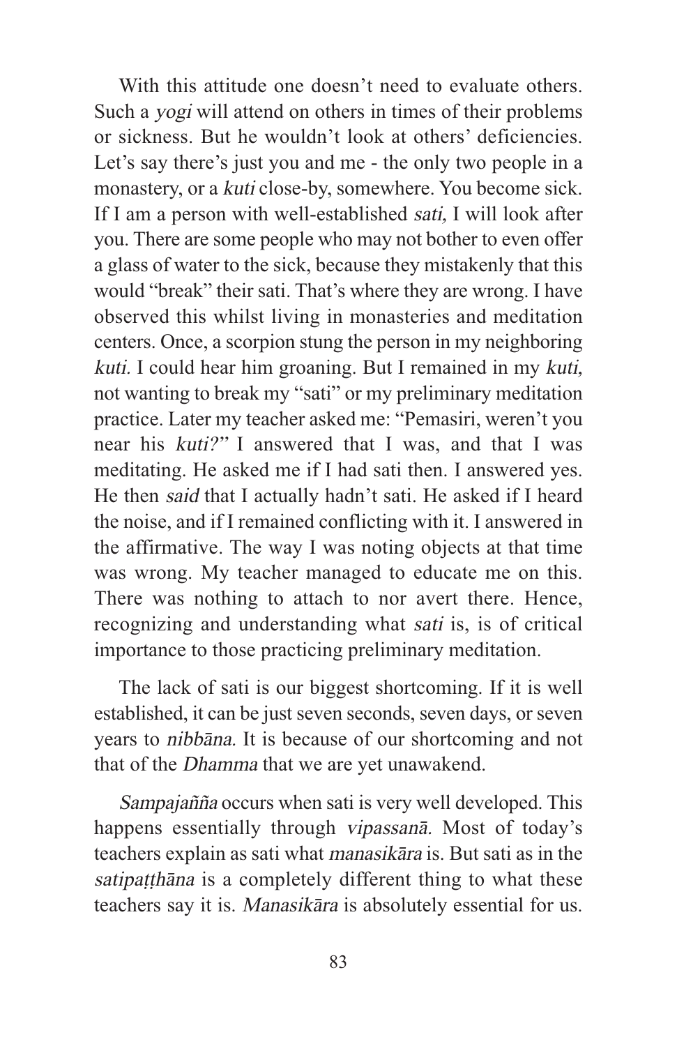With this attitude one doesn't need to evaluate others. Such a *yogi* will attend on others in times of their problems or sickness. But he wouldn't look at others' deficiencies. Let's say there's just you and me - the only two people in a monastery, or a *kuti* close-by, somewhere. You become sick. If I am a person with well-established *sati,* I will look after you. There are some people who may not bother to even offer a glass of water to the sick, because they mistakenly that this would "break" their sati. That's where they are wrong. I have observed this whilst living in monasteries and meditation centers. Once, a scorpion stung the person in my neighboring *kuti.* I could hear him groaning. But I remained in my *kuti,* not wanting to break my "sati" or my preliminary meditation practice. Later my teacher asked me: "Pemasiri, weren't you near his *kuti?*" I answered that I was, and that I was meditating. He asked me if I had sati then. I answered yes. He then *said* that I actually hadn't sati. He asked if I heard the noise, and if I remained conflicting with it. I answered in the affirmative. The way I was noting objects at that time was wrong. My teacher managed to educate me on this. There was nothing to attach to nor avert there. Hence, recognizing and understanding what *sati* is, is of critical importance to those practicing preliminary meditation.

The lack of sati is our biggest shortcoming. If it is well established, it can be just seven seconds, seven days, or seven years to *nibbāna.* It is because of our shortcoming and not that of the *Dhamma* that we are yet unawakend.

*Sampajañña* occurs when sati is very well developed. This happens essentially through *vipassanā.* Most of today's teachers explain as sati what *manasikāra* is. But sati as in the *satipaṭṭhāna* is a completely different thing to what these teachers say it is. *Manasikāra* is absolutely essential for us.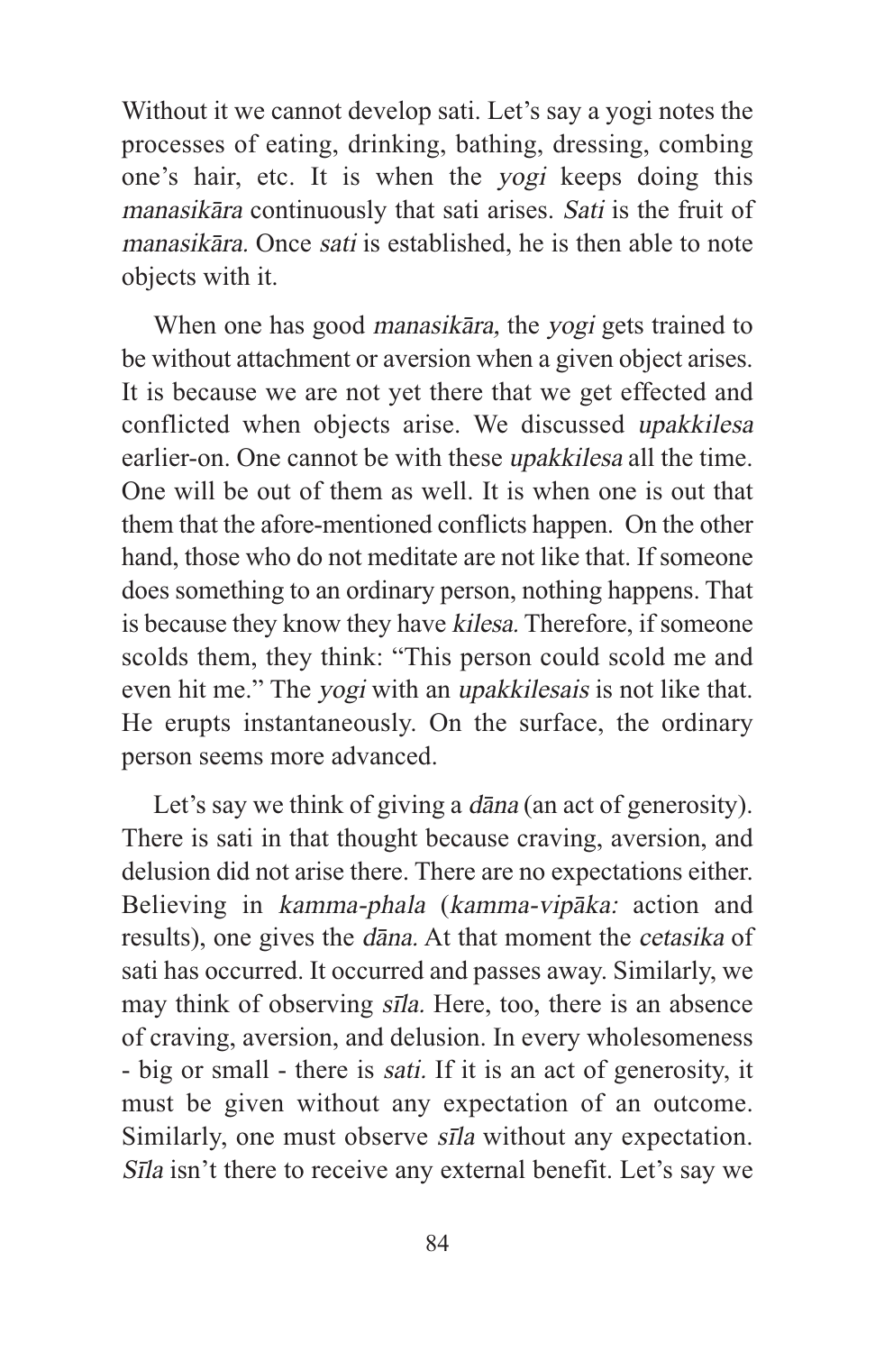Without it we cannot develop sati. Let's say a yogi notes the processes of eating, drinking, bathing, dressing, combing one's hair, etc. It is when the *yogi* keeps doing this *manasikāra* continuously that sati arises. *Sati* is the fruit of *manasikāra.* Once *sati* is established, he is then able to note objects with it.

When one has good *manasikāra,* the *yogi* gets trained to be without attachment or aversion when a given object arises. It is because we are not yet there that we get effected and conflicted when objects arise. We discussed *upakkilesa* earlier-on. One cannot be with these *upakkilesa* all the time. One will be out of them as well. It is when one is out that them that the afore-mentioned conflicts happen. On the other hand, those who do not meditate are not like that. If someone does something to an ordinary person, nothing happens. That is because they know they have *kilesa.* Therefore, if someone scolds them, they think: "This person could scold me and even hit me." The *yogi* with an *upakkilesais* is not like that. He erupts instantaneously. On the surface, the ordinary person seems more advanced.

Let's say we think of giving a *dāna* (an act of generosity). There is sati in that thought because craving, aversion, and delusion did not arise there. There are no expectations either. Believing in *kamma-phala* (*kamma-vipāka:* action and results), one gives the *dāna.* At that moment the *cetasika* of sati has occurred. It occurred and passes away. Similarly, we may think of observing *sīla.* Here, too, there is an absence of craving, aversion, and delusion. In every wholesomeness - big or small - there is *sati.* If it is an act of generosity, it must be given without any expectation of an outcome. Similarly, one must observe *sīla* without any expectation. *Sīla* isn't there to receive any external benefit. Let's say we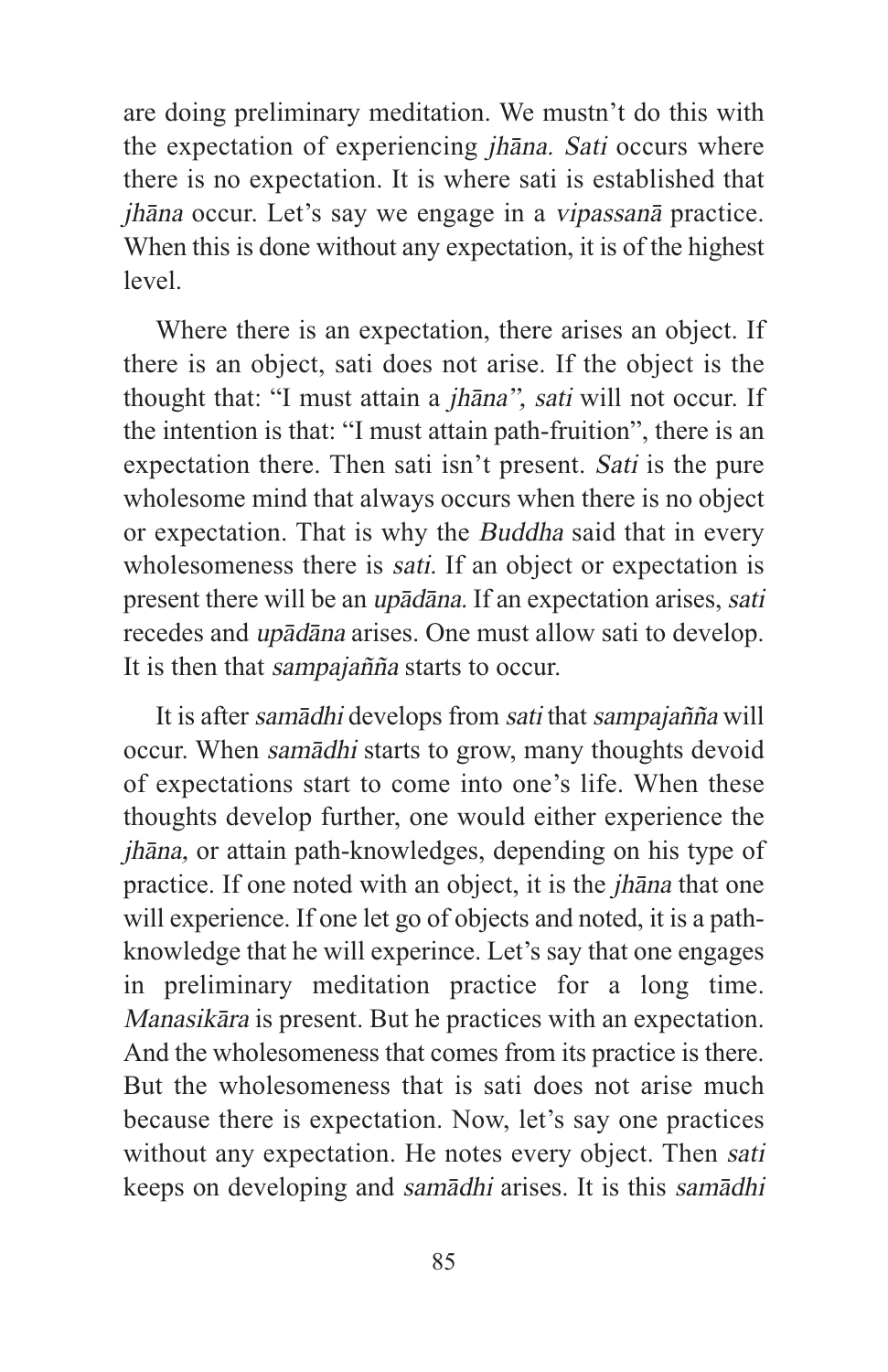are doing preliminary meditation. We mustn't do this with the expectation of experiencing *jhāna*. *Sati* occurs where there is no expectation. It is where sati is established that *jhāna* occur. Let's say we engage in a *vipassanā* practice. When this is done without any expectation, it is of the highest level.

Where there is an expectation, there arises an object. If there is an object, sati does not arise. If the object is the thought that: "I must attain a *jhāna*", *sati* will not occur. If the intention is that: "I must attain path-fruition", there is an expectation there. Then sati isn't present. *Sati* is the pure wholesome mind that always occurs when there is no object or expectation. That is why the *Buddha* said that in every wholesomeness there is *sati*. If an object or expectation is present there will be an *upādāna*. If an expectation arises, *sati* recedes and *upādāna* arises. One must allow sati to develop. It is then that *sampajañña* starts to occur.

It is after *samādhi* develops from *sati* that *sampajañña* will occur. When *samādhi* starts to grow, many thoughts devoid of expectations start to come into one's life. When these thoughts develop further, one would either experience the *jhāna*, or attain path-knowledges, depending on his type of practice. If one noted with an object, it is the *jhāna* that one will experience. If one let go of objects and noted, it is a path-knowledge that he will experince. Let's say that one engages in preliminary meditation practice for a long time. *Manasikāra* is present. But he practices with an expectation. And the wholesomeness that comes from its practice is there. But the wholesomeness that is sati does not arise much because there is expectation. Now, let's say one practices without any expectation. He notes every object. Then *sati* keeps on developing and *samādhi* arises. It is this *samādhi*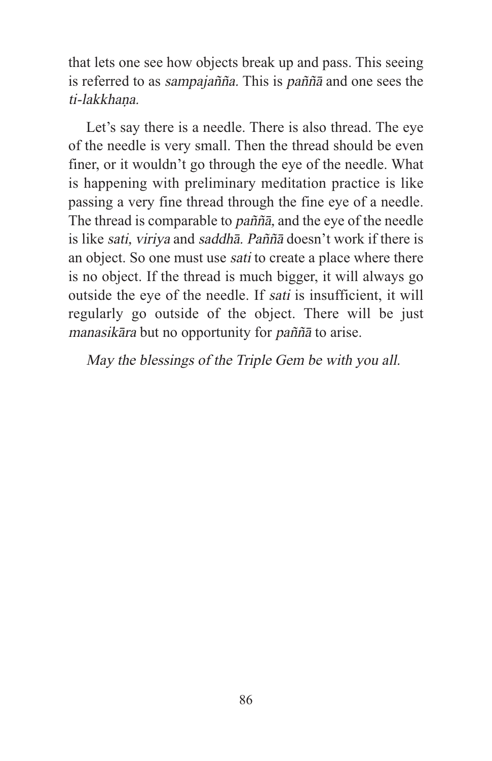that lets one see how objects break up and pass. This seeing is referred to as *sampajañña.* This is *paññā* and one sees the *ti-lakkhaṇa.*

Let's say there is a needle. There is also thread. The eye of the needle is very small. Then the thread should be even finer, or it wouldn't go through the eye of the needle. What is happening with preliminary meditation practice is like passing a very fine thread through the fine eye of a needle. The thread is comparable to *paññā,* and the eye of the needle is like *sati, viriya* and *saddhā. Paññā* doesn't work if there is an object. So one must use *sati* to create a place where there is no object. If the thread is much bigger, it will always go outside the eye of the needle. If *sati* is insufficient, it will regularly go outside of the object. There will be just *manasikāra* but no opportunity for *paññā* to arise.

*May the blessings of the Triple Gem be with you all.*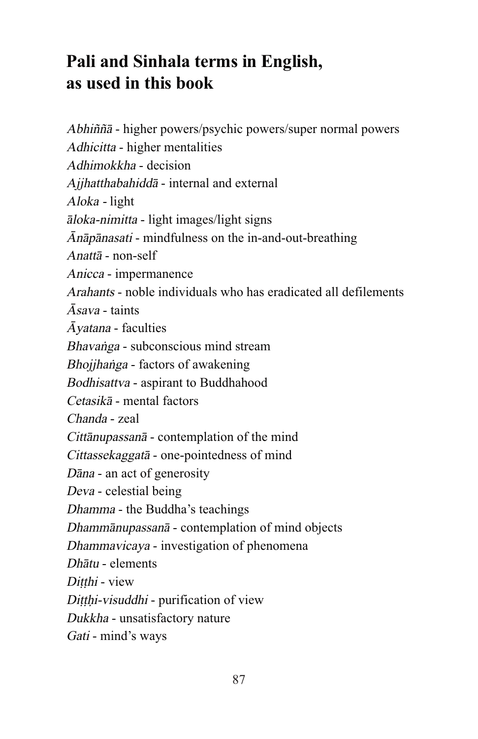# Pali and Sinhala terms in English, as used in this book

*Abhiññā* - higher powers/psychic powers/super normal powers  
*Adhicitta* - higher mentalities  
*Adhimokkha* - decision  
*Ajjhatthabahiddā* - internal and external  
*Aloka* - light  
*āloka-nimitta* - light images/light signs  
*Ānāpānasati* - mindfulness on the in-and-out-breathing  
*Anattā* - non-self  
*Anicca* - impermanence  
*Arahants* - noble individuals who has eradicated all defilements  
*Āsava* - taints  
*Āyatana* - faculties  
*Bhavaṅga* - subconscious mind stream  
*Bhojjhaṅga* - factors of awakening  
*Bodhisattva* - aspirant to Buddhahood  
*Cetasikā* - mental factors  
*Chanda* - zeal  
*Cittānupassanā* - contemplation of the mind  
*Cittassekaggatā* - one-pointedness of mind  
*Dāna* - an act of generosity  
*Deva* - celestial being  
*Dhamma* - the Buddha's teachings  
*Dhammānupassanā* - contemplation of mind objects  
*Dhammavicaya* - investigation of phenomena  
*Dhātu* - elements  
*Diṭṭhi* - view  
*Diṭṭhi-visuddhi* - purification of view  
*Dukkha* - unsatisfactory nature  
*Gati* - mind's ways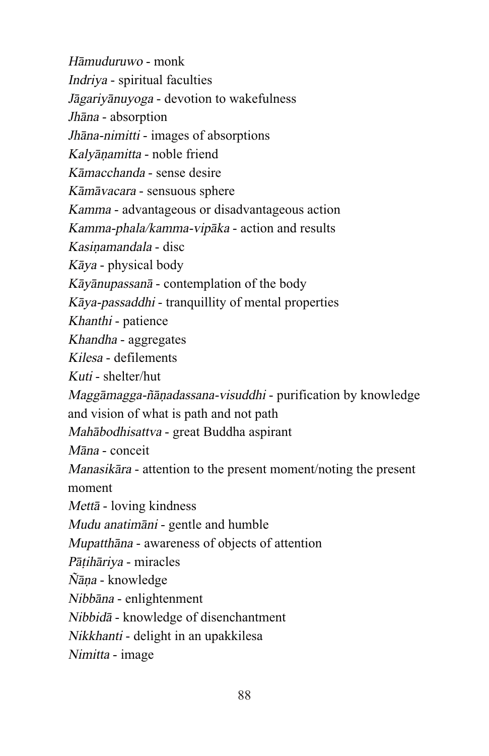*Hāmuduruwo* - monk

*Indriya* - spiritual faculties

*Jāgariyānuyoga* - devotion to wakefulness

*Jhāna* - absorption

*Jhāna-nimitti* - images of absorptions

*Kalyāṇamitta* - noble friend

*Kāmacchanda* - sense desire

*Kāmāvacara* - sensuous sphere

*Kamma* - advantageous or disadvantageous action

*Kamma-phala/kamma-vipāka* - action and results

*Kasiṇamandala* - disc

*Kāya* - physical body

*Kāyānupassanā* - contemplation of the body

*Kāya-passaddhi* - tranquillity of mental properties

*Khanthi* - patience

*Khandha* - aggregates

*Kilesa* - defilements

*Kuti* - shelter/hut

*Maggāmagga-ñāṇadassana-visuddhi* - purification by knowledge and vision of what is path and not path

*Mahābodhisattva* - great Buddha aspirant

*Māna* - conceit

*Manasikāra* - attention to the present moment/noting the present moment

*Mettā* - loving kindness

*Mudu anatimāni* - gentle and humble

*Mupatthāna* - awareness of objects of attention

*Pāṭihāriya* - miracles

*Ñāṇa* - knowledge

*Nibbāna* - enlightenment

*Nibbidā* - knowledge of disenchantment

*Nikkhanti* - delight in an upakkilesa

*Nimitta* - image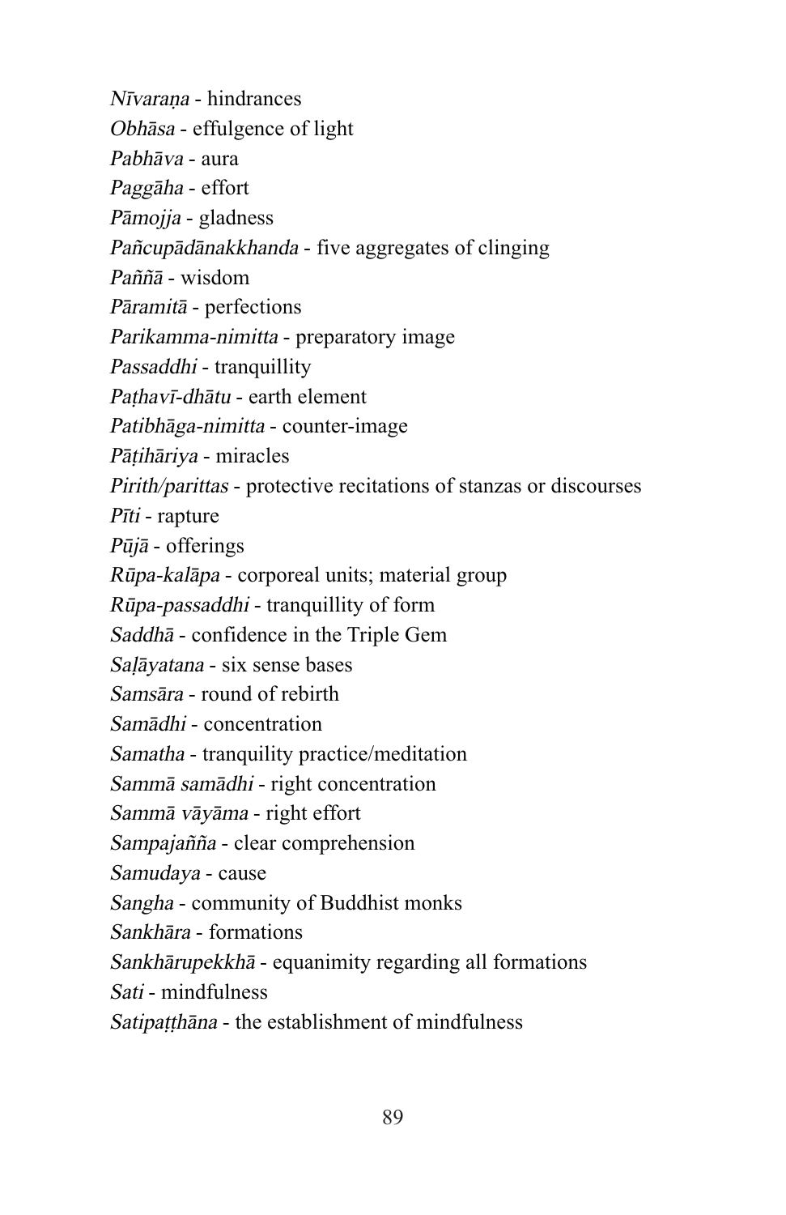*Nīvaraṇa* - hindrances
*Obhāsa* - effulgence of light
*Pabhāva* - aura
*Paggāha* - effort
*Pāmojja* - gladness
*Pañcupādānakkhanda* - five aggregates of clinging
*Paññā* - wisdom
*Pāramitā* - perfections
*Parikamma-nimitta* - preparatory image
*Passaddhi* - tranquillity
*Paṭhavī-dhātu* - earth element
*Patibhāga-nimitta* - counter-image
*Pāṭihāriya* - miracles
*Pirith/parittas* - protective recitations of stanzas or discourses
*Pīti* - rapture
*Pūjā* - offerings
*Rūpa-kalāpa* - corporeal units; material group
*Rūpa-passaddhi* - tranquillity of form
*Saddhā* - confidence in the Triple Gem
*Saḷāyatana* - six sense bases
*Samsāra* - round of rebirth
*Samādhi* - concentration
*Samatha* - tranquility practice/meditation
*Sammā samādhi* - right concentration
*Sammā vāyāma* - right effort
*Sampajañña* - clear comprehension
*Samudaya* - cause
*Sangha* - community of Buddhist monks
*Sankhāra* - formations
*Sankhārupekkhā* - equanimity regarding all formations
*Sati* - mindfulness
*Satipaṭṭhāna* - the establishment of mindfulness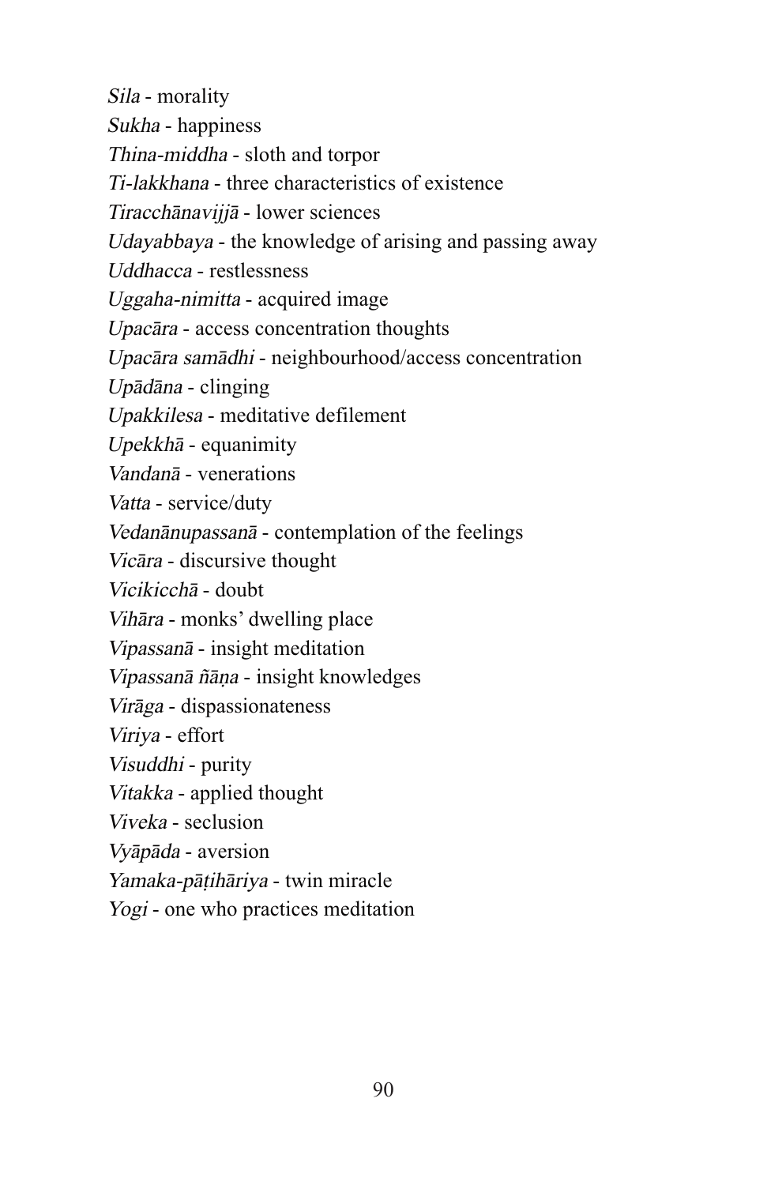*Sila* - morality

*Sukha* - happiness

*Thina-middha* - sloth and torpor

*Ti-lakkhana* - three characteristics of existence

*Tiracchānavijjā* - lower sciences

*Udayabbaya* - the knowledge of arising and passing away

*Uddhacca* - restlessness

*Uggaha-nimitta* - acquired image

*Upacāra* - access concentration thoughts

*Upacāra samādhi* - neighbourhood/access concentration

*Upādāna* - clinging

*Upakkilesa* - meditative defilement

*Upekkhā* - equanimity

*Vandanā* - venerations

*Vatta* - service/duty

*Vedanānupassanā* - contemplation of the feelings

*Vicāra* - discursive thought

*Vicikicchā* - doubt

*Vihāra* - monks' dwelling place

*Vipassanā* - insight meditation

*Vipassanā ñāṇa* - insight knowledges

*Virāga* - dispassionateness

*Viriya* - effort

*Visuddhi* - purity

*Vitakka* - applied thought

*Viveka* - seclusion

*Vyāpāda* - aversion

*Yamaka-pāṭihāriya* - twin miracle

*Yogi* - one who practices meditation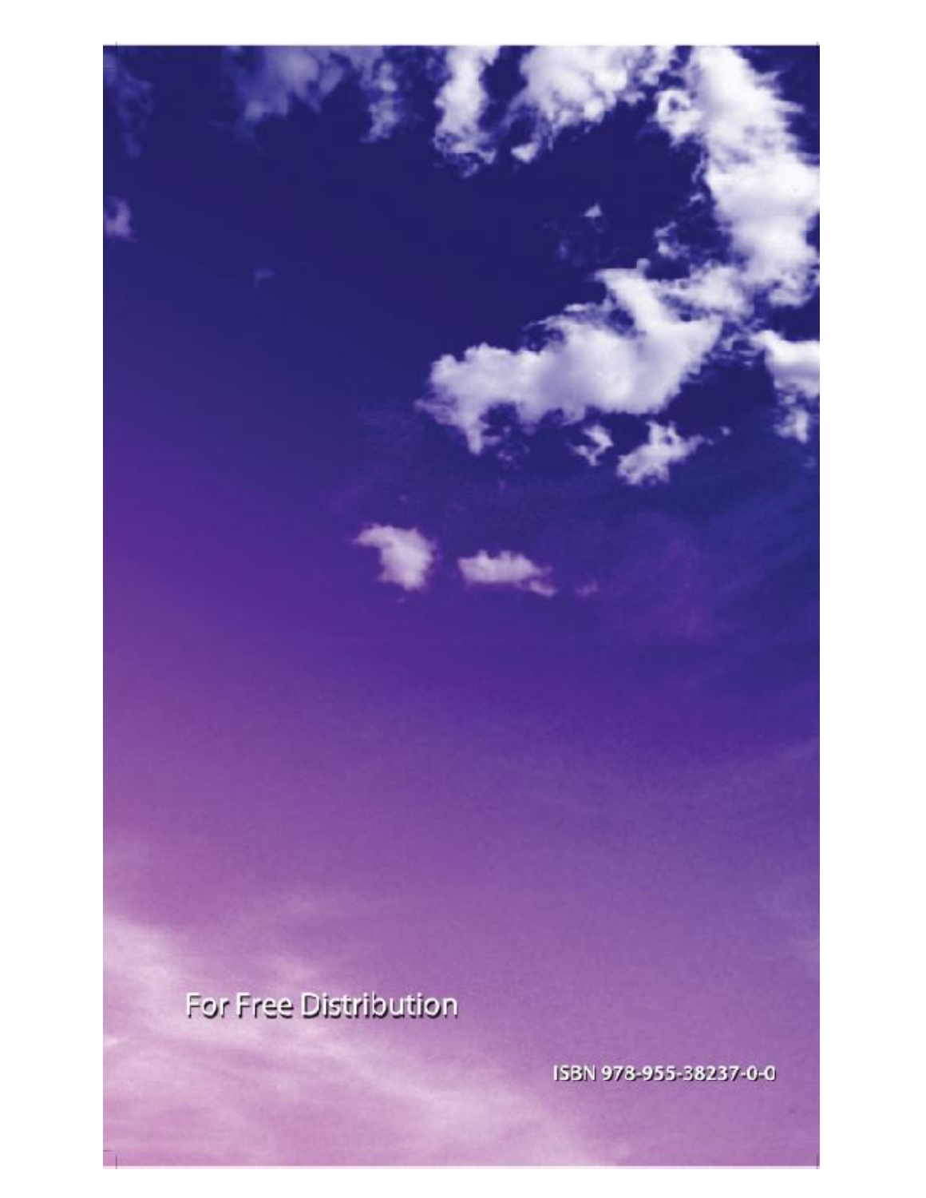For Free Distribution

ISBN 978-955-38237-0-0